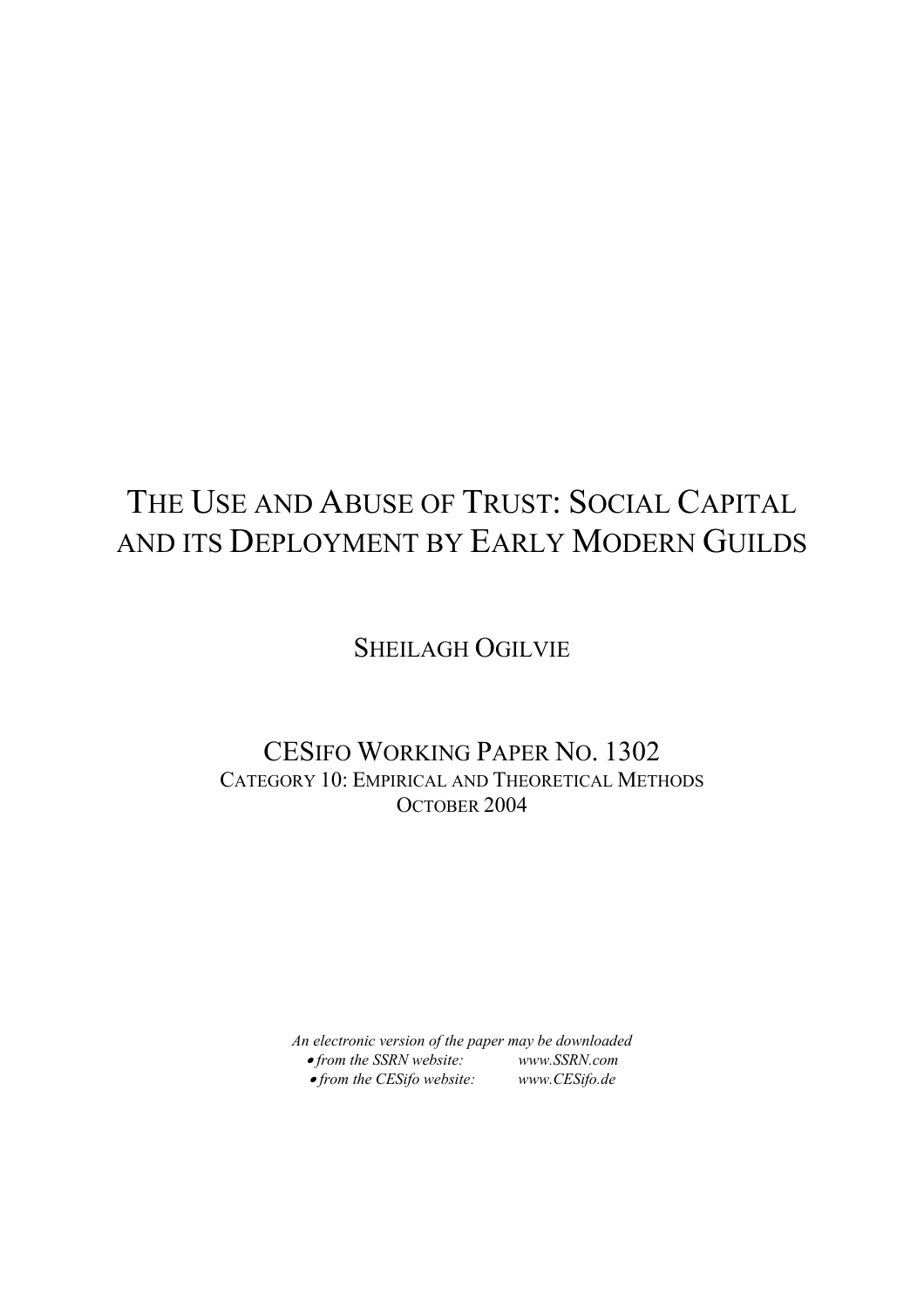# THE USE AND ABUSE OF TRUST: SOCIAL CAPITAL AND ITS DEPLOYMENT BY EARLY MODERN GUILDS

SHEILAGH OGILVIE

CESIFO WORKING PAPER NO. 1302

CATEGORY 10: EMPIRICAL AND THEORETICAL METHODS

OCTOBER 2004

*An electronic version of the paper may be downloaded*

- *from the SSRN website:* *www.SSRN.com*
- *from the CESifo website:* *www.CESifo.de*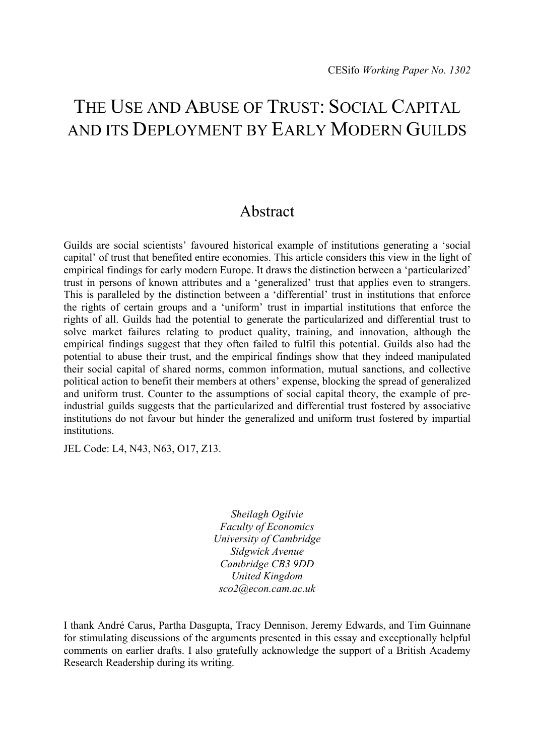CESifo *Working Paper No. 1302*

# THE USE AND ABUSE OF TRUST: SOCIAL CAPITAL AND ITS DEPLOYMENT BY EARLY MODERN GUILDS

## Abstract

Guilds are social scientists' favoured historical example of institutions generating a 'social capital' of trust that benefited entire economies. This article considers this view in the light of empirical findings for early modern Europe. It draws the distinction between a 'particularized' trust in persons of known attributes and a 'generalized' trust that applies even to strangers. This is paralleled by the distinction between a 'differential' trust in institutions that enforce the rights of certain groups and a 'uniform' trust in impartial institutions that enforce the rights of all. Guilds had the potential to generate the particularized and differential trust to solve market failures relating to product quality, training, and innovation, although the empirical findings suggest that they often failed to fulfil this potential. Guilds also had the potential to abuse their trust, and the empirical findings show that they indeed manipulated their social capital of shared norms, common information, mutual sanctions, and collective political action to benefit their members at others' expense, blocking the spread of generalized and uniform trust. Counter to the assumptions of social capital theory, the example of pre-industrial guilds suggests that the particularized and differential trust fostered by associative institutions do not favour but hinder the generalized and uniform trust fostered by impartial institutions.

JEL Code: L4, N43, N63, O17, Z13.

*Sheilagh Ogilvie*
*Faculty of Economics*
*University of Cambridge*
*Sidgwick Avenue*
*Cambridge CB3 9DD*
*United Kingdom*
*sco2@econ.cam.ac.uk*

I thank André Carus, Partha Dasgupta, Tracy Dennison, Jeremy Edwards, and Tim Guinnane for stimulating discussions of the arguments presented in this essay and exceptionally helpful comments on earlier drafts. I also gratefully acknowledge the support of a British Academy Research Readership during its writing.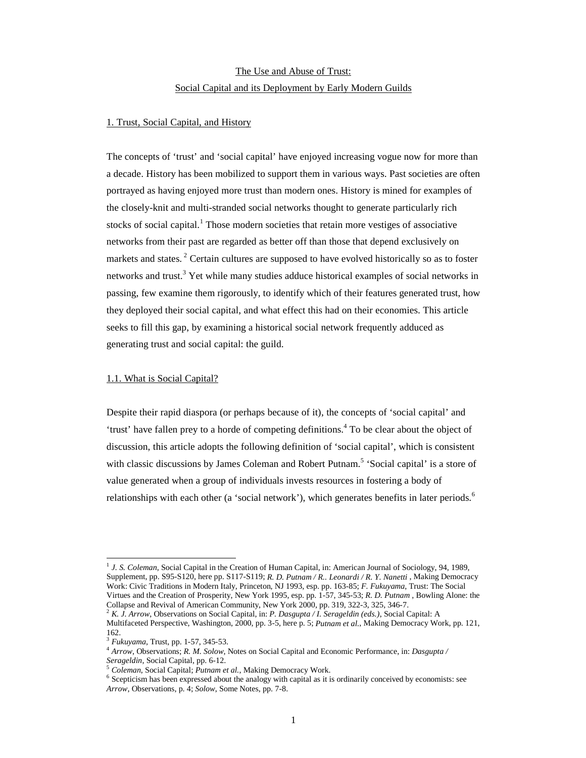# The Use and Abuse of Trust:

# Social Capital and its Deployment by Early Modern Guilds

## 1. Trust, Social Capital, and History

The concepts of 'trust' and 'social capital' have enjoyed increasing vogue now for more than a decade. History has been mobilized to support them in various ways. Past societies are often portrayed as having enjoyed more trust than modern ones. History is mined for examples of the closely-knit and multi-stranded social networks thought to generate particularly rich stocks of social capital.[1] Those modern societies that retain more vestiges of associative networks from their past are regarded as better off than those that depend exclusively on markets and states.[2] Certain cultures are supposed to have evolved historically so as to foster networks and trust.[3] Yet while many studies adduce historical examples of social networks in passing, few examine them rigorously, to identify which of their features generated trust, how they deployed their social capital, and what effect this had on their economies. This article seeks to fill this gap, by examining a historical social network frequently adduced as generating trust and social capital: the guild.

### 1.1. What is Social Capital?

Despite their rapid diaspora (or perhaps because of it), the concepts of 'social capital' and 'trust' have fallen prey to a horde of competing definitions.[4] To be clear about the object of discussion, this article adopts the following definition of 'social capital', which is consistent with classic discussions by James Coleman and Robert Putnam.[5] 'Social capital' is a store of value generated when a group of individuals invests resources in fostering a body of relationships with each other (a 'social network'), which generates benefits in later periods.[6]

---

[1] *J. S. Coleman*, Social Capital in the Creation of Human Capital, in: American Journal of Sociology, 94, 1989, Supplement, pp. S95-S120, here pp. S117-S119; *R. D. Putnam / R.. Leonardi / R. Y. Nanetti* , Making Democracy Work: Civic Traditions in Modern Italy, Princeton, NJ 1993, esp. pp. 163-85; *F. Fukuyama*, Trust: The Social Virtues and the Creation of Prosperity, New York 1995, esp. pp. 1-57, 345-53; *R. D. Putnam* , Bowling Alone: the Collapse and Revival of American Community, New York 2000, pp. 319, 322-3, 325, 346-7.

[2] *K. J. Arrow*, Observations on Social Capital, in: *P. Dasgupta / I. Serageldin (eds.)*, Social Capital: A Multifaceted Perspective, Washington, 2000, pp. 3-5, here p. 5; *Putnam et al.*, Making Democracy Work, pp. 121, 162.

[3] *Fukuyama*, Trust, pp. 1-57, 345-53.

[4] *Arrow*, Observations; *R. M. Solow*, Notes on Social Capital and Economic Performance, in: *Dasgupta / Serageldin*, Social Capital, pp. 6-12.

[5] *Coleman*, Social Capital; *Putnam et al.*, Making Democracy Work.

[6] Scepticism has been expressed about the analogy with capital as it is ordinarily conceived by economists: see *Arrow*, Observations, p. 4; *Solow*, Some Notes, pp. 7-8.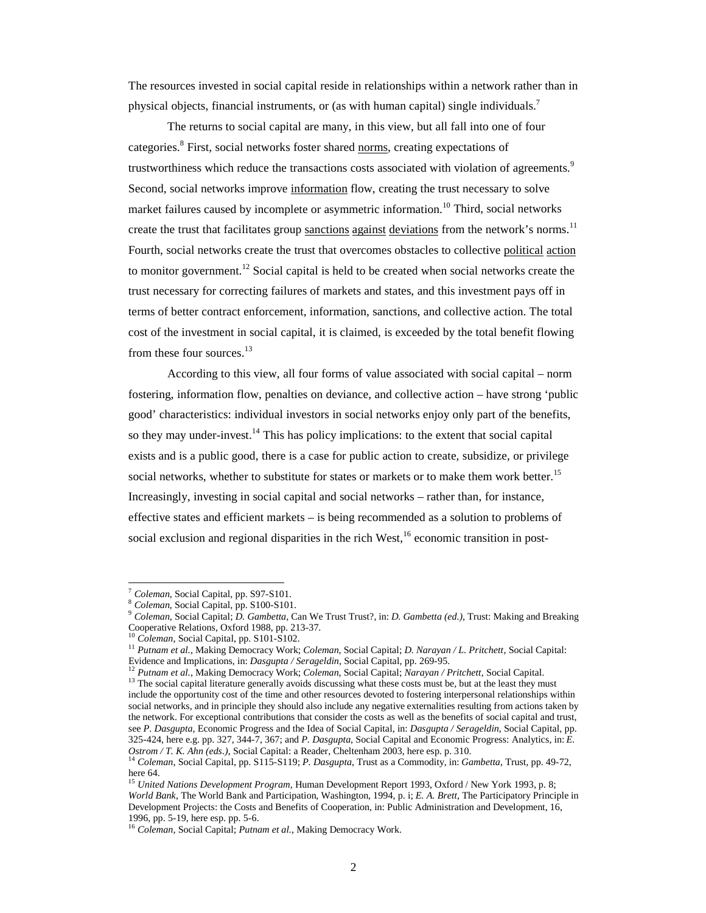The resources invested in social capital reside in relationships within a network rather than in physical objects, financial instruments, or (as with human capital) single individuals.[7]

The returns to social capital are many, in this view, but all fall into one of four categories.[8] First, social networks foster shared norms, creating expectations of trustworthiness which reduce the transactions costs associated with violation of agreements.[9] Second, social networks improve information flow, creating the trust necessary to solve market failures caused by incomplete or asymmetric information.[10] Third, social networks create the trust that facilitates group sanctions against deviations from the network's norms.[11] Fourth, social networks create the trust that overcomes obstacles to collective political action to monitor government.[12] Social capital is held to be created when social networks create the trust necessary for correcting failures of markets and states, and this investment pays off in terms of better contract enforcement, information, sanctions, and collective action. The total cost of the investment in social capital, it is claimed, is exceeded by the total benefit flowing from these four sources.[13]

According to this view, all four forms of value associated with social capital – norm fostering, information flow, penalties on deviance, and collective action – have strong 'public good' characteristics: individual investors in social networks enjoy only part of the benefits, so they may under-invest.[14] This has policy implications: to the extent that social capital exists and is a public good, there is a case for public action to create, subsidize, or privilege social networks, whether to substitute for states or markets or to make them work better.[15] Increasingly, investing in social capital and social networks – rather than, for instance, effective states and efficient markets – is being recommended as a solution to problems of social exclusion and regional disparities in the rich West,[16] economic transition in post-

---

[7] *Coleman*, Social Capital, pp. S97-S101.

[8] *Coleman*, Social Capital, pp. S100-S101.

[9] *Coleman*, Social Capital; *D. Gambetta*, Can We Trust Trust?, in: *D. Gambetta (ed.)*, Trust: Making and Breaking Cooperative Relations, Oxford 1988, pp. 213-37.

[10] *Coleman*, Social Capital, pp. S101-S102.

[11] *Putnam et al.*, Making Democracy Work; *Coleman*, Social Capital; *D. Narayan / L. Pritchett*, Social Capital: Evidence and Implications, in: *Dasgupta / Serageldin*, Social Capital, pp. 269-95.

[12] *Putnam et al.*, Making Democracy Work; *Coleman*, Social Capital; *Narayan / Pritchett*, Social Capital.

[13] The social capital literature generally avoids discussing what these costs must be, but at the least they must include the opportunity cost of the time and other resources devoted to fostering interpersonal relationships within social networks, and in principle they should also include any negative externalities resulting from actions taken by the network. For exceptional contributions that consider the costs as well as the benefits of social capital and trust, see *P. Dasgupta*, Economic Progress and the Idea of Social Capital, in: *Dasgupta / Serageldin*, Social Capital, pp. 325-424, here e.g. pp. 327, 344-7, 367; and *P. Dasgupta*, Social Capital and Economic Progress: Analytics, in: *E. Ostrom / T. K. Ahn (eds.)*, Social Capital: a Reader, Cheltenham 2003, here esp. p. 310.

[14] *Coleman*, Social Capital, pp. S115-S119; *P. Dasgupta*, Trust as a Commodity, in: *Gambetta*, Trust, pp. 49-72, here 64.

[15] *United Nations Development Program*, Human Development Report 1993, Oxford / New York 1993, p. 8; *World Bank*, The World Bank and Participation, Washington, 1994, p. i; *E. A. Brett*, The Participatory Principle in Development Projects: the Costs and Benefits of Cooperation, in: Public Administration and Development, 16, 1996, pp. 5-19, here esp. pp. 5-6.

[16] *Coleman*, Social Capital; *Putnam et al.*, Making Democracy Work.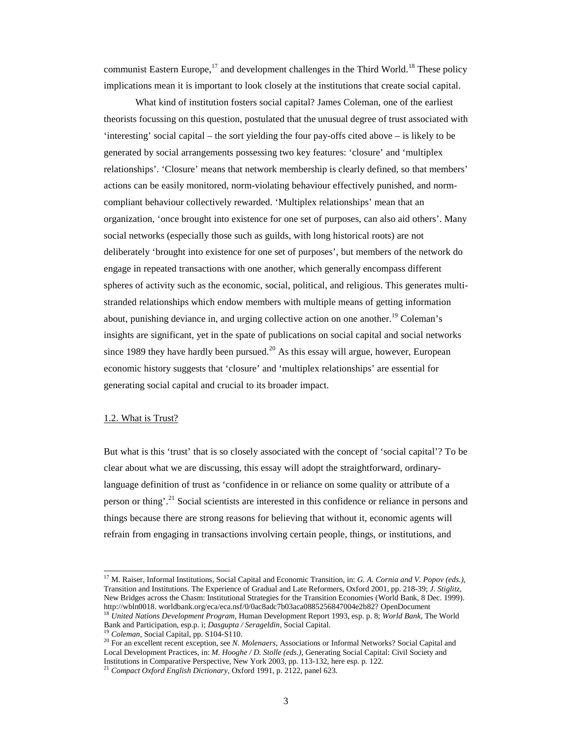communist Eastern Europe,[17] and development challenges in the Third World.[18] These policy implications mean it is important to look closely at the institutions that create social capital.

What kind of institution fosters social capital? James Coleman, one of the earliest theorists focussing on this question, postulated that the unusual degree of trust associated with 'interesting' social capital – the sort yielding the four pay-offs cited above – is likely to be generated by social arrangements possessing two key features: 'closure' and 'multiplex relationships'. 'Closure' means that network membership is clearly defined, so that members' actions can be easily monitored, norm-violating behaviour effectively punished, and norm-compliant behaviour collectively rewarded. 'Multiplex relationships' mean that an organization, 'once brought into existence for one set of purposes, can also aid others'. Many social networks (especially those such as guilds, with long historical roots) are not deliberately 'brought into existence for one set of purposes', but members of the network do engage in repeated transactions with one another, which generally encompass different spheres of activity such as the economic, social, political, and religious. This generates multi-stranded relationships which endow members with multiple means of getting information about, punishing deviance in, and urging collective action on one another.[19] Coleman's insights are significant, yet in the spate of publications on social capital and social networks since 1989 they have hardly been pursued.[20] As this essay will argue, however, European economic history suggests that 'closure' and 'multiplex relationships' are essential for generating social capital and crucial to its broader impact.

## 1.2. What is Trust?

But what is this 'trust' that is so closely associated with the concept of 'social capital'? To be clear about what we are discussing, this essay will adopt the straightforward, ordinary-language definition of trust as 'confidence in or reliance on some quality or attribute of a person or thing'.[21] Social scientists are interested in this confidence or reliance in persons and things because there are strong reasons for believing that without it, economic agents will refrain from engaging in transactions involving certain people, things, or institutions, and

---

[17] M. Raiser, Informal Institutions, Social Capital and Economic Transition, in: *G. A. Cornia and V. Popov (eds.)*, Transition and Institutions. The Experience of Gradual and Late Reformers, Oxford 2001, pp. 218-39; *J. Stiglitz*, New Bridges across the Chasm: Institutional Strategies for the Transition Economies (World Bank, 8 Dec. 1999). http://wbln0018. worldbank.org/eca/eca.nsf/0/0ac8adc7b03aca0885256847004e2b82? OpenDocument

[18] *United Nations Development Program*, Human Development Report 1993, esp. p. 8; *World Bank*, The World Bank and Participation, esp.p. i; *Dasgupta / Serageldin*, Social Capital.

[19] *Coleman*, Social Capital, pp. S104-S110.

[20] For an excellent recent exception, see *N. Molenaers*, Associations or Informal Networks? Social Capital and Local Development Practices, in: *M. Hooghe / D. Stolle (eds.)*, Generating Social Capital: Civil Society and Institutions in Comparative Perspective, New York 2003, pp. 113-132, here esp. p. 122.

[21] *Compact Oxford English Dictionary*, Oxford 1991, p. 2122, panel 623.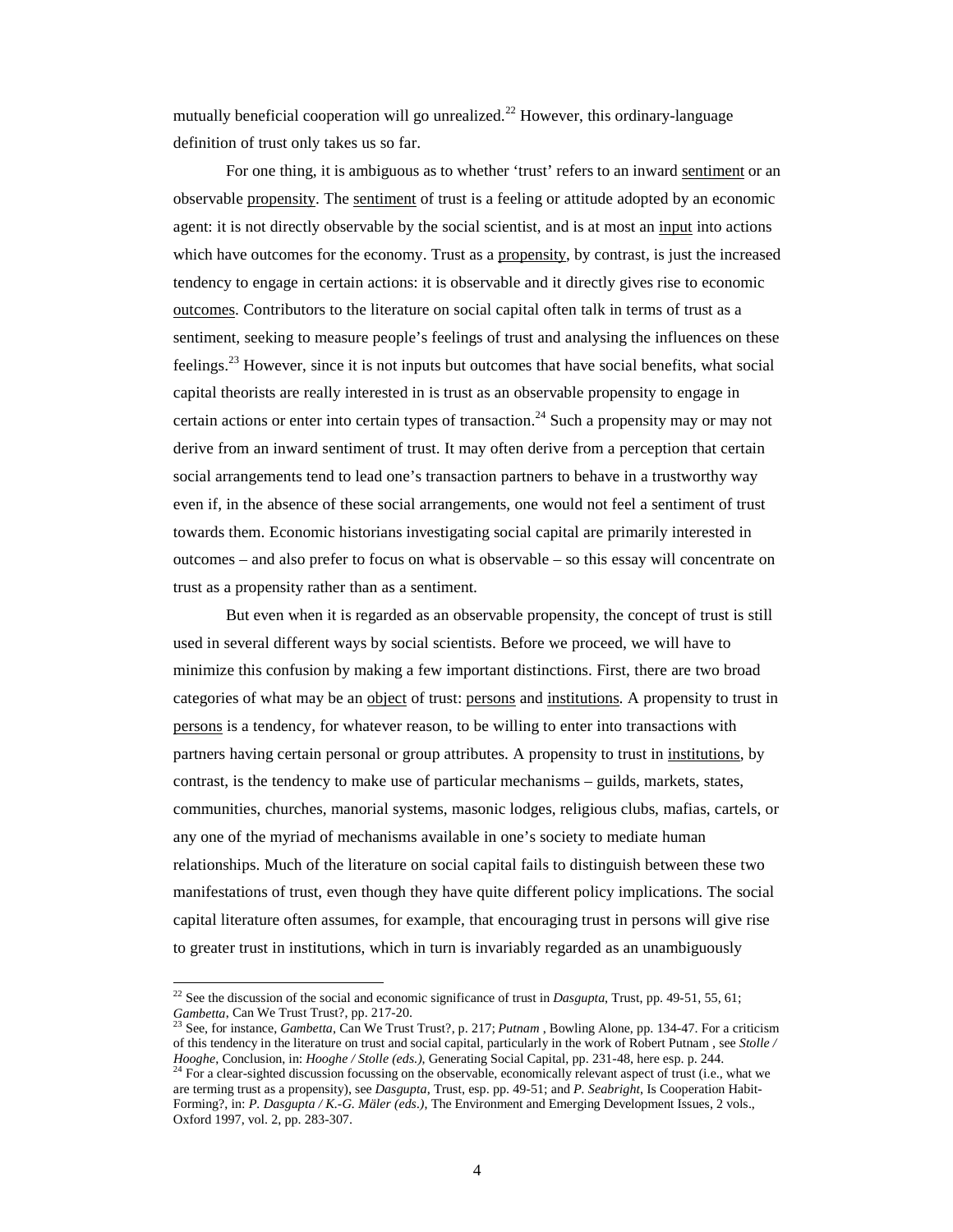mutually beneficial cooperation will go unrealized.[22] However, this ordinary-language definition of trust only takes us so far.

For one thing, it is ambiguous as to whether 'trust' refers to an inward sentiment or an observable propensity. The sentiment of trust is a feeling or attitude adopted by an economic agent: it is not directly observable by the social scientist, and is at most an input into actions which have outcomes for the economy. Trust as a propensity, by contrast, is just the increased tendency to engage in certain actions: it is observable and it directly gives rise to economic outcomes. Contributors to the literature on social capital often talk in terms of trust as a sentiment, seeking to measure people's feelings of trust and analysing the influences on these feelings.[23] However, since it is not inputs but outcomes that have social benefits, what social capital theorists are really interested in is trust as an observable propensity to engage in certain actions or enter into certain types of transaction.[24] Such a propensity may or may not derive from an inward sentiment of trust. It may often derive from a perception that certain social arrangements tend to lead one's transaction partners to behave in a trustworthy way even if, in the absence of these social arrangements, one would not feel a sentiment of trust towards them. Economic historians investigating social capital are primarily interested in outcomes – and also prefer to focus on what is observable – so this essay will concentrate on trust as a propensity rather than as a sentiment.

But even when it is regarded as an observable propensity, the concept of trust is still used in several different ways by social scientists. Before we proceed, we will have to minimize this confusion by making a few important distinctions. First, there are two broad categories of what may be an object of trust: persons and institutions. A propensity to trust in persons is a tendency, for whatever reason, to be willing to enter into transactions with partners having certain personal or group attributes. A propensity to trust in institutions, by contrast, is the tendency to make use of particular mechanisms – guilds, markets, states, communities, churches, manorial systems, masonic lodges, religious clubs, mafias, cartels, or any one of the myriad of mechanisms available in one's society to mediate human relationships. Much of the literature on social capital fails to distinguish between these two manifestations of trust, even though they have quite different policy implications. The social capital literature often assumes, for example, that encouraging trust in persons will give rise to greater trust in institutions, which in turn is invariably regarded as an unambiguously

---

[22] See the discussion of the social and economic significance of trust in *Dasgupta*, Trust, pp. 49-51, 55, 61; *Gambetta*, Can We Trust Trust?, pp. 217-20.

[23] See, for instance, *Gambetta*, Can We Trust Trust?, p. 217; *Putnam* , Bowling Alone, pp. 134-47. For a criticism of this tendency in the literature on trust and social capital, particularly in the work of Robert Putnam , see *Stolle / Hooghe*, Conclusion, in: *Hooghe / Stolle (eds.)*, Generating Social Capital, pp. 231-48, here esp. p. 244.

[24] For a clear-sighted discussion focussing on the observable, economically relevant aspect of trust (i.e., what we are terming trust as a propensity), see *Dasgupta*, Trust, esp. pp. 49-51; and *P. Seabright*, Is Cooperation Habit-Forming?, in: *P. Dasgupta / K.-G. Mäler (eds.)*, The Environment and Emerging Development Issues, 2 vols., Oxford 1997, vol. 2, pp. 283-307.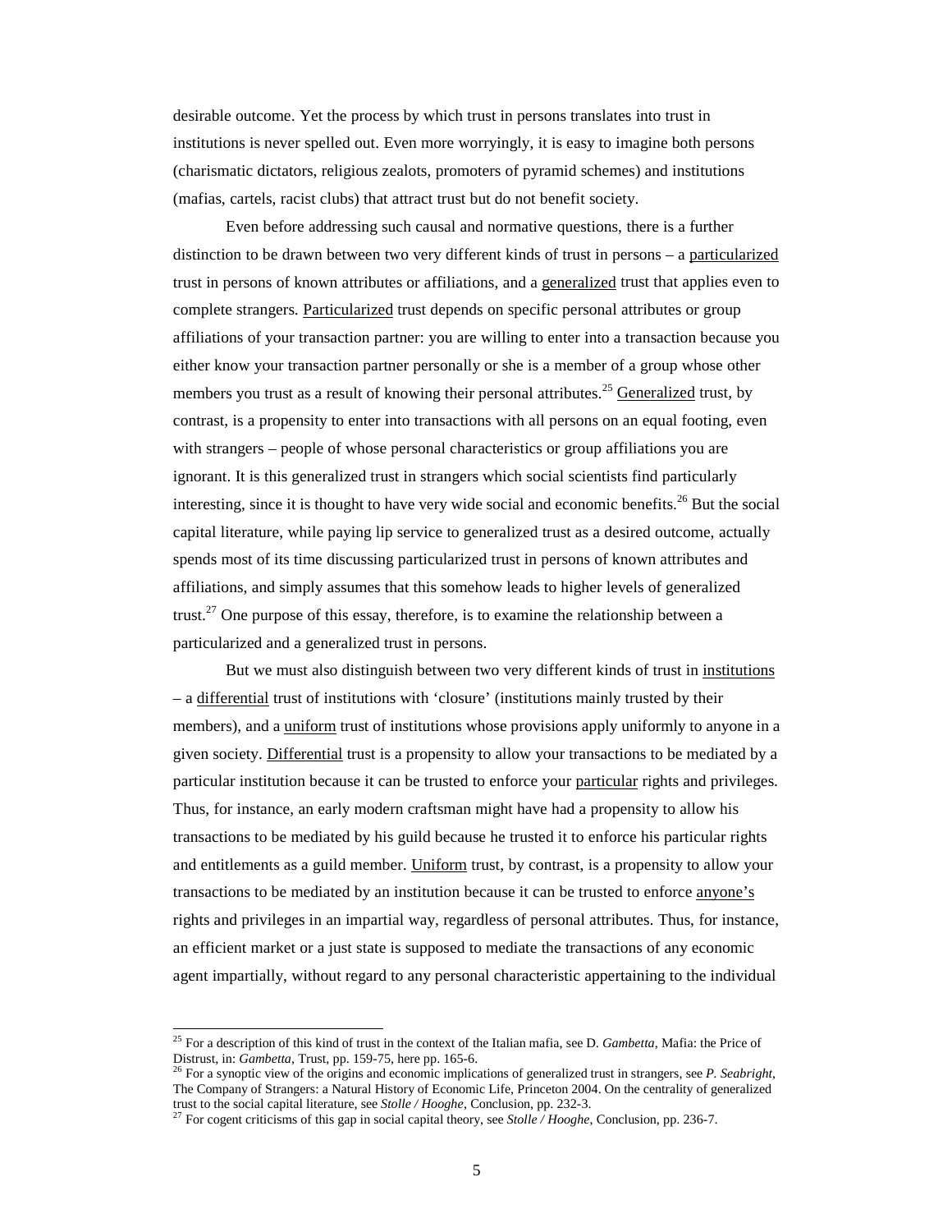desirable outcome. Yet the process by which trust in persons translates into trust in institutions is never spelled out. Even more worryingly, it is easy to imagine both persons (charismatic dictators, religious zealots, promoters of pyramid schemes) and institutions (mafias, cartels, racist clubs) that attract trust but do not benefit society.

Even before addressing such causal and normative questions, there is a further distinction to be drawn between two very different kinds of trust in persons – a <u>particularized</u> trust in persons of known attributes or affiliations, and a <u>generalized</u> trust that applies even to complete strangers. <u>Particularized</u> trust depends on specific personal attributes or group affiliations of your transaction partner: you are willing to enter into a transaction because you either know your transaction partner personally or she is a member of a group whose other members you trust as a result of knowing their personal attributes.[25] <u>Generalized</u> trust, by contrast, is a propensity to enter into transactions with all persons on an equal footing, even with strangers – people of whose personal characteristics or group affiliations you are ignorant. It is this generalized trust in strangers which social scientists find particularly interesting, since it is thought to have very wide social and economic benefits.[26] But the social capital literature, while paying lip service to generalized trust as a desired outcome, actually spends most of its time discussing particularized trust in persons of known attributes and affiliations, and simply assumes that this somehow leads to higher levels of generalized trust.[27] One purpose of this essay, therefore, is to examine the relationship between a particularized and a generalized trust in persons.

But we must also distinguish between two very different kinds of trust in <u>institutions</u> – a <u>differential</u> trust of institutions with 'closure' (institutions mainly trusted by their members), and a <u>uniform</u> trust of institutions whose provisions apply uniformly to anyone in a given society. <u>Differential</u> trust is a propensity to allow your transactions to be mediated by a particular institution because it can be trusted to enforce your <u>particular</u> rights and privileges. Thus, for instance, an early modern craftsman might have had a propensity to allow his transactions to be mediated by his guild because he trusted it to enforce his particular rights and entitlements as a guild member. <u>Uniform</u> trust, by contrast, is a propensity to allow your transactions to be mediated by an institution because it can be trusted to enforce <u>anyone's</u> rights and privileges in an impartial way, regardless of personal attributes. Thus, for instance, an efficient market or a just state is supposed to mediate the transactions of any economic agent impartially, without regard to any personal characteristic appertaining to the individual

---

[25] For a description of this kind of trust in the context of the Italian mafia, see D. *Gambetta*, Mafia: the Price of Distrust, in: *Gambetta*, Trust, pp. 159-75, here pp. 165-6.

[26] For a synoptic view of the origins and economic implications of generalized trust in strangers, see *P. Seabright*, The Company of Strangers: a Natural History of Economic Life, Princeton 2004. On the centrality of generalized trust to the social capital literature, see *Stolle / Hooghe*, Conclusion, pp. 232-3.

[27] For cogent criticisms of this gap in social capital theory, see *Stolle / Hooghe*, Conclusion, pp. 236-7.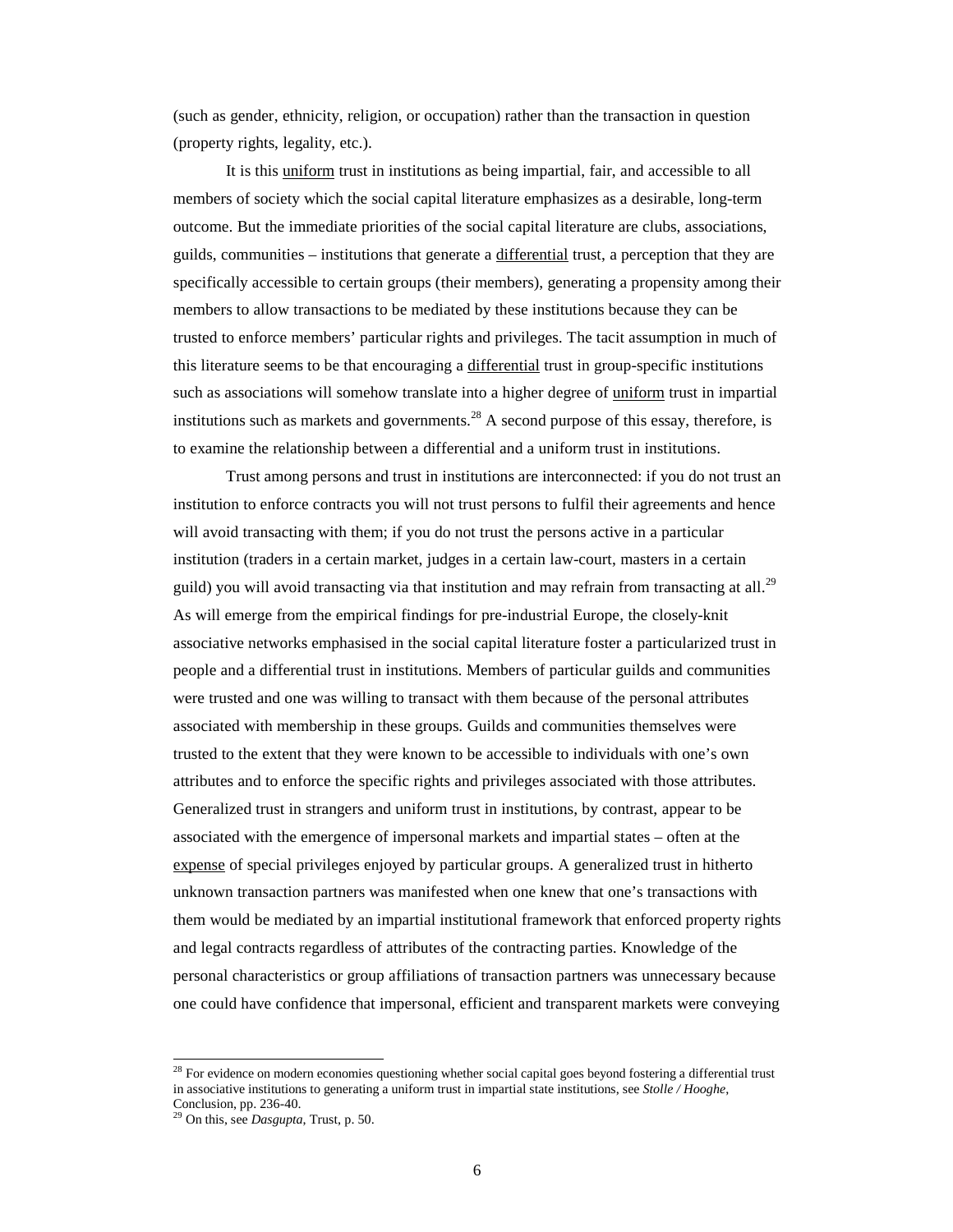(such as gender, ethnicity, religion, or occupation) rather than the transaction in question (property rights, legality, etc.).

It is this uniform trust in institutions as being impartial, fair, and accessible to all members of society which the social capital literature emphasizes as a desirable, long-term outcome. But the immediate priorities of the social capital literature are clubs, associations, guilds, communities – institutions that generate a differential trust, a perception that they are specifically accessible to certain groups (their members), generating a propensity among their members to allow transactions to be mediated by these institutions because they can be trusted to enforce members' particular rights and privileges. The tacit assumption in much of this literature seems to be that encouraging a differential trust in group-specific institutions such as associations will somehow translate into a higher degree of uniform trust in impartial institutions such as markets and governments.[28] A second purpose of this essay, therefore, is to examine the relationship between a differential and a uniform trust in institutions.

Trust among persons and trust in institutions are interconnected: if you do not trust an institution to enforce contracts you will not trust persons to fulfil their agreements and hence will avoid transacting with them; if you do not trust the persons active in a particular institution (traders in a certain market, judges in a certain law-court, masters in a certain guild) you will avoid transacting via that institution and may refrain from transacting at all.[29] As will emerge from the empirical findings for pre-industrial Europe, the closely-knit associative networks emphasised in the social capital literature foster a particularized trust in people and a differential trust in institutions. Members of particular guilds and communities were trusted and one was willing to transact with them because of the personal attributes associated with membership in these groups. Guilds and communities themselves were trusted to the extent that they were known to be accessible to individuals with one's own attributes and to enforce the specific rights and privileges associated with those attributes. Generalized trust in strangers and uniform trust in institutions, by contrast, appear to be associated with the emergence of impersonal markets and impartial states – often at the expense of special privileges enjoyed by particular groups. A generalized trust in hitherto unknown transaction partners was manifested when one knew that one's transactions with them would be mediated by an impartial institutional framework that enforced property rights and legal contracts regardless of attributes of the contracting parties. Knowledge of the personal characteristics or group affiliations of transaction partners was unnecessary because one could have confidence that impersonal, efficient and transparent markets were conveying

[28] For evidence on modern economies questioning whether social capital goes beyond fostering a differential trust in associative institutions to generating a uniform trust in impartial state institutions, see *Stolle / Hooghe*, Conclusion, pp. 236-40.

[29] On this, see *Dasgupta*, Trust, p. 50.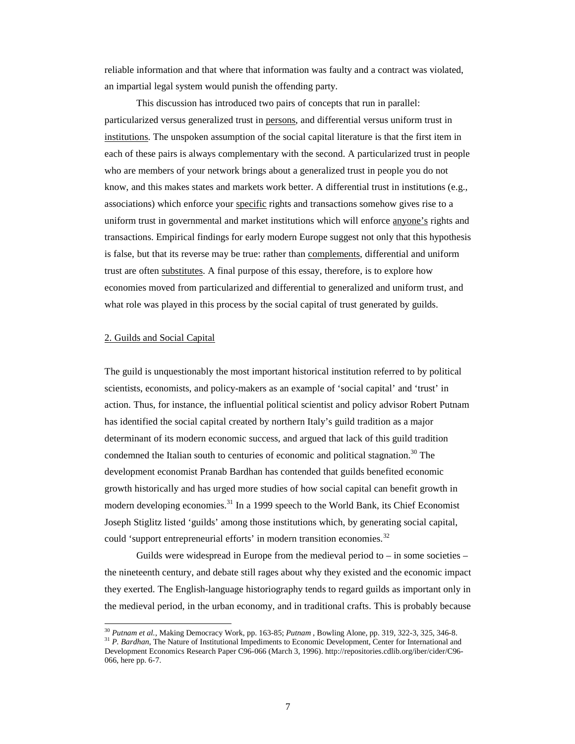reliable information and that where that information was faulty and a contract was violated, an impartial legal system would punish the offending party.

This discussion has introduced two pairs of concepts that run in parallel: particularized versus generalized trust in persons, and differential versus uniform trust in institutions. The unspoken assumption of the social capital literature is that the first item in each of these pairs is always complementary with the second. A particularized trust in people who are members of your network brings about a generalized trust in people you do not know, and this makes states and markets work better. A differential trust in institutions (e.g., associations) which enforce your specific rights and transactions somehow gives rise to a uniform trust in governmental and market institutions which will enforce anyone's rights and transactions. Empirical findings for early modern Europe suggest not only that this hypothesis is false, but that its reverse may be true: rather than complements, differential and uniform trust are often substitutes. A final purpose of this essay, therefore, is to explore how economies moved from particularized and differential to generalized and uniform trust, and what role was played in this process by the social capital of trust generated by guilds.

## 2. Guilds and Social Capital

The guild is unquestionably the most important historical institution referred to by political scientists, economists, and policy-makers as an example of 'social capital' and 'trust' in action. Thus, for instance, the influential political scientist and policy advisor Robert Putnam has identified the social capital created by northern Italy's guild tradition as a major determinant of its modern economic success, and argued that lack of this guild tradition condemned the Italian south to centuries of economic and political stagnation.[30] The development economist Pranab Bardhan has contended that guilds benefited economic growth historically and has urged more studies of how social capital can benefit growth in modern developing economies.[31] In a 1999 speech to the World Bank, its Chief Economist Joseph Stiglitz listed 'guilds' among those institutions which, by generating social capital, could 'support entrepreneurial efforts' in modern transition economies.[32]

Guilds were widespread in Europe from the medieval period to – in some societies – the nineteenth century, and debate still rages about why they existed and the economic impact they exerted. The English-language historiography tends to regard guilds as important only in the medieval period, in the urban economy, and in traditional crafts. This is probably because

[30] *Putnam et al.*, Making Democracy Work, pp. 163-85; *Putnam* , Bowling Alone, pp. 319, 322-3, 325, 346-8.
[31] *P. Bardhan*, The Nature of Institutional Impediments to Economic Development, Center for International and Development Economics Research Paper C96-066 (March 3, 1996). http://repositories.cdlib.org/iber/cider/C96-066, here pp. 6-7.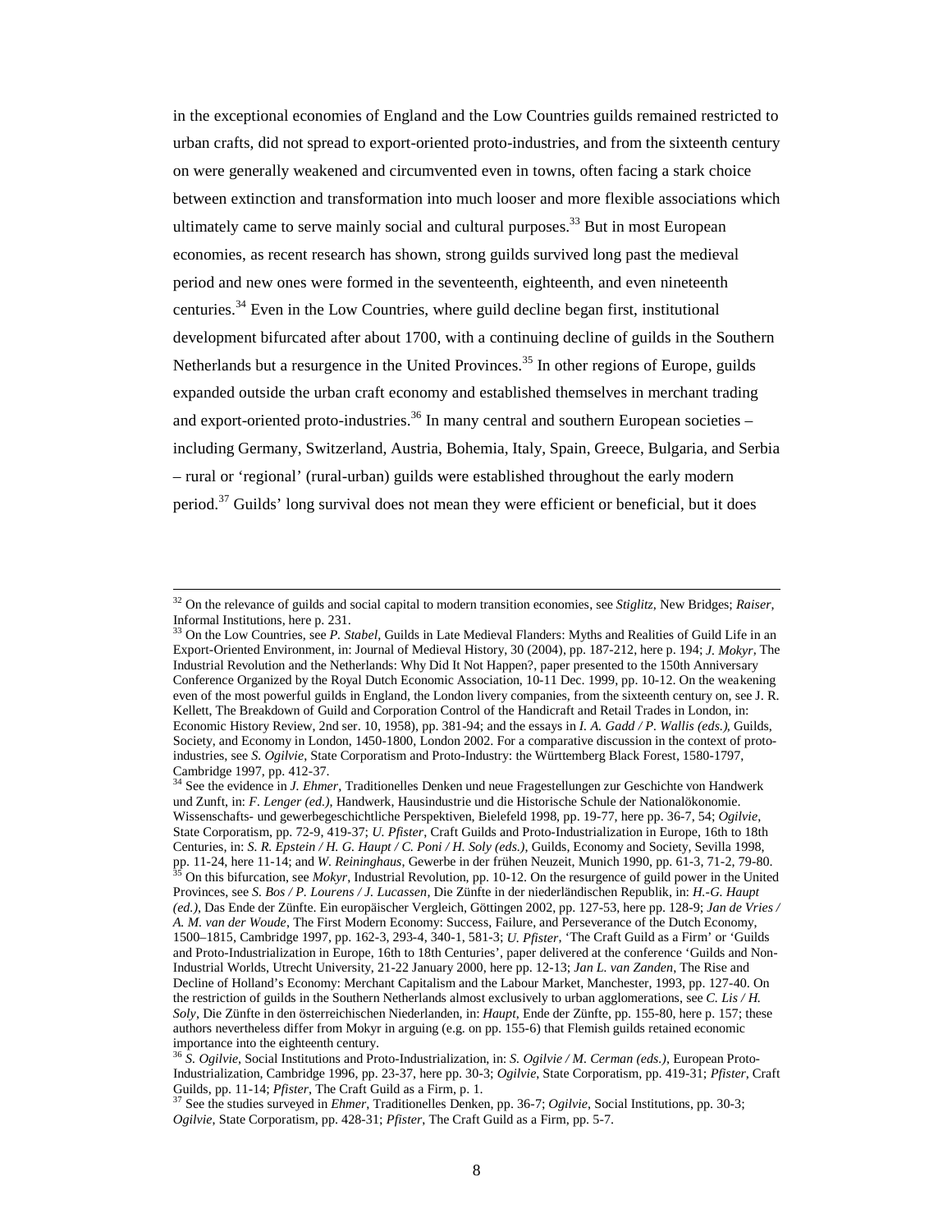in the exceptional economies of England and the Low Countries guilds remained restricted to urban crafts, did not spread to export-oriented proto-industries, and from the sixteenth century on were generally weakened and circumvented even in towns, often facing a stark choice between extinction and transformation into much looser and more flexible associations which ultimately came to serve mainly social and cultural purposes.[33] But in most European economies, as recent research has shown, strong guilds survived long past the medieval period and new ones were formed in the seventeenth, eighteenth, and even nineteenth centuries.[34] Even in the Low Countries, where guild decline began first, institutional development bifurcated after about 1700, with a continuing decline of guilds in the Southern Netherlands but a resurgence in the United Provinces.[35] In other regions of Europe, guilds expanded outside the urban craft economy and established themselves in merchant trading and export-oriented proto-industries.[36] In many central and southern European societies – including Germany, Switzerland, Austria, Bohemia, Italy, Spain, Greece, Bulgaria, and Serbia – rural or 'regional' (rural-urban) guilds were established throughout the early modern period.[37] Guilds' long survival does not mean they were efficient or beneficial, but it does

---

[32] On the relevance of guilds and social capital to modern transition economies, see *Stiglitz*, New Bridges; *Raiser*, Informal Institutions, here p. 231.

[33] On the Low Countries, see *P. Stabel*, Guilds in Late Medieval Flanders: Myths and Realities of Guild Life in an Export-Oriented Environment, in: Journal of Medieval History, 30 (2004), pp. 187-212, here p. 194; *J. Mokyr*, The Industrial Revolution and the Netherlands: Why Did It Not Happen?, paper presented to the 150th Anniversary Conference Organized by the Royal Dutch Economic Association, 10-11 Dec. 1999, pp. 10-12. On the weakening even of the most powerful guilds in England, the London livery companies, from the sixteenth century on, see J. R. Kellett, The Breakdown of Guild and Corporation Control of the Handicraft and Retail Trades in London, in: Economic History Review, 2nd ser. 10, 1958), pp. 381-94; and the essays in *I. A. Gadd / P. Wallis (eds.)*, Guilds, Society, and Economy in London, 1450-1800, London 2002. For a comparative discussion in the context of proto-industries, see *S. Ogilvie*, State Corporatism and Proto-Industry: the Württemberg Black Forest, 1580-1797, Cambridge 1997, pp. 412-37.

[34] See the evidence in *J. Ehmer*, Traditionelles Denken und neue Fragestellungen zur Geschichte von Handwerk und Zunft, in: *F. Lenger (ed.)*, Handwerk, Hausindustrie und die Historische Schule der Nationalökonomie. Wissenschafts- und gewerbegeschichtliche Perspektiven, Bielefeld 1998, pp. 19-77, here pp. 36-7, 54; *Ogilvie*, State Corporatism, pp. 72-9, 419-37; *U. Pfister*, Craft Guilds and Proto-Industrialization in Europe, 16th to 18th Centuries, in: *S. R. Epstein / H. G. Haupt / C. Poni / H. Soly (eds.)*, Guilds, Economy and Society, Sevilla 1998, pp. 11-24, here 11-14; and *W. Reininghaus*, Gewerbe in der frühen Neuzeit, Munich 1990, pp. 61-3, 71-2, 79-80.

[35] On this bifurcation, see *Mokyr*, Industrial Revolution, pp. 10-12. On the resurgence of guild power in the United Provinces, see *S. Bos / P. Lourens / J. Lucassen*, Die Zünfte in der niederländischen Republik, in: *H.-G. Haupt (ed.)*, Das Ende der Zünfte. Ein europäischer Vergleich, Göttingen 2002, pp. 127-53, here pp. 128-9; *Jan de Vries / A. M. van der Woude*, The First Modern Economy: Success, Failure, and Perseverance of the Dutch Economy, 1500–1815, Cambridge 1997, pp. 162-3, 293-4, 340-1, 581-3; *U. Pfister*, 'The Craft Guild as a Firm' or 'Guilds and Proto-Industrialization in Europe, 16th to 18th Centuries', paper delivered at the conference 'Guilds and Non-Industrial Worlds, Utrecht University, 21-22 January 2000, here pp. 12-13; *Jan L. van Zanden*, The Rise and Decline of Holland's Economy: Merchant Capitalism and the Labour Market, Manchester, 1993, pp. 127-40. On the restriction of guilds in the Southern Netherlands almost exclusively to urban agglomerations, see *C. Lis / H. Soly*, Die Zünfte in den österreichischen Niederlanden, in: *Haupt*, Ende der Zünfte, pp. 155-80, here p. 157; these authors nevertheless differ from Mokyr in arguing (e.g. on pp. 155-6) that Flemish guilds retained economic importance into the eighteenth century.

[36] *S. Ogilvie*, Social Institutions and Proto-Industrialization, in: *S. Ogilvie / M. Cerman (eds.)*, European Proto-Industrialization, Cambridge 1996, pp. 23-37, here pp. 30-3; *Ogilvie*, State Corporatism, pp. 419-31; *Pfister*, Craft Guilds, pp. 11-14; *Pfister*, The Craft Guild as a Firm, p. 1.

[37] See the studies surveyed in *Ehmer*, Traditionelles Denken, pp. 36-7; *Ogilvie*, Social Institutions, pp. 30-3; *Ogilvie*, State Corporatism, pp. 428-31; *Pfister*, The Craft Guild as a Firm, pp. 5-7.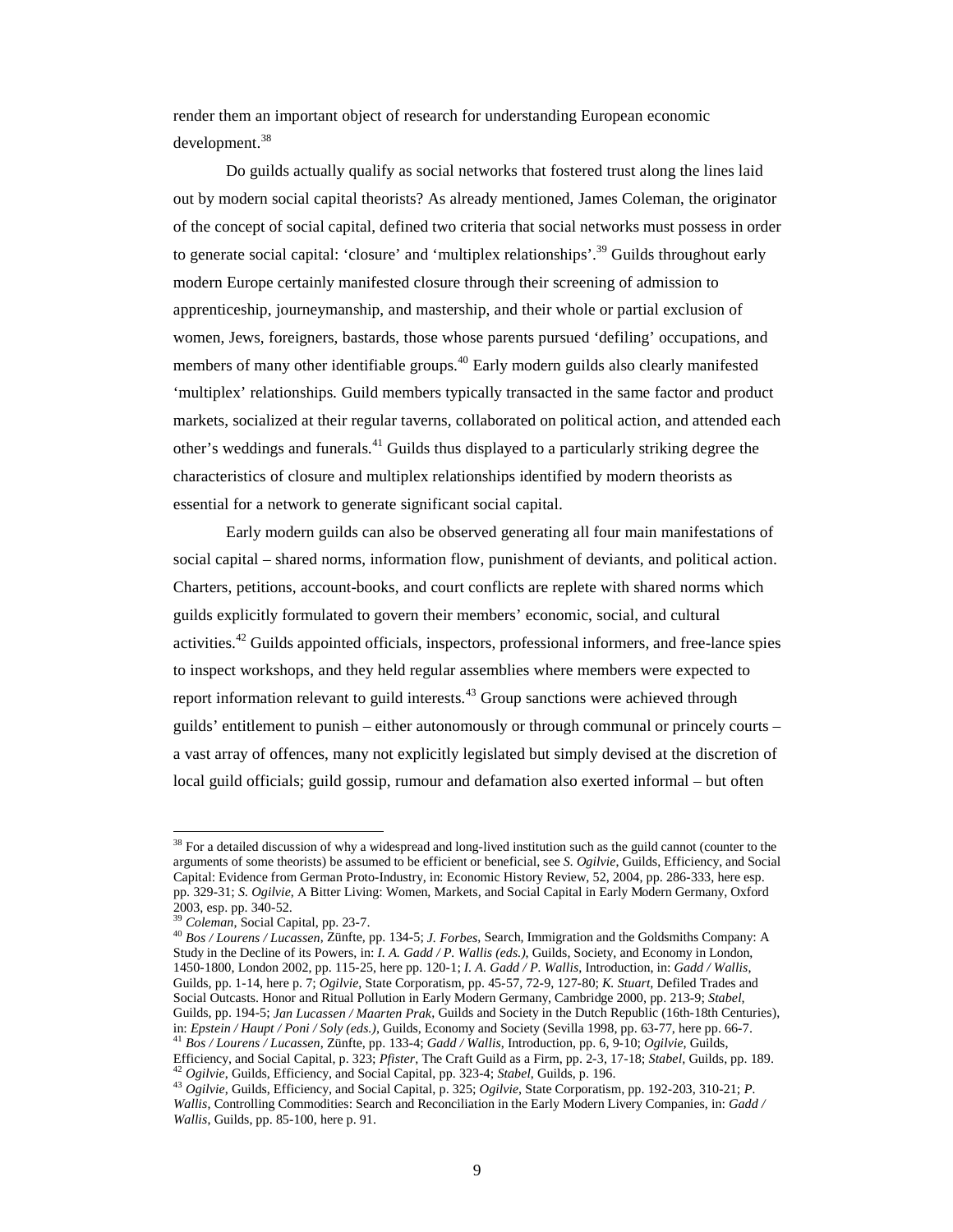render them an important object of research for understanding European economic development.[38]

Do guilds actually qualify as social networks that fostered trust along the lines laid out by modern social capital theorists? As already mentioned, James Coleman, the originator of the concept of social capital, defined two criteria that social networks must possess in order to generate social capital: 'closure' and 'multiplex relationships'.[39] Guilds throughout early modern Europe certainly manifested closure through their screening of admission to apprenticeship, journeymanship, and mastership, and their whole or partial exclusion of women, Jews, foreigners, bastards, those whose parents pursued 'defiling' occupations, and members of many other identifiable groups.[40] Early modern guilds also clearly manifested 'multiplex' relationships. Guild members typically transacted in the same factor and product markets, socialized at their regular taverns, collaborated on political action, and attended each other's weddings and funerals.[41] Guilds thus displayed to a particularly striking degree the characteristics of closure and multiplex relationships identified by modern theorists as essential for a network to generate significant social capital.

Early modern guilds can also be observed generating all four main manifestations of social capital – shared norms, information flow, punishment of deviants, and political action. Charters, petitions, account-books, and court conflicts are replete with shared norms which guilds explicitly formulated to govern their members' economic, social, and cultural activities.[42] Guilds appointed officials, inspectors, professional informers, and free-lance spies to inspect workshops, and they held regular assemblies where members were expected to report information relevant to guild interests.[43] Group sanctions were achieved through guilds' entitlement to punish – either autonomously or through communal or princely courts – a vast array of offences, many not explicitly legislated but simply devised at the discretion of local guild officials; guild gossip, rumour and defamation also exerted informal – but often

---

[38] For a detailed discussion of why a widespread and long-lived institution such as the guild cannot (counter to the arguments of some theorists) be assumed to be efficient or beneficial, see *S. Ogilvie*, Guilds, Efficiency, and Social Capital: Evidence from German Proto-Industry, in: Economic History Review, 52, 2004, pp. 286-333, here esp. pp. 329-31; *S. Ogilvie*, A Bitter Living: Women, Markets, and Social Capital in Early Modern Germany, Oxford 2003, esp. pp. 340-52.

[39] *Coleman*, Social Capital, pp. 23-7.

[40] *Bos / Lourens / Lucassen*, Zünfte, pp. 134-5; *J. Forbes*, Search, Immigration and the Goldsmiths Company: A Study in the Decline of its Powers, in: *I. A. Gadd / P. Wallis (eds.)*, Guilds, Society, and Economy in London, 1450-1800, London 2002, pp. 115-25, here pp. 120-1; *I. A. Gadd / P. Wallis*, Introduction, in: *Gadd / Wallis*, Guilds, pp. 1-14, here p. 7; *Ogilvie*, State Corporatism, pp. 45-57, 72-9, 127-80; *K. Stuart*, Defiled Trades and Social Outcasts. Honor and Ritual Pollution in Early Modern Germany, Cambridge 2000, pp. 213-9; *Stabel*, Guilds, pp. 194-5; *Jan Lucassen / Maarten Prak*, Guilds and Society in the Dutch Republic (16th-18th Centuries), in: *Epstein / Haupt / Poni / Soly (eds.)*, Guilds, Economy and Society (Sevilla 1998, pp. 63-77, here pp. 66-7.

[41] *Bos / Lourens / Lucassen*, Zünfte, pp. 133-4; *Gadd / Wallis*, Introduction, pp. 6, 9-10; *Ogilvie*, Guilds, Efficiency, and Social Capital, p. 323; *Pfister*, The Craft Guild as a Firm, pp. 2-3, 17-18; *Stabel*, Guilds, pp. 189.

[42] *Ogilvie*, Guilds, Efficiency, and Social Capital, pp. 323-4; *Stabel*, Guilds, p. 196.

[43] *Ogilvie*, Guilds, Efficiency, and Social Capital, p. 325; *Ogilvie*, State Corporatism, pp. 192-203, 310-21; *P. Wallis*, Controlling Commodities: Search and Reconciliation in the Early Modern Livery Companies, in: *Gadd / Wallis*, Guilds, pp. 85-100, here p. 91.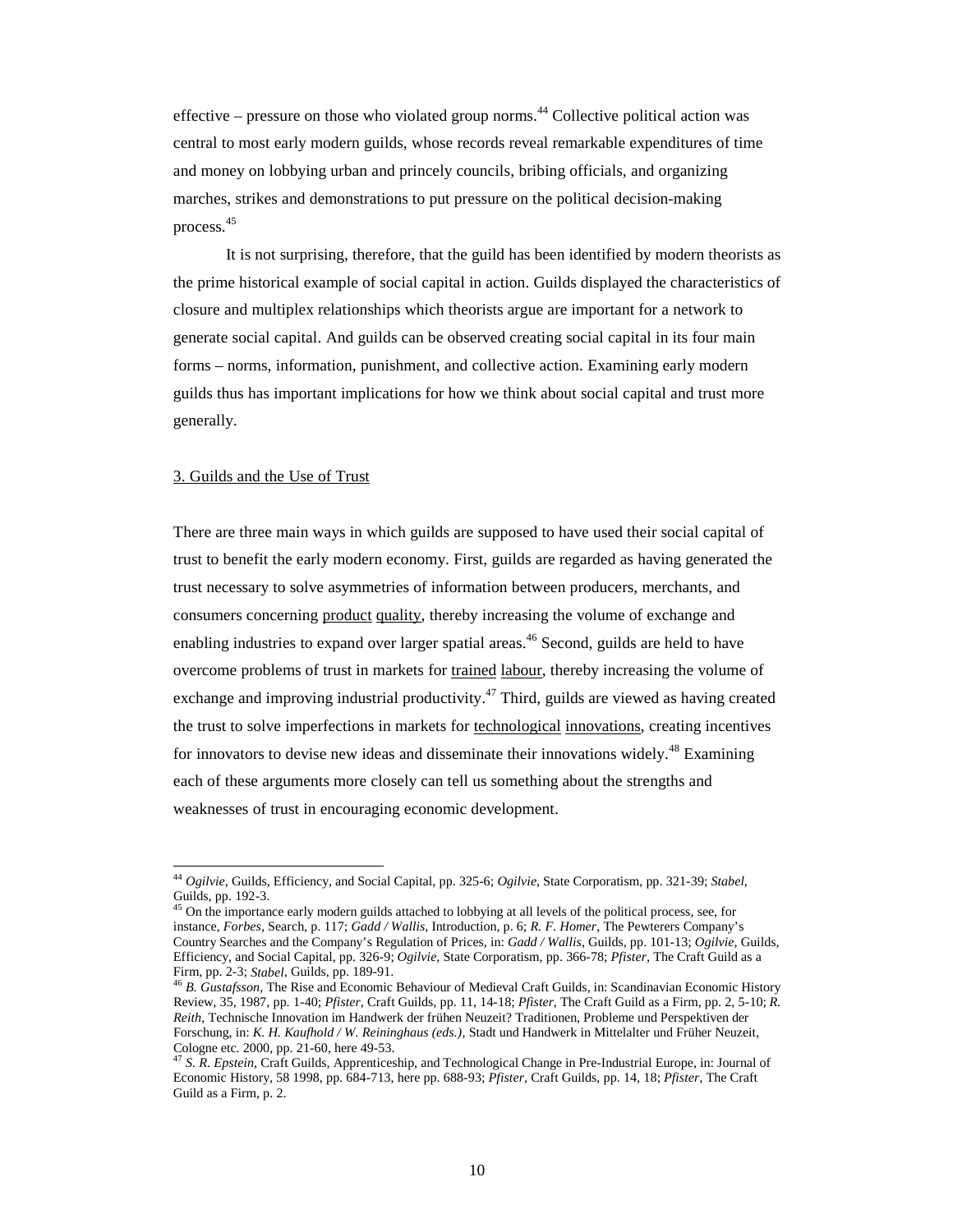effective – pressure on those who violated group norms.[44] Collective political action was central to most early modern guilds, whose records reveal remarkable expenditures of time and money on lobbying urban and princely councils, bribing officials, and organizing marches, strikes and demonstrations to put pressure on the political decision-making process.[45]

It is not surprising, therefore, that the guild has been identified by modern theorists as the prime historical example of social capital in action. Guilds displayed the characteristics of closure and multiplex relationships which theorists argue are important for a network to generate social capital. And guilds can be observed creating social capital in its four main forms – norms, information, punishment, and collective action. Examining early modern guilds thus has important implications for how we think about social capital and trust more generally.

## 3. Guilds and the Use of Trust

There are three main ways in which guilds are supposed to have used their social capital of trust to benefit the early modern economy. First, guilds are regarded as having generated the trust necessary to solve asymmetries of information between producers, merchants, and consumers concerning product quality, thereby increasing the volume of exchange and enabling industries to expand over larger spatial areas.[46] Second, guilds are held to have overcome problems of trust in markets for trained labour, thereby increasing the volume of exchange and improving industrial productivity.[47] Third, guilds are viewed as having created the trust to solve imperfections in markets for technological innovations, creating incentives for innovators to devise new ideas and disseminate their innovations widely.[48] Examining each of these arguments more closely can tell us something about the strengths and weaknesses of trust in encouraging economic development.

---

[44] *Ogilvie*, Guilds, Efficiency, and Social Capital, pp. 325-6; *Ogilvie*, State Corporatism, pp. 321-39; *Stabel*, Guilds, pp. 192-3.

[45] On the importance early modern guilds attached to lobbying at all levels of the political process, see, for instance, *Forbes*, Search, p. 117; *Gadd / Wallis*, Introduction, p. 6; *R. F. Homer*, The Pewterers Company's Country Searches and the Company's Regulation of Prices, in: *Gadd / Wallis*, Guilds, pp. 101-13; *Ogilvie*, Guilds, Efficiency, and Social Capital, pp. 326-9; *Ogilvie*, State Corporatism, pp. 366-78; *Pfister*, The Craft Guild as a Firm, pp. 2-3; *Stabel*, Guilds, pp. 189-91.

[46] *B. Gustafsson*, The Rise and Economic Behaviour of Medieval Craft Guilds, in: Scandinavian Economic History Review, 35, 1987, pp. 1-40; *Pfister*, Craft Guilds, pp. 11, 14-18; *Pfister*, The Craft Guild as a Firm, pp. 2, 5-10; *R. Reith*, Technische Innovation im Handwerk der frühen Neuzeit? Traditionen, Probleme und Perspektiven der Forschung, in: *K. H. Kaufhold / W. Reininghaus (eds.)*, Stadt und Handwerk in Mittelalter und Früher Neuzeit, Cologne etc. 2000, pp. 21-60, here 49-53.

[47] *S. R. Epstein*, Craft Guilds, Apprenticeship, and Technological Change in Pre-Industrial Europe, in: Journal of Economic History, 58 1998, pp. 684-713, here pp. 688-93; *Pfister*, Craft Guilds, pp. 14, 18; *Pfister*, The Craft Guild as a Firm, p. 2.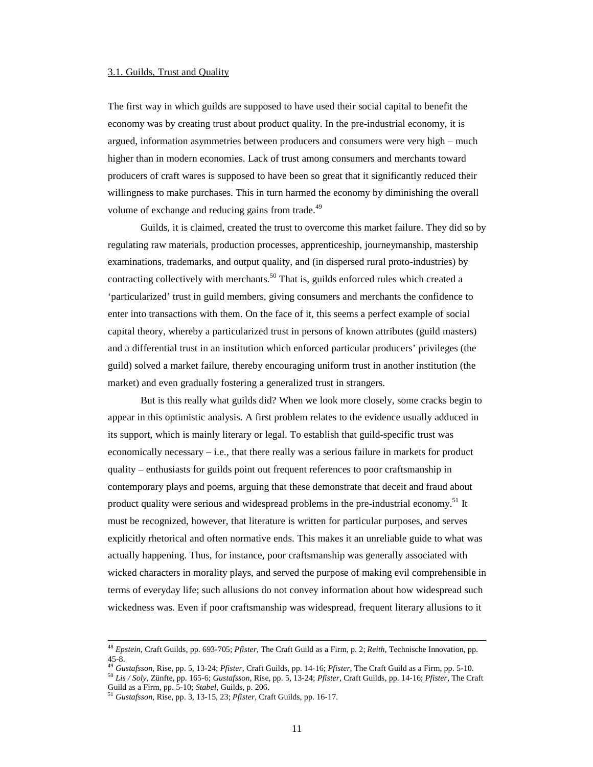### 3.1. Guilds, Trust and Quality

The first way in which guilds are supposed to have used their social capital to benefit the economy was by creating trust about product quality. In the pre-industrial economy, it is argued, information asymmetries between producers and consumers were very high – much higher than in modern economies. Lack of trust among consumers and merchants toward producers of craft wares is supposed to have been so great that it significantly reduced their willingness to make purchases. This in turn harmed the economy by diminishing the overall volume of exchange and reducing gains from trade.[49]

Guilds, it is claimed, created the trust to overcome this market failure. They did so by regulating raw materials, production processes, apprenticeship, journeymanship, mastership examinations, trademarks, and output quality, and (in dispersed rural proto-industries) by contracting collectively with merchants.[50] That is, guilds enforced rules which created a 'particularized' trust in guild members, giving consumers and merchants the confidence to enter into transactions with them. On the face of it, this seems a perfect example of social capital theory, whereby a particularized trust in persons of known attributes (guild masters) and a differential trust in an institution which enforced particular producers' privileges (the guild) solved a market failure, thereby encouraging uniform trust in another institution (the market) and even gradually fostering a generalized trust in strangers.

But is this really what guilds did? When we look more closely, some cracks begin to appear in this optimistic analysis. A first problem relates to the evidence usually adduced in its support, which is mainly literary or legal. To establish that guild-specific trust was economically necessary – i.e., that there really was a serious failure in markets for product quality – enthusiasts for guilds point out frequent references to poor craftsmanship in contemporary plays and poems, arguing that these demonstrate that deceit and fraud about product quality were serious and widespread problems in the pre-industrial economy.[51] It must be recognized, however, that literature is written for particular purposes, and serves explicitly rhetorical and often normative ends. This makes it an unreliable guide to what was actually happening. Thus, for instance, poor craftsmanship was generally associated with wicked characters in morality plays, and served the purpose of making evil comprehensible in terms of everyday life; such allusions do not convey information about how widespread such wickedness was. Even if poor craftsmanship was widespread, frequent literary allusions to it

---

[48] *Epstein*, Craft Guilds, pp. 693-705; *Pfister*, The Craft Guild as a Firm, p. 2; *Reith*, Technische Innovation, pp. 45-8.

[49] *Gustafsson*, Rise, pp. 5, 13-24; *Pfister*, Craft Guilds, pp. 14-16; *Pfister*, The Craft Guild as a Firm, pp. 5-10.

[50] *Lis / Soly*, Zünfte, pp. 165-6; *Gustafsson*, Rise, pp. 5, 13-24; *Pfister*, Craft Guilds, pp. 14-16; *Pfister*, The Craft Guild as a Firm, pp. 5-10; *Stabel*, Guilds, p. 206.

[51] *Gustafsson*, Rise, pp. 3, 13-15, 23; *Pfister*, Craft Guilds, pp. 16-17.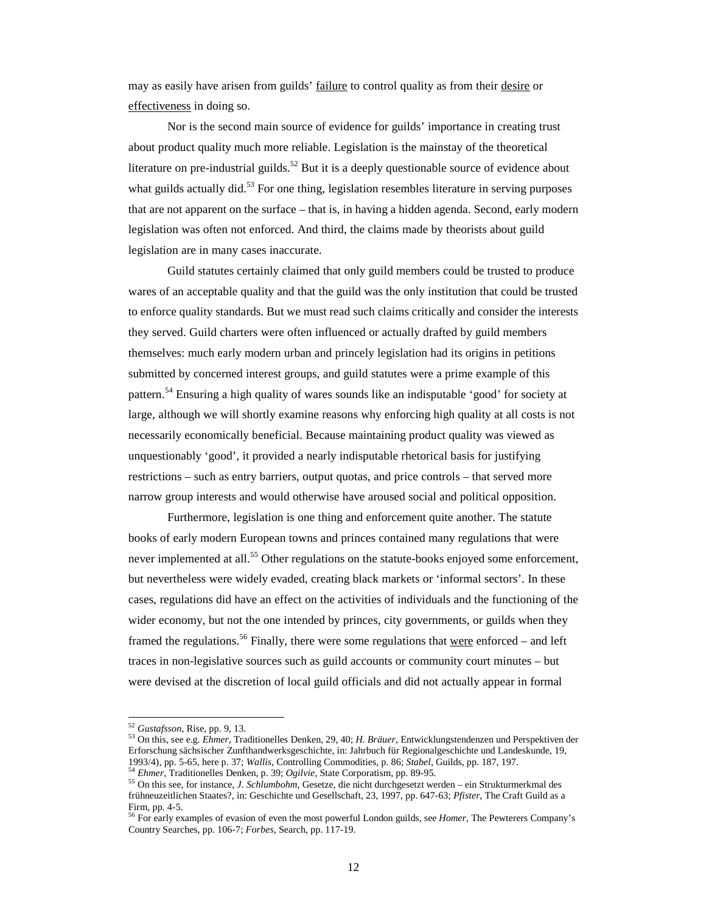may as easily have arisen from guilds' failure to control quality as from their desire or effectiveness in doing so.

Nor is the second main source of evidence for guilds' importance in creating trust about product quality much more reliable. Legislation is the mainstay of the theoretical literature on pre-industrial guilds.[52] But it is a deeply questionable source of evidence about what guilds actually did.[53] For one thing, legislation resembles literature in serving purposes that are not apparent on the surface – that is, in having a hidden agenda. Second, early modern legislation was often not enforced. And third, the claims made by theorists about guild legislation are in many cases inaccurate.

Guild statutes certainly claimed that only guild members could be trusted to produce wares of an acceptable quality and that the guild was the only institution that could be trusted to enforce quality standards. But we must read such claims critically and consider the interests they served. Guild charters were often influenced or actually drafted by guild members themselves: much early modern urban and princely legislation had its origins in petitions submitted by concerned interest groups, and guild statutes were a prime example of this pattern.[54] Ensuring a high quality of wares sounds like an indisputable 'good' for society at large, although we will shortly examine reasons why enforcing high quality at all costs is not necessarily economically beneficial. Because maintaining product quality was viewed as unquestionably 'good', it provided a nearly indisputable rhetorical basis for justifying restrictions – such as entry barriers, output quotas, and price controls – that served more narrow group interests and would otherwise have aroused social and political opposition.

Furthermore, legislation is one thing and enforcement quite another. The statute books of early modern European towns and princes contained many regulations that were never implemented at all.[55] Other regulations on the statute-books enjoyed some enforcement, but nevertheless were widely evaded, creating black markets or 'informal sectors'. In these cases, regulations did have an effect on the activities of individuals and the functioning of the wider economy, but not the one intended by princes, city governments, or guilds when they framed the regulations.[56] Finally, there were some regulations that were enforced – and left traces in non-legislative sources such as guild accounts or community court minutes – but were devised at the discretion of local guild officials and did not actually appear in formal

---

[52] *Gustafsson*, Rise, pp. 9, 13.

[53] On this, see e.g. *Ehmer*, Traditionelles Denken, 29, 40; *H. Bräuer*, Entwicklungstendenzen und Perspektiven der Erforschung sächsischer Zunfthandwerksgeschichte, in: Jahrbuch für Regionalgeschichte und Landeskunde, 19, 1993/4), pp. 5-65, here p. 37; *Wallis*, Controlling Commodities, p. 86; *Stabel*, Guilds, pp. 187, 197.

[54] *Ehmer*, Traditionelles Denken, p. 39; *Ogilvie*, State Corporatism, pp. 89-95.

[55] On this see, for instance, *J. Schlumbohm*, Gesetze, die nicht durchgesetzt werden – ein Strukturmerkmal des frühneuzeitlichen Staates?, in: Geschichte und Gesellschaft, 23, 1997, pp. 647-63; *Pfister*, The Craft Guild as a Firm, pp. 4-5.

[56] For early examples of evasion of even the most powerful London guilds, see *Homer*, The Pewterers Company's Country Searches, pp. 106-7; *Forbes*, Search, pp. 117-19.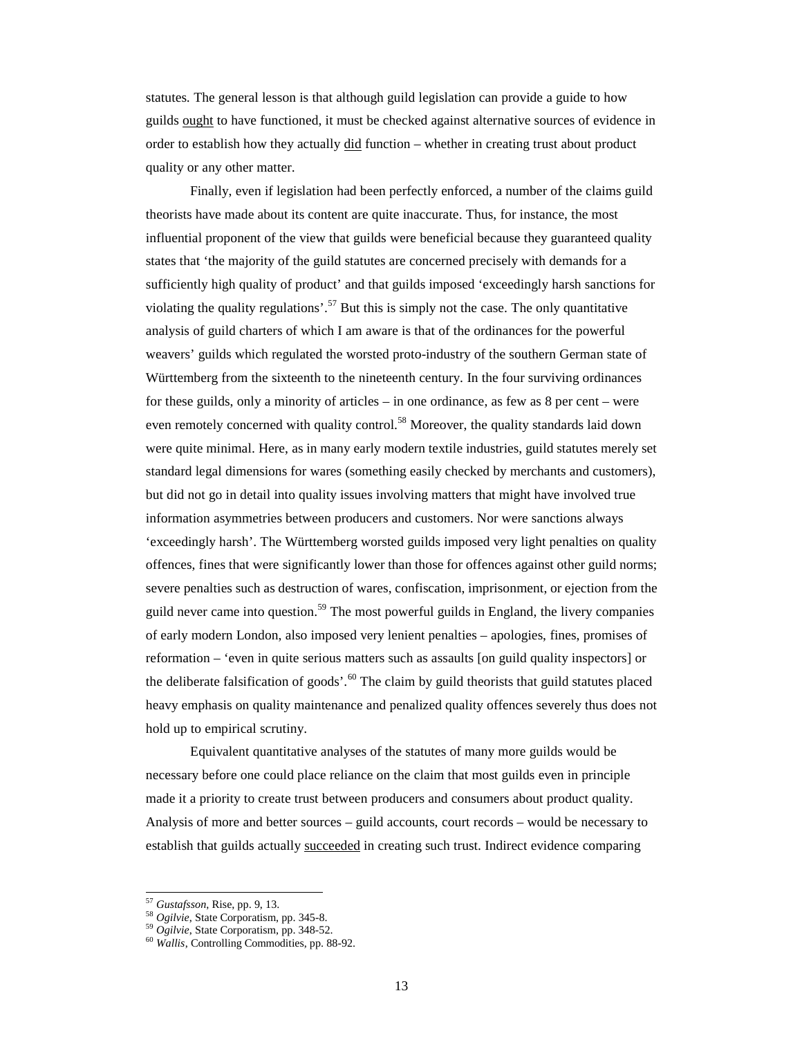statutes. The general lesson is that although guild legislation can provide a guide to how guilds <u>ought</u> to have functioned, it must be checked against alternative sources of evidence in order to establish how they actually <u>did</u> function – whether in creating trust about product quality or any other matter.

Finally, even if legislation had been perfectly enforced, a number of the claims guild theorists have made about its content are quite inaccurate. Thus, for instance, the most influential proponent of the view that guilds were beneficial because they guaranteed quality states that 'the majority of the guild statutes are concerned precisely with demands for a sufficiently high quality of product' and that guilds imposed 'exceedingly harsh sanctions for violating the quality regulations'.[57] But this is simply not the case. The only quantitative analysis of guild charters of which I am aware is that of the ordinances for the powerful weavers' guilds which regulated the worsted proto-industry of the southern German state of Württemberg from the sixteenth to the nineteenth century. In the four surviving ordinances for these guilds, only a minority of articles – in one ordinance, as few as 8 per cent – were even remotely concerned with quality control.[58] Moreover, the quality standards laid down were quite minimal. Here, as in many early modern textile industries, guild statutes merely set standard legal dimensions for wares (something easily checked by merchants and customers), but did not go in detail into quality issues involving matters that might have involved true information asymmetries between producers and customers. Nor were sanctions always 'exceedingly harsh'. The Württemberg worsted guilds imposed very light penalties on quality offences, fines that were significantly lower than those for offences against other guild norms; severe penalties such as destruction of wares, confiscation, imprisonment, or ejection from the guild never came into question.[59] The most powerful guilds in England, the livery companies of early modern London, also imposed very lenient penalties – apologies, fines, promises of reformation – 'even in quite serious matters such as assaults [on guild quality inspectors] or the deliberate falsification of goods'.[60] The claim by guild theorists that guild statutes placed heavy emphasis on quality maintenance and penalized quality offences severely thus does not hold up to empirical scrutiny.

Equivalent quantitative analyses of the statutes of many more guilds would be necessary before one could place reliance on the claim that most guilds even in principle made it a priority to create trust between producers and consumers about product quality. Analysis of more and better sources – guild accounts, court records – would be necessary to establish that guilds actually <u>succeeded</u> in creating such trust. Indirect evidence comparing

---

[57] *Gustafsson*, Rise, pp. 9, 13.

[58] *Ogilvie*, State Corporatism, pp. 345-8.

[59] *Ogilvie*, State Corporatism, pp. 348-52.

[60] *Wallis*, Controlling Commodities, pp. 88-92.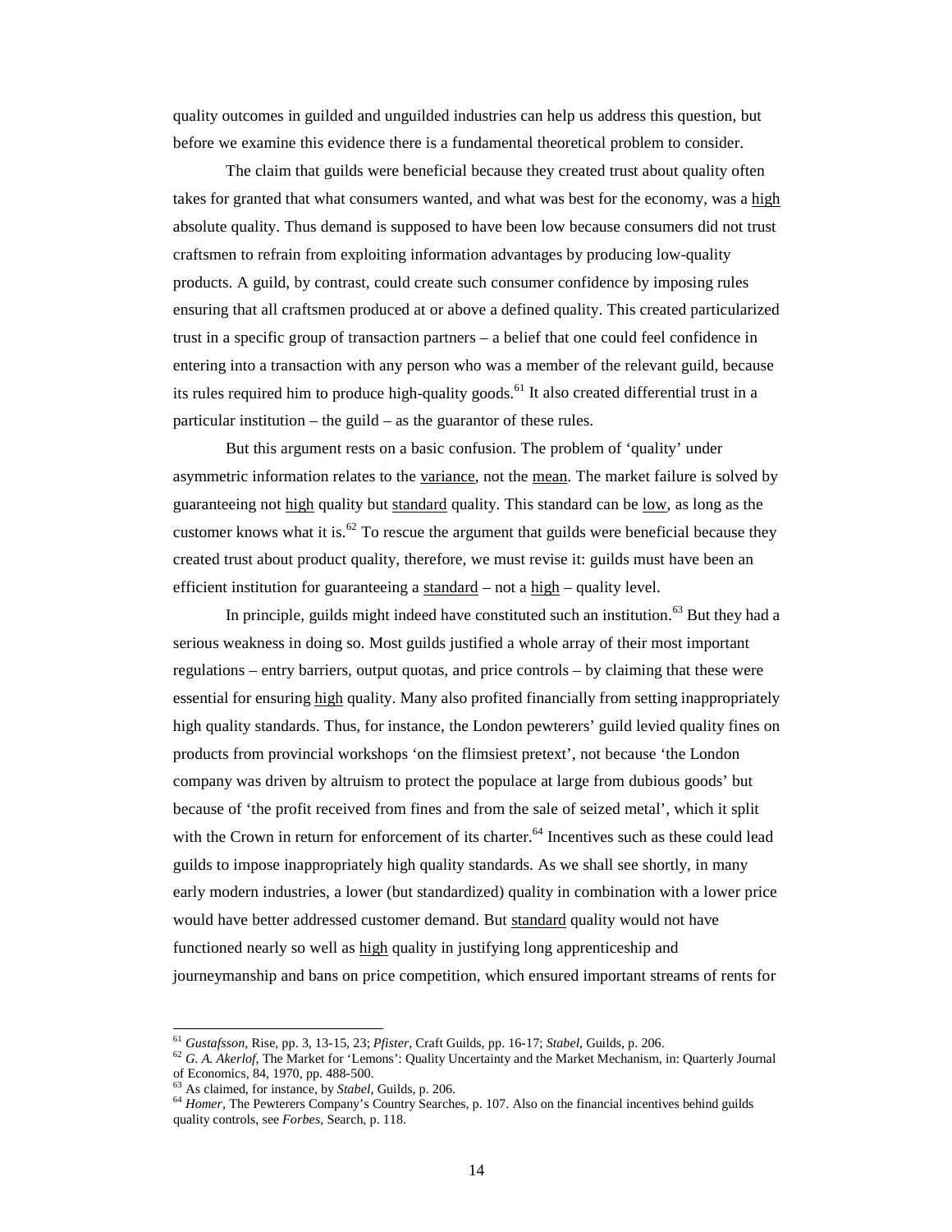quality outcomes in guilded and unguilded industries can help us address this question, but before we examine this evidence there is a fundamental theoretical problem to consider.

The claim that guilds were beneficial because they created trust about quality often takes for granted that what consumers wanted, and what was best for the economy, was a high absolute quality. Thus demand is supposed to have been low because consumers did not trust craftsmen to refrain from exploiting information advantages by producing low-quality products. A guild, by contrast, could create such consumer confidence by imposing rules ensuring that all craftsmen produced at or above a defined quality. This created particularized trust in a specific group of transaction partners – a belief that one could feel confidence in entering into a transaction with any person who was a member of the relevant guild, because its rules required him to produce high-quality goods.[61] It also created differential trust in a particular institution – the guild – as the guarantor of these rules.

But this argument rests on a basic confusion. The problem of 'quality' under asymmetric information relates to the variance, not the mean. The market failure is solved by guaranteeing not high quality but standard quality. This standard can be low, as long as the customer knows what it is.[62] To rescue the argument that guilds were beneficial because they created trust about product quality, therefore, we must revise it: guilds must have been an efficient institution for guaranteeing a standard – not a high – quality level.

In principle, guilds might indeed have constituted such an institution.[63] But they had a serious weakness in doing so. Most guilds justified a whole array of their most important regulations – entry barriers, output quotas, and price controls – by claiming that these were essential for ensuring high quality. Many also profited financially from setting inappropriately high quality standards. Thus, for instance, the London pewterers' guild levied quality fines on products from provincial workshops 'on the flimsiest pretext', not because 'the London company was driven by altruism to protect the populace at large from dubious goods' but because of 'the profit received from fines and from the sale of seized metal', which it split with the Crown in return for enforcement of its charter.[64] Incentives such as these could lead guilds to impose inappropriately high quality standards. As we shall see shortly, in many early modern industries, a lower (but standardized) quality in combination with a lower price would have better addressed customer demand. But standard quality would not have functioned nearly so well as high quality in justifying long apprenticeship and journeymanship and bans on price competition, which ensured important streams of rents for

---

[61] *Gustafsson*, Rise, pp. 3, 13-15, 23; *Pfister*, Craft Guilds, pp. 16-17; *Stabel*, Guilds, p. 206.

[62] *G. A. Akerlof*, The Market for 'Lemons': Quality Uncertainty and the Market Mechanism, in: Quarterly Journal of Economics, 84, 1970, pp. 488-500.

[63] As claimed, for instance, by *Stabel*, Guilds, p. 206.

[64] *Homer*, The Pewterers Company's Country Searches, p. 107. Also on the financial incentives behind guilds quality controls, see *Forbes*, Search, p. 118.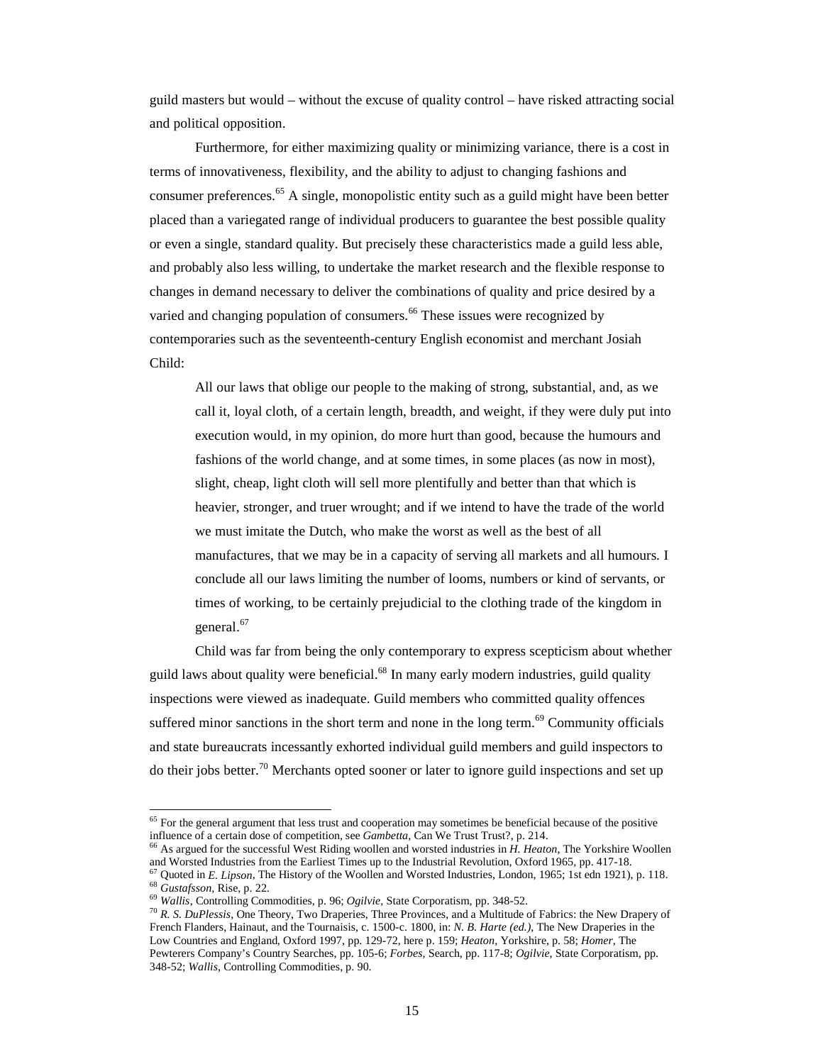guild masters but would – without the excuse of quality control – have risked attracting social and political opposition.

Furthermore, for either maximizing quality or minimizing variance, there is a cost in terms of innovativeness, flexibility, and the ability to adjust to changing fashions and consumer preferences.[65] A single, monopolistic entity such as a guild might have been better placed than a variegated range of individual producers to guarantee the best possible quality or even a single, standard quality. But precisely these characteristics made a guild less able, and probably also less willing, to undertake the market research and the flexible response to changes in demand necessary to deliver the combinations of quality and price desired by a varied and changing population of consumers.[66] These issues were recognized by contemporaries such as the seventeenth-century English economist and merchant Josiah Child:

> All our laws that oblige our people to the making of strong, substantial, and, as we call it, loyal cloth, of a certain length, breadth, and weight, if they were duly put into execution would, in my opinion, do more hurt than good, because the humours and fashions of the world change, and at some times, in some places (as now in most), slight, cheap, light cloth will sell more plentifully and better than that which is heavier, stronger, and truer wrought; and if we intend to have the trade of the world we must imitate the Dutch, who make the worst as well as the best of all manufactures, that we may be in a capacity of serving all markets and all humours. I conclude all our laws limiting the number of looms, numbers or kind of servants, or times of working, to be certainly prejudicial to the clothing trade of the kingdom in general.[67]

Child was far from being the only contemporary to express scepticism about whether guild laws about quality were beneficial.[68] In many early modern industries, guild quality inspections were viewed as inadequate. Guild members who committed quality offences suffered minor sanctions in the short term and none in the long term.[69] Community officials and state bureaucrats incessantly exhorted individual guild members and guild inspectors to do their jobs better.[70] Merchants opted sooner or later to ignore guild inspections and set up

---

[65] For the general argument that less trust and cooperation may sometimes be beneficial because of the positive influence of a certain dose of competition, see *Gambetta*, Can We Trust Trust?, p. 214.

[66] As argued for the successful West Riding woollen and worsted industries in *H. Heaton*, The Yorkshire Woollen and Worsted Industries from the Earliest Times up to the Industrial Revolution, Oxford 1965, pp. 417-18.

[67] Quoted in *E. Lipson*, The History of the Woollen and Worsted Industries, London, 1965; 1st edn 1921), p. 118.

[68] *Gustafsson*, Rise, p. 22.

[69] *Wallis*, Controlling Commodities, p. 96; *Ogilvie*, State Corporatism, pp. 348-52.

[70] *R. S. DuPlessis*, One Theory, Two Draperies, Three Provinces, and a Multitude of Fabrics: the New Drapery of French Flanders, Hainaut, and the Tournaisis, c. 1500-c. 1800, in: *N. B. Harte (ed.)*, The New Draperies in the Low Countries and England, Oxford 1997, pp. 129-72, here p. 159; *Heaton*, Yorkshire, p. 58; *Homer*, The Pewterers Company's Country Searches, pp. 105-6; *Forbes*, Search, pp. 117-8; *Ogilvie*, State Corporatism, pp. 348-52; *Wallis*, Controlling Commodities, p. 90.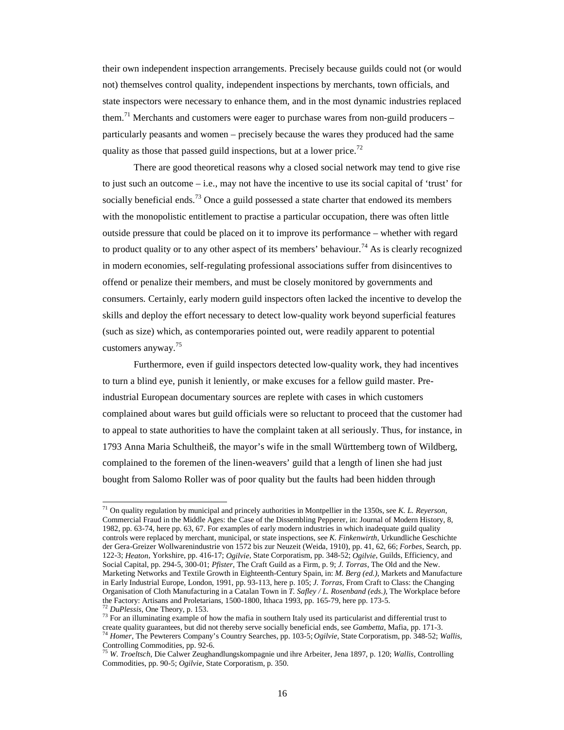their own independent inspection arrangements. Precisely because guilds could not (or would not) themselves control quality, independent inspections by merchants, town officials, and state inspectors were necessary to enhance them, and in the most dynamic industries replaced them.[71] Merchants and customers were eager to purchase wares from non-guild producers – particularly peasants and women – precisely because the wares they produced had the same quality as those that passed guild inspections, but at a lower price.[72]

There are good theoretical reasons why a closed social network may tend to give rise to just such an outcome – i.e., may not have the incentive to use its social capital of 'trust' for socially beneficial ends.[73] Once a guild possessed a state charter that endowed its members with the monopolistic entitlement to practise a particular occupation, there was often little outside pressure that could be placed on it to improve its performance – whether with regard to product quality or to any other aspect of its members' behaviour.[74] As is clearly recognized in modern economies, self-regulating professional associations suffer from disincentives to offend or penalize their members, and must be closely monitored by governments and consumers. Certainly, early modern guild inspectors often lacked the incentive to develop the skills and deploy the effort necessary to detect low-quality work beyond superficial features (such as size) which, as contemporaries pointed out, were readily apparent to potential customers anyway.[75]

Furthermore, even if guild inspectors detected low-quality work, they had incentives to turn a blind eye, punish it leniently, or make excuses for a fellow guild master. Pre-industrial European documentary sources are replete with cases in which customers complained about wares but guild officials were so reluctant to proceed that the customer had to appeal to state authorities to have the complaint taken at all seriously. Thus, for instance, in 1793 Anna Maria Schultheiß, the mayor's wife in the small Württemberg town of Wildberg, complained to the foremen of the linen-weavers' guild that a length of linen she had just bought from Salomo Roller was of poor quality but the faults had been hidden through

---

[71] On quality regulation by municipal and princely authorities in Montpellier in the 1350s, see *K. L. Reyerson*, Commercial Fraud in the Middle Ages: the Case of the Dissembling Pepperer, in: Journal of Modern History, 8, 1982, pp. 63-74, here pp. 63, 67. For examples of early modern industries in which inadequate guild quality controls were replaced by merchant, municipal, or state inspections, see *K. Finkenwirth*, Urkundliche Geschichte der Gera-Greizer Wollwarenindustrie von 1572 bis zur Neuzeit (Weida, 1910), pp. 41, 62, 66; *Forbes*, Search, pp. 122-3; *Heaton*, Yorkshire, pp. 416-17; *Ogilvie*, State Corporatism, pp. 348-52; *Ogilvie*, Guilds, Efficiency, and Social Capital, pp. 294-5, 300-01; *Pfister*, The Craft Guild as a Firm, p. 9; *J. Torras*, The Old and the New. Marketing Networks and Textile Growth in Eighteenth-Century Spain, in: *M. Berg (ed.)*, Markets and Manufacture in Early Industrial Europe, London, 1991, pp. 93-113, here p. 105; *J. Torras*, From Craft to Class: the Changing Organisation of Cloth Manufacturing in a Catalan Town in *T. Safley / L. Rosenband (eds.)*, The Workplace before the Factory: Artisans and Proletarians, 1500-1800, Ithaca 1993, pp. 165-79, here pp. 173-5.

[72] *DuPlessis*, One Theory, p. 153.

[73] For an illuminating example of how the mafia in southern Italy used its particularist and differential trust to create quality guarantees, but did not thereby serve socially beneficial ends, see *Gambetta*, Mafia, pp. 171-3.

[74] *Homer*, The Pewterers Company's Country Searches, pp. 103-5; *Ogilvie*, State Corporatism, pp. 348-52; *Wallis*, Controlling Commodities, pp. 92-6.

[75] *W. Troeltsch*, Die Calwer Zeughandlungskompagnie und ihre Arbeiter, Jena 1897, p. 120; *Wallis*, Controlling Commodities, pp. 90-5; *Ogilvie*, State Corporatism, p. 350.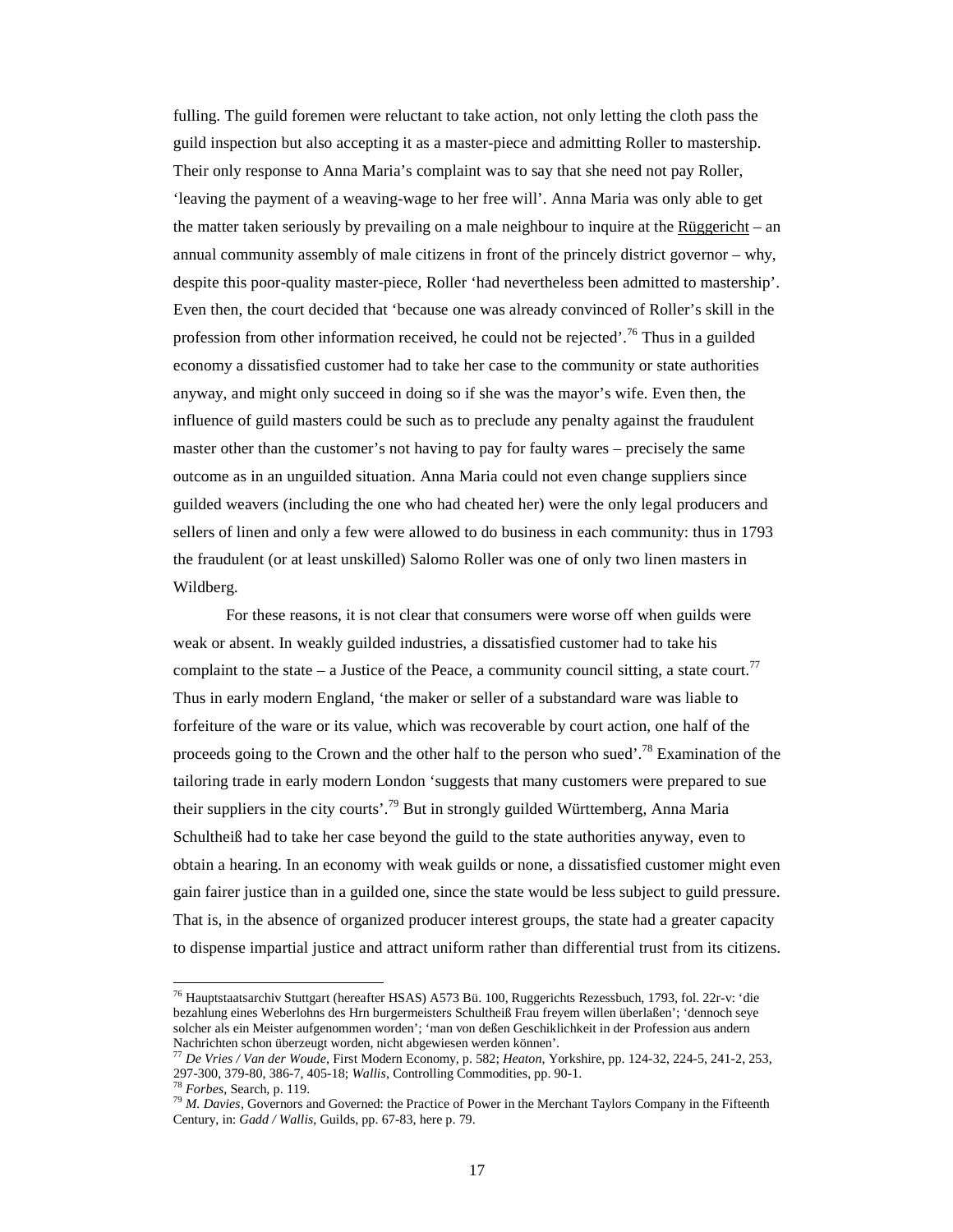fulling. The guild foremen were reluctant to take action, not only letting the cloth pass the guild inspection but also accepting it as a master-piece and admitting Roller to mastership. Their only response to Anna Maria's complaint was to say that she need not pay Roller, 'leaving the payment of a weaving-wage to her free will'. Anna Maria was only able to get the matter taken seriously by prevailing on a male neighbour to inquire at the Rüggericht – an annual community assembly of male citizens in front of the princely district governor – why, despite this poor-quality master-piece, Roller 'had nevertheless been admitted to mastership'. Even then, the court decided that 'because one was already convinced of Roller's skill in the profession from other information received, he could not be rejected'.[76] Thus in a guilded economy a dissatisfied customer had to take her case to the community or state authorities anyway, and might only succeed in doing so if she was the mayor's wife. Even then, the influence of guild masters could be such as to preclude any penalty against the fraudulent master other than the customer's not having to pay for faulty wares – precisely the same outcome as in an unguilded situation. Anna Maria could not even change suppliers since guilded weavers (including the one who had cheated her) were the only legal producers and sellers of linen and only a few were allowed to do business in each community: thus in 1793 the fraudulent (or at least unskilled) Salomo Roller was one of only two linen masters in Wildberg.

For these reasons, it is not clear that consumers were worse off when guilds were weak or absent. In weakly guilded industries, a dissatisfied customer had to take his complaint to the state – a Justice of the Peace, a community council sitting, a state court.[77] Thus in early modern England, 'the maker or seller of a substandard ware was liable to forfeiture of the ware or its value, which was recoverable by court action, one half of the proceeds going to the Crown and the other half to the person who sued'.[78] Examination of the tailoring trade in early modern London 'suggests that many customers were prepared to sue their suppliers in the city courts'.[79] But in strongly guilded Württemberg, Anna Maria Schultheiß had to take her case beyond the guild to the state authorities anyway, even to obtain a hearing. In an economy with weak guilds or none, a dissatisfied customer might even gain fairer justice than in a guilded one, since the state would be less subject to guild pressure. That is, in the absence of organized producer interest groups, the state had a greater capacity to dispense impartial justice and attract uniform rather than differential trust from its citizens.

---

[76] Hauptstaatsarchiv Stuttgart (hereafter HSAS) A573 Bü. 100, Ruggerichts Rezessbuch, 1793, fol. 22r-v: 'die bezahlung eines Weberlohns des Hrn burgermeisters Schultheiß Frau freyem willen überlaßen'; 'dennoch seye solcher als ein Meister aufgenommen worden'; 'man von deßen Geschiklichkeit in der Profession aus andern Nachrichten schon überzeugt worden, nicht abgewiesen werden können'.

[77] *De Vries / Van der Woude*, First Modern Economy, p. 582; *Heaton*, Yorkshire, pp. 124-32, 224-5, 241-2, 253, 297-300, 379-80, 386-7, 405-18; *Wallis*, Controlling Commodities, pp. 90-1.

[78] *Forbes*, Search, p. 119.

[79] *M. Davies*, Governors and Governed: the Practice of Power in the Merchant Taylors Company in the Fifteenth Century, in: *Gadd / Wallis*, Guilds, pp. 67-83, here p. 79.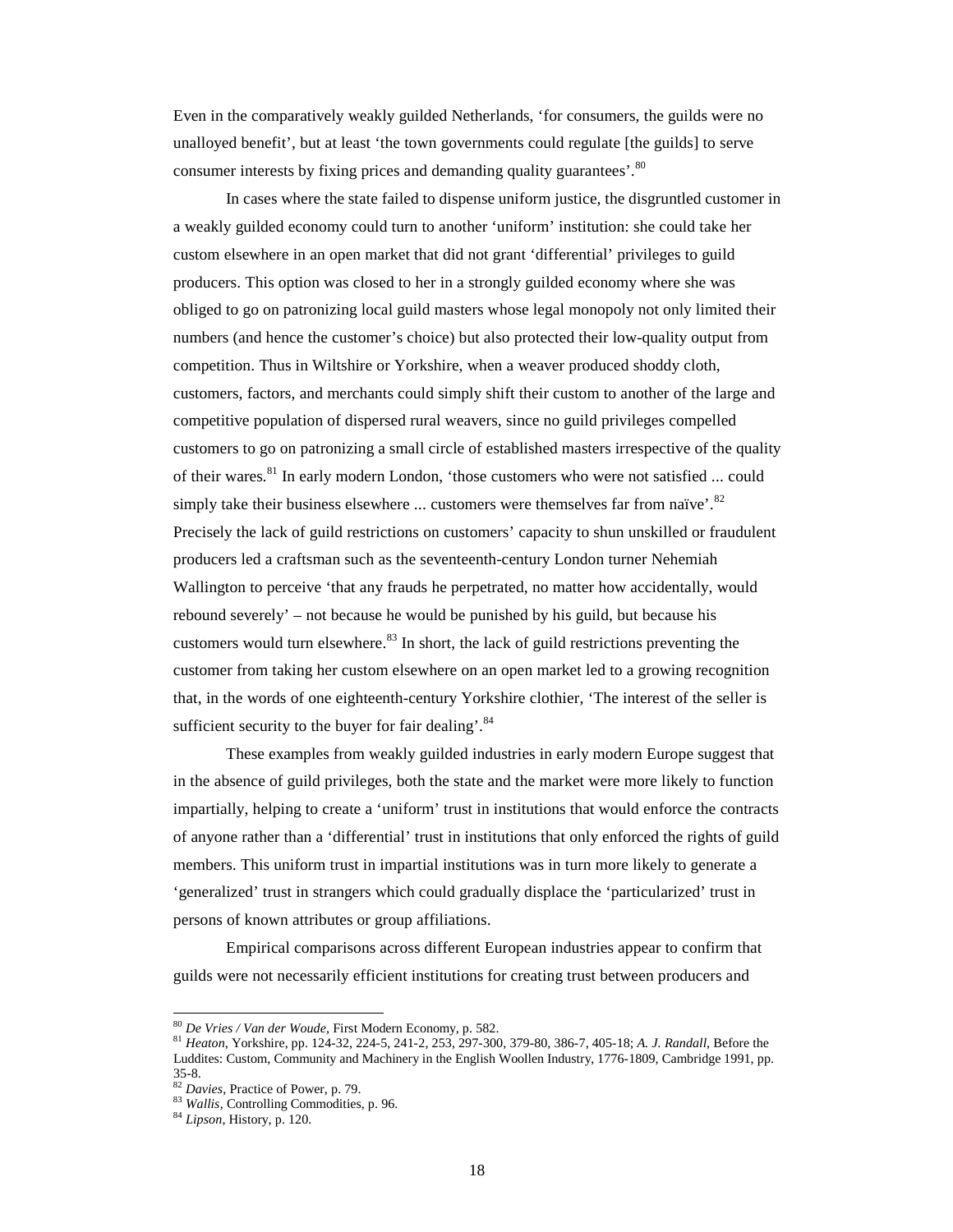Even in the comparatively weakly guilded Netherlands, 'for consumers, the guilds were no unalloyed benefit', but at least 'the town governments could regulate [the guilds] to serve consumer interests by fixing prices and demanding quality guarantees'.[80]

In cases where the state failed to dispense uniform justice, the disgruntled customer in a weakly guilded economy could turn to another 'uniform' institution: she could take her custom elsewhere in an open market that did not grant 'differential' privileges to guild producers. This option was closed to her in a strongly guilded economy where she was obliged to go on patronizing local guild masters whose legal monopoly not only limited their numbers (and hence the customer's choice) but also protected their low-quality output from competition. Thus in Wiltshire or Yorkshire, when a weaver produced shoddy cloth, customers, factors, and merchants could simply shift their custom to another of the large and competitive population of dispersed rural weavers, since no guild privileges compelled customers to go on patronizing a small circle of established masters irrespective of the quality of their wares.[81] In early modern London, 'those customers who were not satisfied ... could simply take their business elsewhere ... customers were themselves far from naïve'.[82] Precisely the lack of guild restrictions on customers' capacity to shun unskilled or fraudulent producers led a craftsman such as the seventeenth-century London turner Nehemiah Wallington to perceive 'that any frauds he perpetrated, no matter how accidentally, would rebound severely' – not because he would be punished by his guild, but because his customers would turn elsewhere.[83] In short, the lack of guild restrictions preventing the customer from taking her custom elsewhere on an open market led to a growing recognition that, in the words of one eighteenth-century Yorkshire clothier, 'The interest of the seller is sufficient security to the buyer for fair dealing'.[84]

These examples from weakly guilded industries in early modern Europe suggest that in the absence of guild privileges, both the state and the market were more likely to function impartially, helping to create a 'uniform' trust in institutions that would enforce the contracts of anyone rather than a 'differential' trust in institutions that only enforced the rights of guild members. This uniform trust in impartial institutions was in turn more likely to generate a 'generalized' trust in strangers which could gradually displace the 'particularized' trust in persons of known attributes or group affiliations.

Empirical comparisons across different European industries appear to confirm that guilds were not necessarily efficient institutions for creating trust between producers and

---

[80] *De Vries / Van der Woude*, First Modern Economy, p. 582.

[81] *Heaton*, Yorkshire, pp. 124-32, 224-5, 241-2, 253, 297-300, 379-80, 386-7, 405-18; *A. J. Randall*, Before the Luddites: Custom, Community and Machinery in the English Woollen Industry, 1776-1809, Cambridge 1991, pp. 35-8.

[82] *Davies*, Practice of Power, p. 79.

[83] *Wallis*, Controlling Commodities, p. 96.

[84] *Lipson*, History, p. 120.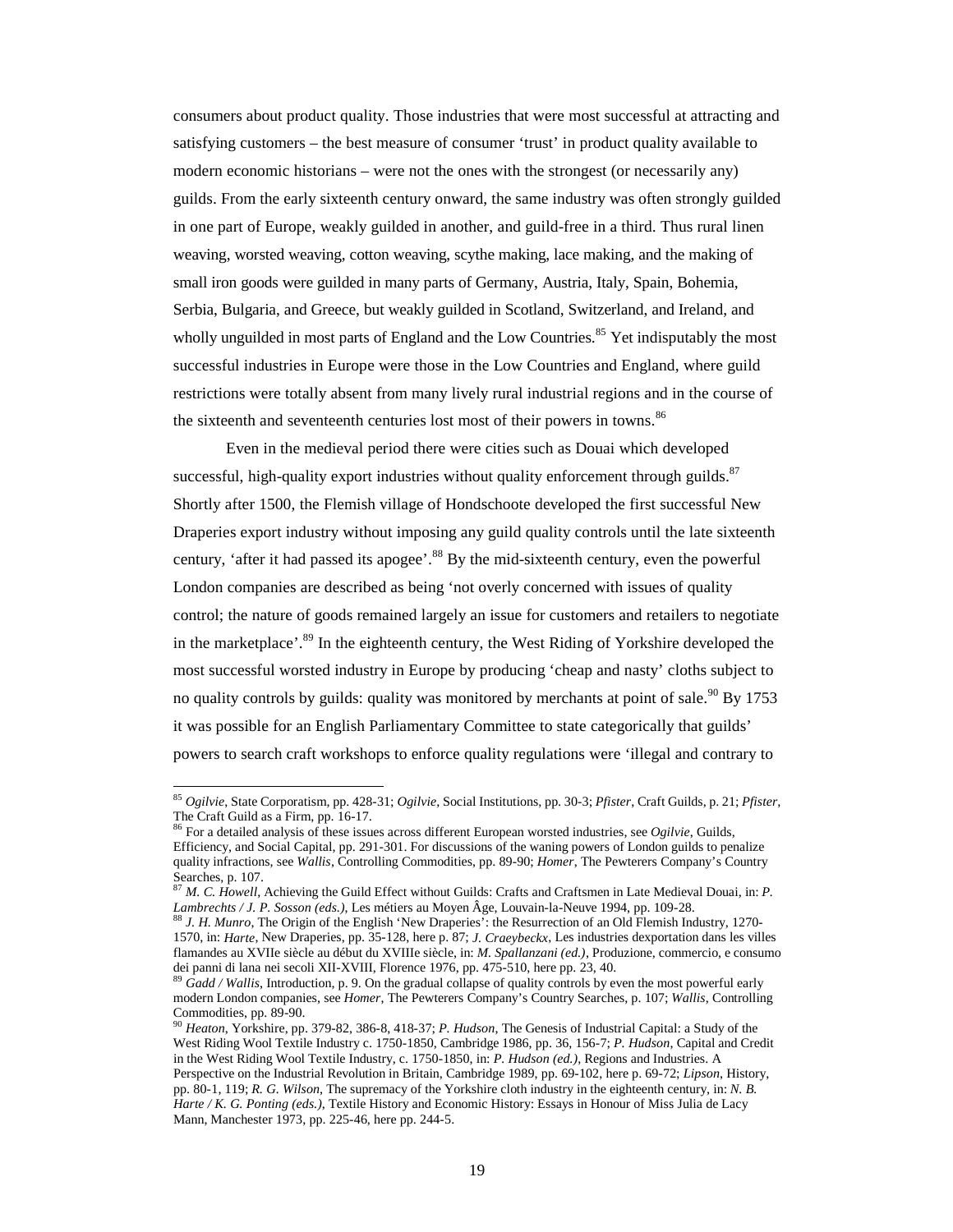consumers about product quality. Those industries that were most successful at attracting and satisfying customers – the best measure of consumer 'trust' in product quality available to modern economic historians – were not the ones with the strongest (or necessarily any) guilds. From the early sixteenth century onward, the same industry was often strongly guilded in one part of Europe, weakly guilded in another, and guild-free in a third. Thus rural linen weaving, worsted weaving, cotton weaving, scythe making, lace making, and the making of small iron goods were guilded in many parts of Germany, Austria, Italy, Spain, Bohemia, Serbia, Bulgaria, and Greece, but weakly guilded in Scotland, Switzerland, and Ireland, and wholly unguilded in most parts of England and the Low Countries.[85] Yet indisputably the most successful industries in Europe were those in the Low Countries and England, where guild restrictions were totally absent from many lively rural industrial regions and in the course of the sixteenth and seventeenth centuries lost most of their powers in towns.[86]

Even in the medieval period there were cities such as Douai which developed successful, high-quality export industries without quality enforcement through guilds.[87] Shortly after 1500, the Flemish village of Hondschoote developed the first successful New Draperies export industry without imposing any guild quality controls until the late sixteenth century, 'after it had passed its apogee'.[88] By the mid-sixteenth century, even the powerful London companies are described as being 'not overly concerned with issues of quality control; the nature of goods remained largely an issue for customers and retailers to negotiate in the marketplace'.[89] In the eighteenth century, the West Riding of Yorkshire developed the most successful worsted industry in Europe by producing 'cheap and nasty' cloths subject to no quality controls by guilds: quality was monitored by merchants at point of sale.[90] By 1753 it was possible for an English Parliamentary Committee to state categorically that guilds' powers to search craft workshops to enforce quality regulations were 'illegal and contrary to

---

[85] *Ogilvie*, State Corporatism, pp. 428-31; *Ogilvie*, Social Institutions, pp. 30-3; *Pfister*, Craft Guilds, p. 21; *Pfister*, The Craft Guild as a Firm, pp. 16-17.

[86] For a detailed analysis of these issues across different European worsted industries, see *Ogilvie*, Guilds, Efficiency, and Social Capital, pp. 291-301. For discussions of the waning powers of London guilds to penalize quality infractions, see *Wallis*, Controlling Commodities, pp. 89-90; *Homer*, The Pewterers Company's Country Searches, p. 107.

[87] *M. C. Howell*, Achieving the Guild Effect without Guilds: Crafts and Craftsmen in Late Medieval Douai, in: *P. Lambrechts / J. P. Sosson (eds.)*, Les métiers au Moyen Âge, Louvain-la-Neuve 1994, pp. 109-28.

[88] *J. H. Munro*, The Origin of the English 'New Draperies': the Resurrection of an Old Flemish Industry, 1270-1570, in: *Harte*, New Draperies, pp. 35-128, here p. 87; *J. Craeybeckx*, Les industries dexportation dans les villes flamandes au XVIIe siècle au début du XVIIIe siècle, in: *M. Spallanzani (ed.)*, Produzione, commercio, e consumo dei panni di lana nei secoli XII-XVIII, Florence 1976, pp. 475-510, here pp. 23, 40.

[89] *Gadd / Wallis*, Introduction, p. 9. On the gradual collapse of quality controls by even the most powerful early modern London companies, see *Homer*, The Pewterers Company's Country Searches, p. 107; *Wallis*, Controlling Commodities, pp. 89-90.

[90] *Heaton*, Yorkshire, pp. 379-82, 386-8, 418-37; *P. Hudson*, The Genesis of Industrial Capital: a Study of the West Riding Wool Textile Industry c. 1750-1850, Cambridge 1986, pp. 36, 156-7; *P. Hudson*, Capital and Credit in the West Riding Wool Textile Industry, c. 1750-1850, in: *P. Hudson (ed.)*, Regions and Industries. A Perspective on the Industrial Revolution in Britain, Cambridge 1989, pp. 69-102, here p. 69-72; *Lipson*, History, pp. 80-1, 119; *R. G. Wilson*, The supremacy of the Yorkshire cloth industry in the eighteenth century, in: *N. B. Harte / K. G. Ponting (eds.)*, Textile History and Economic History: Essays in Honour of Miss Julia de Lacy Mann, Manchester 1973, pp. 225-46, here pp. 244-5.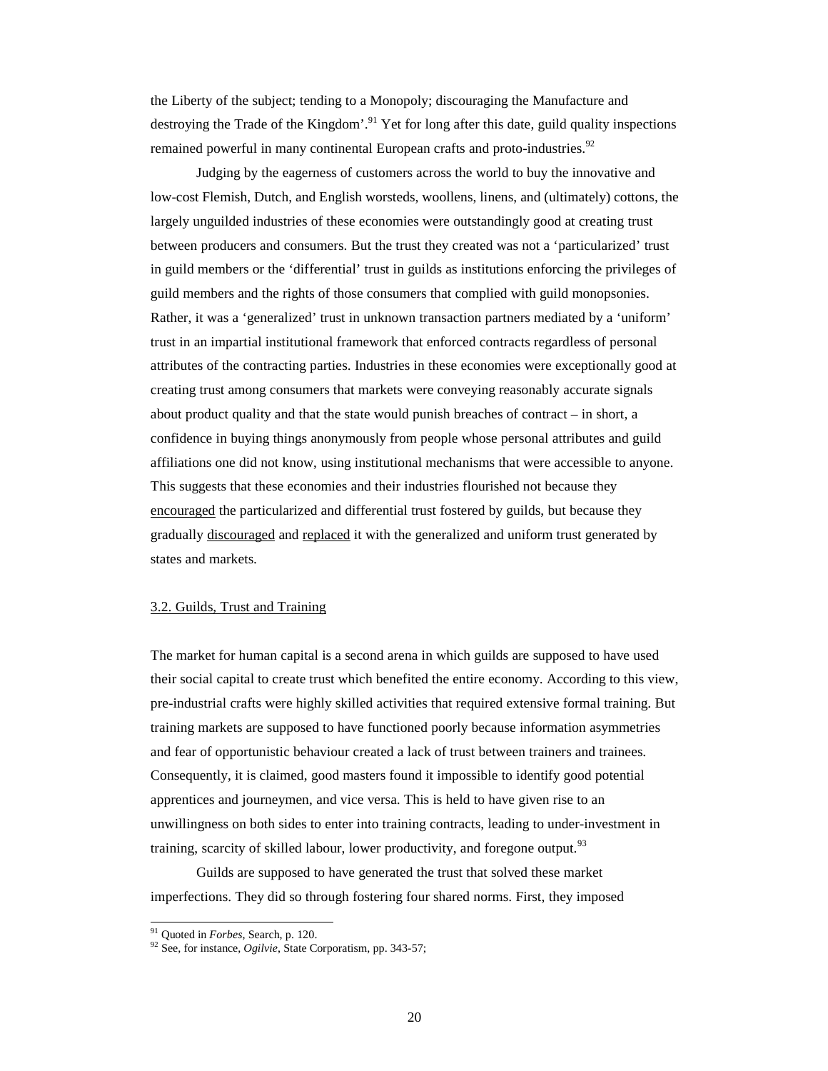the Liberty of the subject; tending to a Monopoly; discouraging the Manufacture and destroying the Trade of the Kingdom'.[91] Yet for long after this date, guild quality inspections remained powerful in many continental European crafts and proto-industries.[92]

Judging by the eagerness of customers across the world to buy the innovative and low-cost Flemish, Dutch, and English worsteds, woollens, linens, and (ultimately) cottons, the largely unguilded industries of these economies were outstandingly good at creating trust between producers and consumers. But the trust they created was not a 'particularized' trust in guild members or the 'differential' trust in guilds as institutions enforcing the privileges of guild members and the rights of those consumers that complied with guild monopsonies. Rather, it was a 'generalized' trust in unknown transaction partners mediated by a 'uniform' trust in an impartial institutional framework that enforced contracts regardless of personal attributes of the contracting parties. Industries in these economies were exceptionally good at creating trust among consumers that markets were conveying reasonably accurate signals about product quality and that the state would punish breaches of contract – in short, a confidence in buying things anonymously from people whose personal attributes and guild affiliations one did not know, using institutional mechanisms that were accessible to anyone. This suggests that these economies and their industries flourished not because they <u>encouraged</u> the particularized and differential trust fostered by guilds, but because they gradually <u>discouraged</u> and <u>replaced</u> it with the generalized and uniform trust generated by states and markets.

## 3.2. Guilds, Trust and Training

The market for human capital is a second arena in which guilds are supposed to have used their social capital to create trust which benefited the entire economy. According to this view, pre-industrial crafts were highly skilled activities that required extensive formal training. But training markets are supposed to have functioned poorly because information asymmetries and fear of opportunistic behaviour created a lack of trust between trainers and trainees. Consequently, it is claimed, good masters found it impossible to identify good potential apprentices and journeymen, and vice versa. This is held to have given rise to an unwillingness on both sides to enter into training contracts, leading to under-investment in training, scarcity of skilled labour, lower productivity, and foregone output.[93]

Guilds are supposed to have generated the trust that solved these market imperfections. They did so through fostering four shared norms. First, they imposed

[91] Quoted in *Forbes*, Search, p. 120.

[92] See, for instance, *Ogilvie*, State Corporatism, pp. 343-57;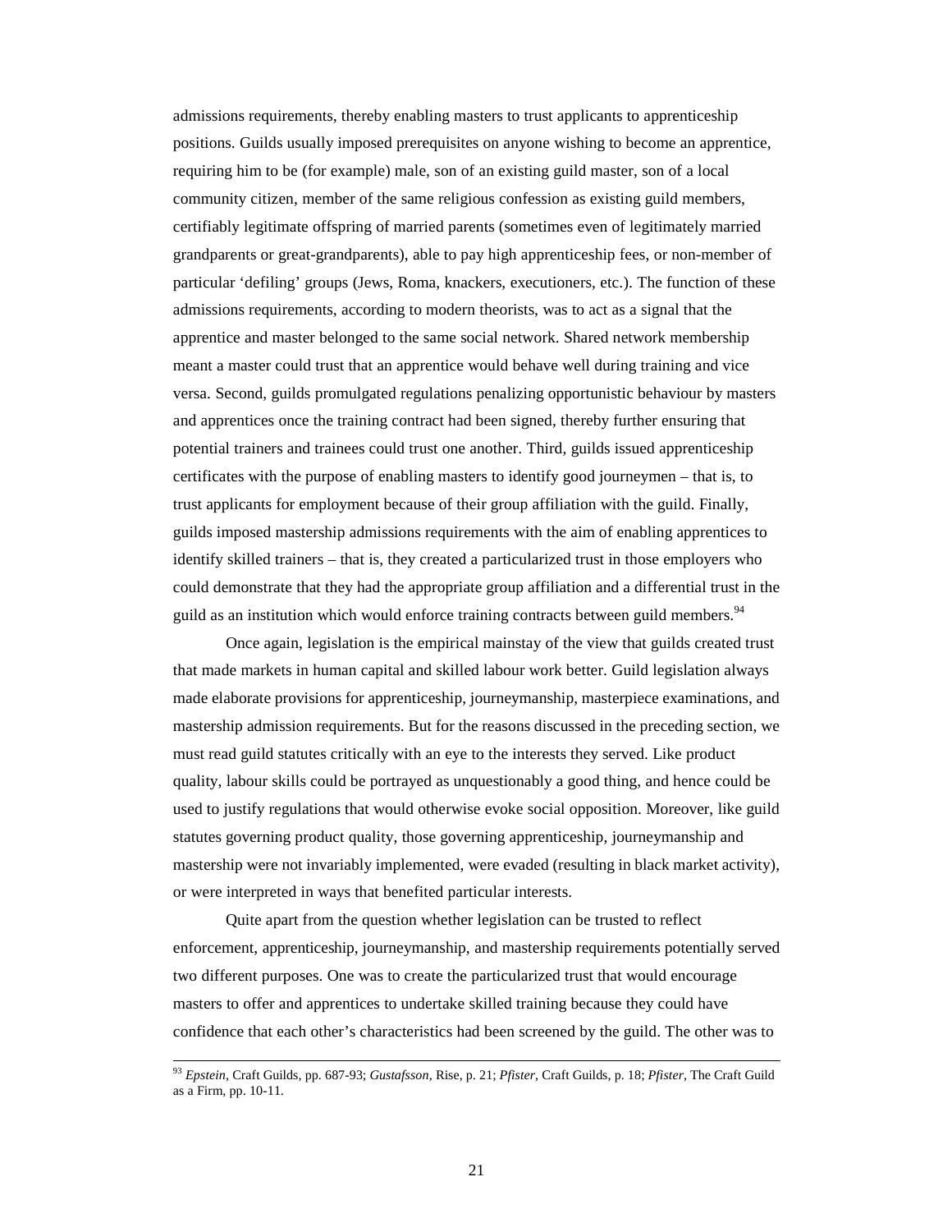admissions requirements, thereby enabling masters to trust applicants to apprenticeship positions. Guilds usually imposed prerequisites on anyone wishing to become an apprentice, requiring him to be (for example) male, son of an existing guild master, son of a local community citizen, member of the same religious confession as existing guild members, certifiably legitimate offspring of married parents (sometimes even of legitimately married grandparents or great-grandparents), able to pay high apprenticeship fees, or non-member of particular 'defiling' groups (Jews, Roma, knackers, executioners, etc.). The function of these admissions requirements, according to modern theorists, was to act as a signal that the apprentice and master belonged to the same social network. Shared network membership meant a master could trust that an apprentice would behave well during training and vice versa. Second, guilds promulgated regulations penalizing opportunistic behaviour by masters and apprentices once the training contract had been signed, thereby further ensuring that potential trainers and trainees could trust one another. Third, guilds issued apprenticeship certificates with the purpose of enabling masters to identify good journeymen – that is, to trust applicants for employment because of their group affiliation with the guild. Finally, guilds imposed mastership admissions requirements with the aim of enabling apprentices to identify skilled trainers – that is, they created a particularized trust in those employers who could demonstrate that they had the appropriate group affiliation and a differential trust in the guild as an institution which would enforce training contracts between guild members.[94]

Once again, legislation is the empirical mainstay of the view that guilds created trust that made markets in human capital and skilled labour work better. Guild legislation always made elaborate provisions for apprenticeship, journeymanship, masterpiece examinations, and mastership admission requirements. But for the reasons discussed in the preceding section, we must read guild statutes critically with an eye to the interests they served. Like product quality, labour skills could be portrayed as unquestionably a good thing, and hence could be used to justify regulations that would otherwise evoke social opposition. Moreover, like guild statutes governing product quality, those governing apprenticeship, journeymanship and mastership were not invariably implemented, were evaded (resulting in black market activity), or were interpreted in ways that benefited particular interests.

Quite apart from the question whether legislation can be trusted to reflect enforcement, apprenticeship, journeymanship, and mastership requirements potentially served two different purposes. One was to create the particularized trust that would encourage masters to offer and apprentices to undertake skilled training because they could have confidence that each other's characteristics had been screened by the guild. The other was to

---

[93] *Epstein*, Craft Guilds, pp. 687-93; *Gustafsson*, Rise, p. 21; *Pfister*, Craft Guilds, p. 18; *Pfister*, The Craft Guild as a Firm, pp. 10-11.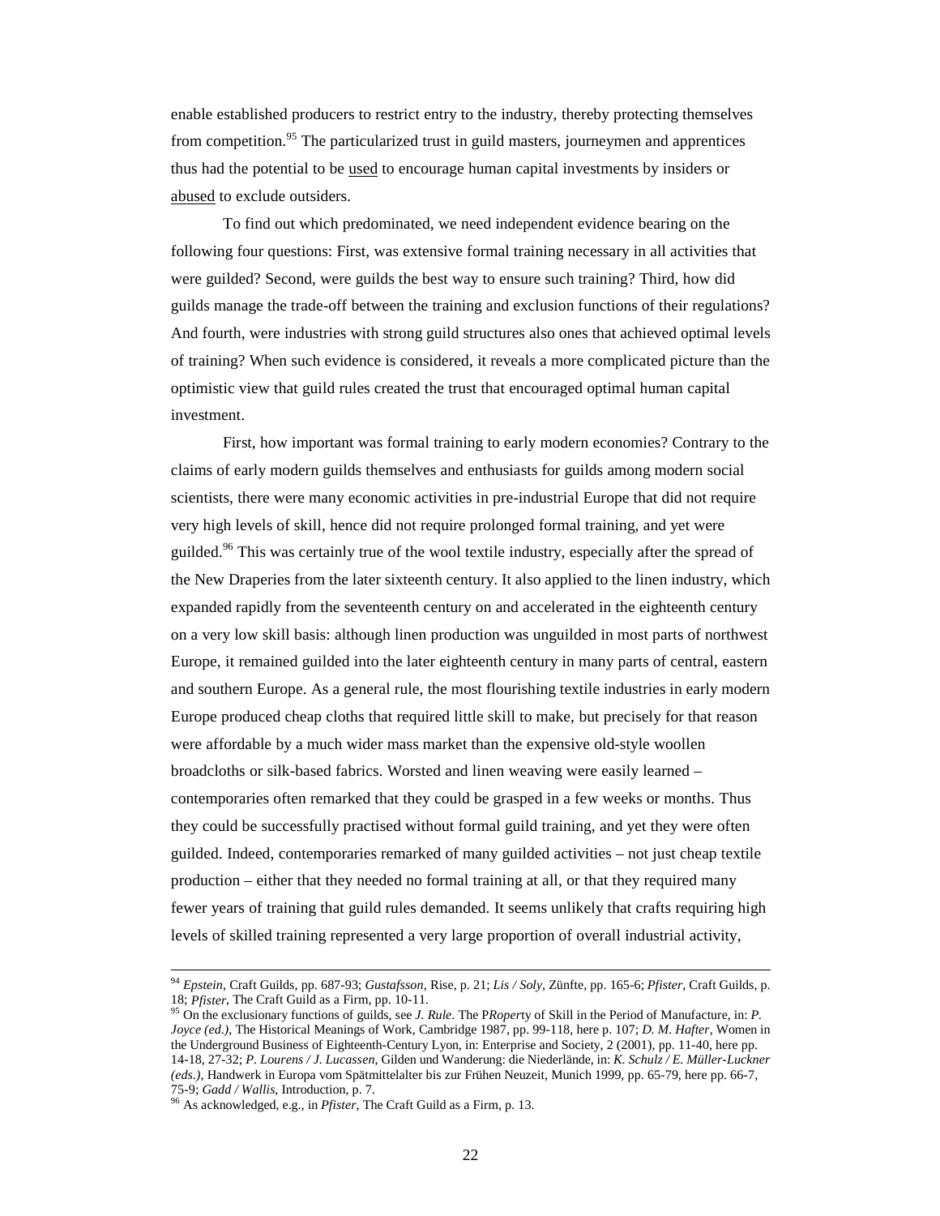enable established producers to restrict entry to the industry, thereby protecting themselves from competition.[95] The particularized trust in guild masters, journeymen and apprentices thus had the potential to be used to encourage human capital investments by insiders or abused to exclude outsiders.

To find out which predominated, we need independent evidence bearing on the following four questions: First, was extensive formal training necessary in all activities that were guilded? Second, were guilds the best way to ensure such training? Third, how did guilds manage the trade-off between the training and exclusion functions of their regulations? And fourth, were industries with strong guild structures also ones that achieved optimal levels of training? When such evidence is considered, it reveals a more complicated picture than the optimistic view that guild rules created the trust that encouraged optimal human capital investment.

First, how important was formal training to early modern economies? Contrary to the claims of early modern guilds themselves and enthusiasts for guilds among modern social scientists, there were many economic activities in pre-industrial Europe that did not require very high levels of skill, hence did not require prolonged formal training, and yet were guilded.[96] This was certainly true of the wool textile industry, especially after the spread of the New Draperies from the later sixteenth century. It also applied to the linen industry, which expanded rapidly from the seventeenth century on and accelerated in the eighteenth century on a very low skill basis: although linen production was unguilded in most parts of northwest Europe, it remained guilded into the later eighteenth century in many parts of central, eastern and southern Europe. As a general rule, the most flourishing textile industries in early modern Europe produced cheap cloths that required little skill to make, but precisely for that reason were affordable by a much wider mass market than the expensive old-style woollen broadcloths or silk-based fabrics. Worsted and linen weaving were easily learned – contemporaries often remarked that they could be grasped in a few weeks or months. Thus they could be successfully practised without formal guild training, and yet they were often guilded. Indeed, contemporaries remarked of many guilded activities – not just cheap textile production – either that they needed no formal training at all, or that they required many fewer years of training that guild rules demanded. It seems unlikely that crafts requiring high levels of skilled training represented a very large proportion of overall industrial activity,

---

[94] *Epstein*, Craft Guilds, pp. 687-93; *Gustafsson*, Rise, p. 21; *Lis / Soly*, Zünfte, pp. 165-6; *Pfister*, Craft Guilds, p. 18; *Pfister*, The Craft Guild as a Firm, pp. 10-11.

[95] On the exclusionary functions of guilds, see *J. Rule*. The PRoperty of Skill in the Period of Manufacture, in: *P. Joyce (ed.)*, The Historical Meanings of Work, Cambridge 1987, pp. 99-118, here p. 107; *D. M. Hafter*, Women in the Underground Business of Eighteenth-Century Lyon, in: Enterprise and Society, 2 (2001), pp. 11-40, here pp. 14-18, 27-32; *P. Lourens / J. Lucassen*, Gilden und Wanderung: die Niederlände, in: *K. Schulz / E. Müller-Luckner (eds.)*, Handwerk in Europa vom Spätmittelalter bis zur Frühen Neuzeit, Munich 1999, pp. 65-79, here pp. 66-7, 75-9; *Gadd / Wallis*, Introduction, p. 7.

[96] As acknowledged, e.g., in *Pfister*, The Craft Guild as a Firm, p. 13.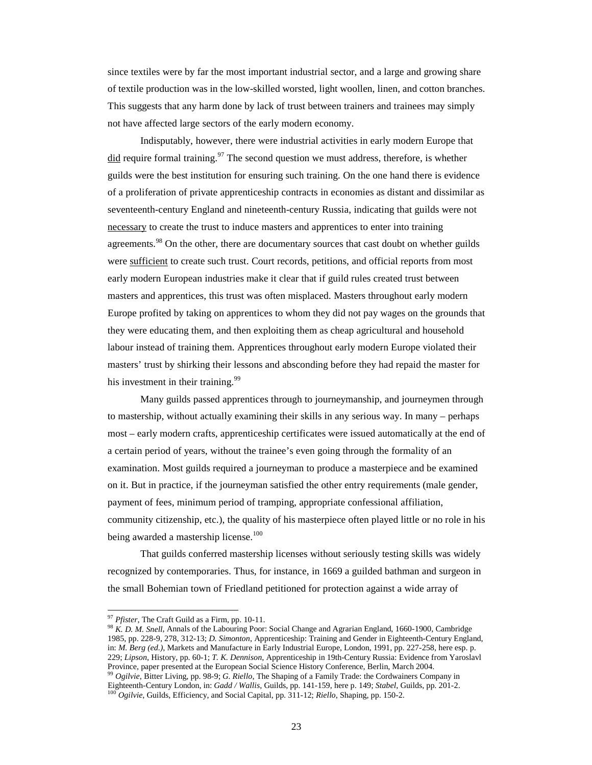since textiles were by far the most important industrial sector, and a large and growing share of textile production was in the low-skilled worsted, light woollen, linen, and cotton branches. This suggests that any harm done by lack of trust between trainers and trainees may simply not have affected large sectors of the early modern economy.

Indisputably, however, there were industrial activities in early modern Europe that did require formal training.[97] The second question we must address, therefore, is whether guilds were the best institution for ensuring such training. On the one hand there is evidence of a proliferation of private apprenticeship contracts in economies as distant and dissimilar as seventeenth-century England and nineteenth-century Russia, indicating that guilds were not necessary to create the trust to induce masters and apprentices to enter into training agreements.[98] On the other, there are documentary sources that cast doubt on whether guilds were sufficient to create such trust. Court records, petitions, and official reports from most early modern European industries make it clear that if guild rules created trust between masters and apprentices, this trust was often misplaced. Masters throughout early modern Europe profited by taking on apprentices to whom they did not pay wages on the grounds that they were educating them, and then exploiting them as cheap agricultural and household labour instead of training them. Apprentices throughout early modern Europe violated their masters' trust by shirking their lessons and absconding before they had repaid the master for his investment in their training.[99]

Many guilds passed apprentices through to journeymanship, and journeymen through to mastership, without actually examining their skills in any serious way. In many – perhaps most – early modern crafts, apprenticeship certificates were issued automatically at the end of a certain period of years, without the trainee's even going through the formality of an examination. Most guilds required a journeyman to produce a masterpiece and be examined on it. But in practice, if the journeyman satisfied the other entry requirements (male gender, payment of fees, minimum period of tramping, appropriate confessional affiliation, community citizenship, etc.), the quality of his masterpiece often played little or no role in his being awarded a mastership license.[100]

That guilds conferred mastership licenses without seriously testing skills was widely recognized by contemporaries. Thus, for instance, in 1669 a guilded bathman and surgeon in the small Bohemian town of Friedland petitioned for protection against a wide array of

---

[97] *Pfister*, The Craft Guild as a Firm, pp. 10-11.

[98] *K. D. M. Snell*, Annals of the Labouring Poor: Social Change and Agrarian England, 1660-1900, Cambridge 1985, pp. 228-9, 278, 312-13; *D. Simonton*, Apprenticeship: Training and Gender in Eighteenth-Century England, in: *M. Berg (ed.)*, Markets and Manufacture in Early Industrial Europe, London, 1991, pp. 227-258, here esp. p. 229; *Lipson*, History, pp. 60-1; *T. K. Dennison*, Apprenticeship in 19th-Century Russia: Evidence from Yaroslavl Province, paper presented at the European Social Science History Conference, Berlin, March 2004.

[99] *Ogilvie*, Bitter Living, pp. 98-9; *G. Riello*, The Shaping of a Family Trade: the Cordwainers Company in Eighteenth-Century London, in: *Gadd / Wallis*, Guilds, pp. 141-159, here p. 149; *Stabel*, Guilds, pp. 201-2.

[100] *Ogilvie*, Guilds, Efficiency, and Social Capital, pp. 311-12; *Riello*, Shaping, pp. 150-2.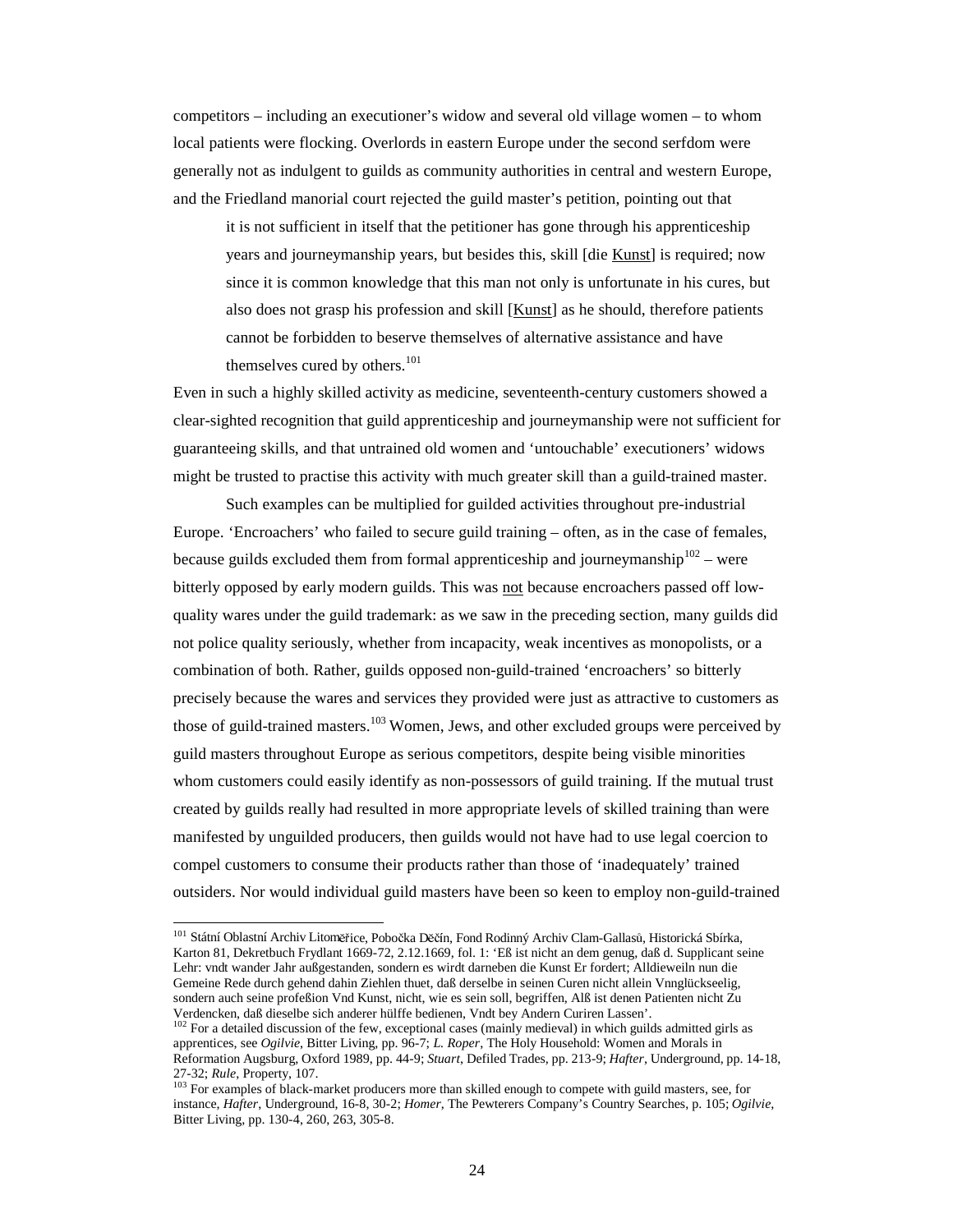competitors – including an executioner's widow and several old village women – to whom local patients were flocking. Overlords in eastern Europe under the second serfdom were generally not as indulgent to guilds as community authorities in central and western Europe, and the Friedland manorial court rejected the guild master's petition, pointing out that

> it is not sufficient in itself that the petitioner has gone through his apprenticeship years and journeymanship years, but besides this, skill [die Kunst] is required; now since it is common knowledge that this man not only is unfortunate in his cures, but also does not grasp his profession and skill [Kunst] as he should, therefore patients cannot be forbidden to beserve themselves of alternative assistance and have themselves cured by others.[101]

Even in such a highly skilled activity as medicine, seventeenth-century customers showed a clear-sighted recognition that guild apprenticeship and journeymanship were not sufficient for guaranteeing skills, and that untrained old women and 'untouchable' executioners' widows might be trusted to practise this activity with much greater skill than a guild-trained master.

Such examples can be multiplied for guilded activities throughout pre-industrial Europe. 'Encroachers' who failed to secure guild training – often, as in the case of females, because guilds excluded them from formal apprenticeship and journeymanship[102] – were bitterly opposed by early modern guilds. This was not because encroachers passed off low-quality wares under the guild trademark: as we saw in the preceding section, many guilds did not police quality seriously, whether from incapacity, weak incentives as monopolists, or a combination of both. Rather, guilds opposed non-guild-trained 'encroachers' so bitterly precisely because the wares and services they provided were just as attractive to customers as those of guild-trained masters.[103] Women, Jews, and other excluded groups were perceived by guild masters throughout Europe as serious competitors, despite being visible minorities whom customers could easily identify as non-possessors of guild training. If the mutual trust created by guilds really had resulted in more appropriate levels of skilled training than were manifested by unguilded producers, then guilds would not have had to use legal coercion to compel customers to consume their products rather than those of 'inadequately' trained outsiders. Nor would individual guild masters have been so keen to employ non-guild-trained

---

[101] Státní Oblastní Archiv Litoměřice, Pobočka Děčín, Fond Rodinný Archiv Clam-Gallasů, Historická Sbírka, Karton 81, Dekretbuch Frydlant 1669-72, 2.12.1669, fol. 1: 'Eß ist nicht an dem genug, daß d. Supplicant seine Lehr: vndt wander Jahr außgestanden, sondern es wirdt darneben die Kunst Er fordert; Alldieweiln nun die Gemeine Rede durch gehend dahin Ziehlen thuet, daß derselbe in seinen Curen nicht allein Vnnglückseelig, sondern auch seine profeßion Vnd Kunst, nicht, wie es sein soll, begriffen, Alß ist denen Patienten nicht Zu Verdencken, daß dieselbe sich anderer hülffe bedienen, Vndt bey Andern Curiren Lassen'.

[102] For a detailed discussion of the few, exceptional cases (mainly medieval) in which guilds admitted girls as apprentices, see *Ogilvie*, Bitter Living, pp. 96-7; *L. Roper*, The Holy Household: Women and Morals in Reformation Augsburg, Oxford 1989, pp. 44-9; *Stuart*, Defiled Trades, pp. 213-9; *Hafter*, Underground, pp. 14-18, 27-32; *Rule*, Property, 107.

[103] For examples of black-market producers more than skilled enough to compete with guild masters, see, for instance, *Hafter*, Underground, 16-8, 30-2; *Homer*, The Pewterers Company's Country Searches, p. 105; *Ogilvie*, Bitter Living, pp. 130-4, 260, 263, 305-8.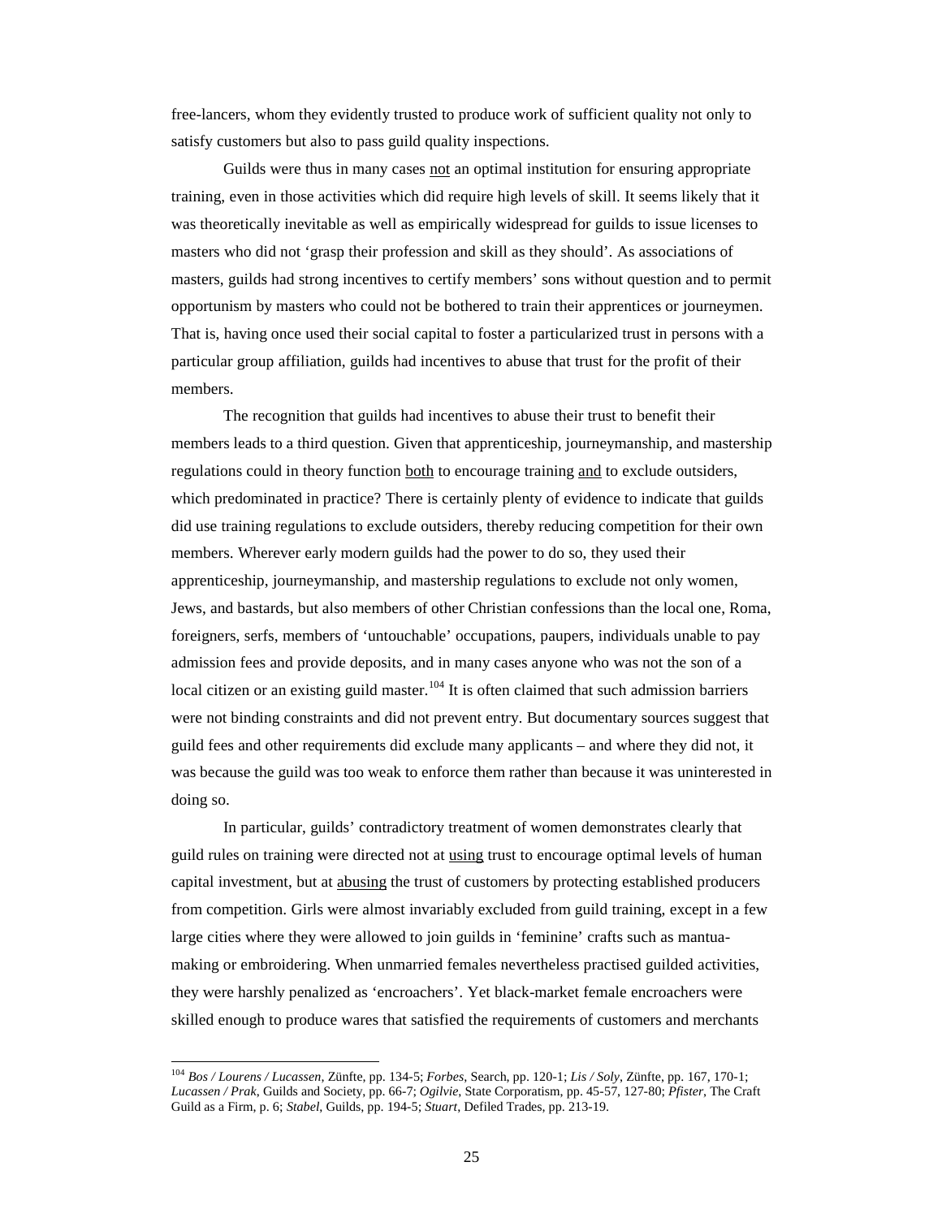free-lancers, whom they evidently trusted to produce work of sufficient quality not only to satisfy customers but also to pass guild quality inspections.

Guilds were thus in many cases not an optimal institution for ensuring appropriate training, even in those activities which did require high levels of skill. It seems likely that it was theoretically inevitable as well as empirically widespread for guilds to issue licenses to masters who did not 'grasp their profession and skill as they should'. As associations of masters, guilds had strong incentives to certify members' sons without question and to permit opportunism by masters who could not be bothered to train their apprentices or journeymen. That is, having once used their social capital to foster a particularized trust in persons with a particular group affiliation, guilds had incentives to abuse that trust for the profit of their members.

The recognition that guilds had incentives to abuse their trust to benefit their members leads to a third question. Given that apprenticeship, journeymanship, and mastership regulations could in theory function both to encourage training and to exclude outsiders, which predominated in practice? There is certainly plenty of evidence to indicate that guilds did use training regulations to exclude outsiders, thereby reducing competition for their own members. Wherever early modern guilds had the power to do so, they used their apprenticeship, journeymanship, and mastership regulations to exclude not only women, Jews, and bastards, but also members of other Christian confessions than the local one, Roma, foreigners, serfs, members of 'untouchable' occupations, paupers, individuals unable to pay admission fees and provide deposits, and in many cases anyone who was not the son of a local citizen or an existing guild master.[104] It is often claimed that such admission barriers were not binding constraints and did not prevent entry. But documentary sources suggest that guild fees and other requirements did exclude many applicants – and where they did not, it was because the guild was too weak to enforce them rather than because it was uninterested in doing so.

In particular, guilds' contradictory treatment of women demonstrates clearly that guild rules on training were directed not at using trust to encourage optimal levels of human capital investment, but at abusing the trust of customers by protecting established producers from competition. Girls were almost invariably excluded from guild training, except in a few large cities where they were allowed to join guilds in 'feminine' crafts such as mantua-making or embroidering. When unmarried females nevertheless practised guilded activities, they were harshly penalized as 'encroachers'. Yet black-market female encroachers were skilled enough to produce wares that satisfied the requirements of customers and merchants

[104] *Bos / Lourens / Lucassen*, Zünfte, pp. 134-5; *Forbes*, Search, pp. 120-1; *Lis / Soly*, Zünfte, pp. 167, 170-1; *Lucassen / Prak*, Guilds and Society, pp. 66-7; *Ogilvie*, State Corporatism, pp. 45-57, 127-80; *Pfister*, The Craft Guild as a Firm, p. 6; *Stabel*, Guilds, pp. 194-5; *Stuart*, Defiled Trades, pp. 213-19.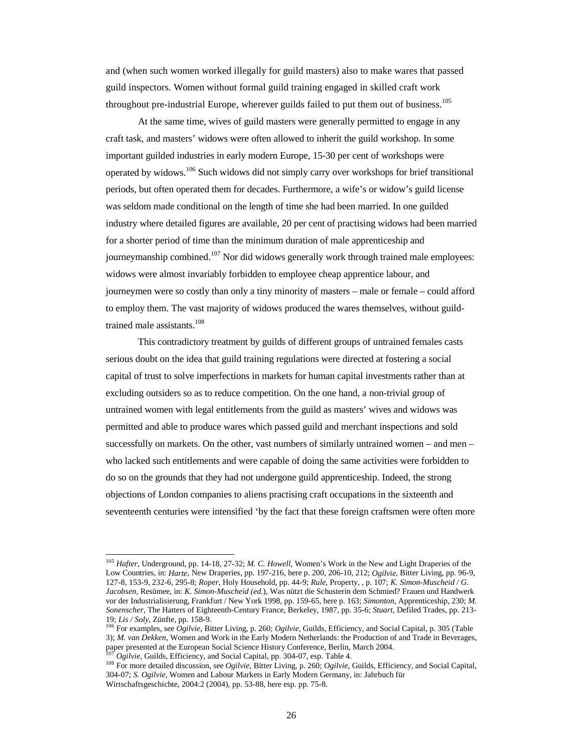and (when such women worked illegally for guild masters) also to make wares that passed guild inspectors. Women without formal guild training engaged in skilled craft work throughout pre-industrial Europe, wherever guilds failed to put them out of business.[105]

At the same time, wives of guild masters were generally permitted to engage in any craft task, and masters' widows were often allowed to inherit the guild workshop. In some important guilded industries in early modern Europe, 15-30 per cent of workshops were operated by widows.[106] Such widows did not simply carry over workshops for brief transitional periods, but often operated them for decades. Furthermore, a wife's or widow's guild license was seldom made conditional on the length of time she had been married. In one guilded industry where detailed figures are available, 20 per cent of practising widows had been married for a shorter period of time than the minimum duration of male apprenticeship and journeymanship combined.[107] Nor did widows generally work through trained male employees: widows were almost invariably forbidden to employee cheap apprentice labour, and journeymen were so costly than only a tiny minority of masters – male or female – could afford to employ them. The vast majority of widows produced the wares themselves, without guild-trained male assistants.[108]

This contradictory treatment by guilds of different groups of untrained females casts serious doubt on the idea that guild training regulations were directed at fostering a social capital of trust to solve imperfections in markets for human capital investments rather than at excluding outsiders so as to reduce competition. On the one hand, a non-trivial group of untrained women with legal entitlements from the guild as masters' wives and widows was permitted and able to produce wares which passed guild and merchant inspections and sold successfully on markets. On the other, vast numbers of similarly untrained women – and men – who lacked such entitlements and were capable of doing the same activities were forbidden to do so on the grounds that they had not undergone guild apprenticeship. Indeed, the strong objections of London companies to aliens practising craft occupations in the sixteenth and seventeenth centuries were intensified 'by the fact that these foreign craftsmen were often more

---

[105] *Hafter*, Underground, pp. 14-18, 27-32; *M. C. Howell*, Women's Work in the New and Light Draperies of the Low Countries, in: *Harte*, New Draperies, pp. 197-216, here p. 200, 206-10, 212; *Ogilvie*, Bitter Living, pp. 96-9, 127-8, 153-9, 232-6, 295-8; *Roper*, Holy Household, pp. 44-9; *Rule*, Property, , p. 107; *K. Simon-Muscheid / G. Jacobsen*, Resümee, in: *K. Simon-Muscheid (ed.)*, Was nützt die Schusterin dem Schmied? Frauen und Handwerk vor der Industrialisierung, Frankfurt / New York 1998, pp. 159-65, here p. 163; *Simonton*, Apprenticeship, 230; *M. Sonenscher*, The Hatters of Eighteenth-Century France, Berkeley, 1987, pp. 35-6; *Stuart*, Defiled Trades, pp. 213-19; *Lis / Soly*, Zünfte, pp. 158-9.

[106] For examples, see *Ogilvie*, Bitter Living, p. 260; *Ogilvie*, Guilds, Efficiency, and Social Capital, p. 305 (Table 3); *M. van Dekken*, Women and Work in the Early Modern Netherlands: the Production of and Trade in Beverages, paper presented at the European Social Science History Conference, Berlin, March 2004.

[107] *Ogilvie*, Guilds, Efficiency, and Social Capital, pp. 304-07, esp. Table 4.

[108] For more detailed discussion, see *Ogilvie*, Bitter Living, p. 260; *Ogilvie*, Guilds, Efficiency, and Social Capital, 304-07; *S. Ogilvie*, Women and Labour Markets in Early Modern Germany, in: Jahrbuch für Wirtschaftsgeschichte, 2004:2 (2004), pp. 53-88, here esp. pp. 75-8.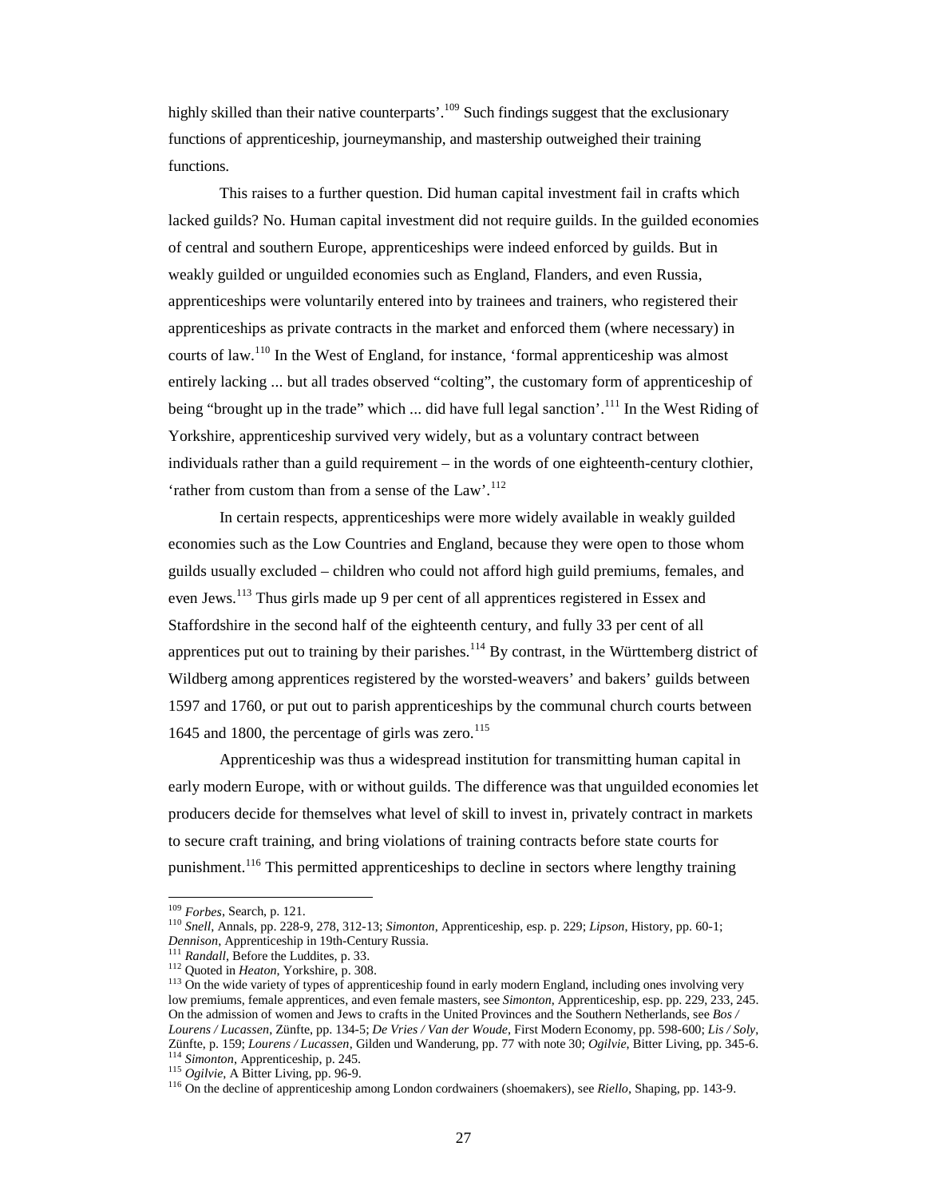highly skilled than their native counterparts'.[109] Such findings suggest that the exclusionary functions of apprenticeship, journeymanship, and mastership outweighed their training functions.

This raises to a further question. Did human capital investment fail in crafts which lacked guilds? No. Human capital investment did not require guilds. In the guilded economies of central and southern Europe, apprenticeships were indeed enforced by guilds. But in weakly guilded or unguilded economies such as England, Flanders, and even Russia, apprenticeships were voluntarily entered into by trainees and trainers, who registered their apprenticeships as private contracts in the market and enforced them (where necessary) in courts of law.[110] In the West of England, for instance, 'formal apprenticeship was almost entirely lacking ... but all trades observed "colting", the customary form of apprenticeship of being "brought up in the trade" which ... did have full legal sanction'.[111] In the West Riding of Yorkshire, apprenticeship survived very widely, but as a voluntary contract between individuals rather than a guild requirement – in the words of one eighteenth-century clothier, 'rather from custom than from a sense of the Law'.[112]

In certain respects, apprenticeships were more widely available in weakly guilded economies such as the Low Countries and England, because they were open to those whom guilds usually excluded – children who could not afford high guild premiums, females, and even Jews.[113] Thus girls made up 9 per cent of all apprentices registered in Essex and Staffordshire in the second half of the eighteenth century, and fully 33 per cent of all apprentices put out to training by their parishes.[114] By contrast, in the Württemberg district of Wildberg among apprentices registered by the worsted-weavers' and bakers' guilds between 1597 and 1760, or put out to parish apprenticeships by the communal church courts between 1645 and 1800, the percentage of girls was zero.[115]

Apprenticeship was thus a widespread institution for transmitting human capital in early modern Europe, with or without guilds. The difference was that unguilded economies let producers decide for themselves what level of skill to invest in, privately contract in markets to secure craft training, and bring violations of training contracts before state courts for punishment.[116] This permitted apprenticeships to decline in sectors where lengthy training

---

[109] *Forbes*, Search, p. 121.

[110] *Snell*, Annals, pp. 228-9, 278, 312-13; *Simonton*, Apprenticeship, esp. p. 229; *Lipson*, History, pp. 60-1; *Dennison*, Apprenticeship in 19th-Century Russia.

[111] *Randall*, Before the Luddites, p. 33.

[112] Quoted in *Heaton*, Yorkshire, p. 308.

[113] On the wide variety of types of apprenticeship found in early modern England, including ones involving very low premiums, female apprentices, and even female masters, see *Simonton*, Apprenticeship, esp. pp. 229, 233, 245. On the admission of women and Jews to crafts in the United Provinces and the Southern Netherlands, see *Bos / Lourens / Lucassen*, Zünfte, pp. 134-5; *De Vries / Van der Woude*, First Modern Economy, pp. 598-600; *Lis / Soly*, Zünfte, p. 159; *Lourens / Lucassen*, Gilden und Wanderung, pp. 77 with note 30; *Ogilvie*, Bitter Living, pp. 345-6.

[114] *Simonton*, Apprenticeship, p. 245.

[115] *Ogilvie*, A Bitter Living, pp. 96-9.

[116] On the decline of apprenticeship among London cordwainers (shoemakers), see *Riello*, Shaping, pp. 143-9.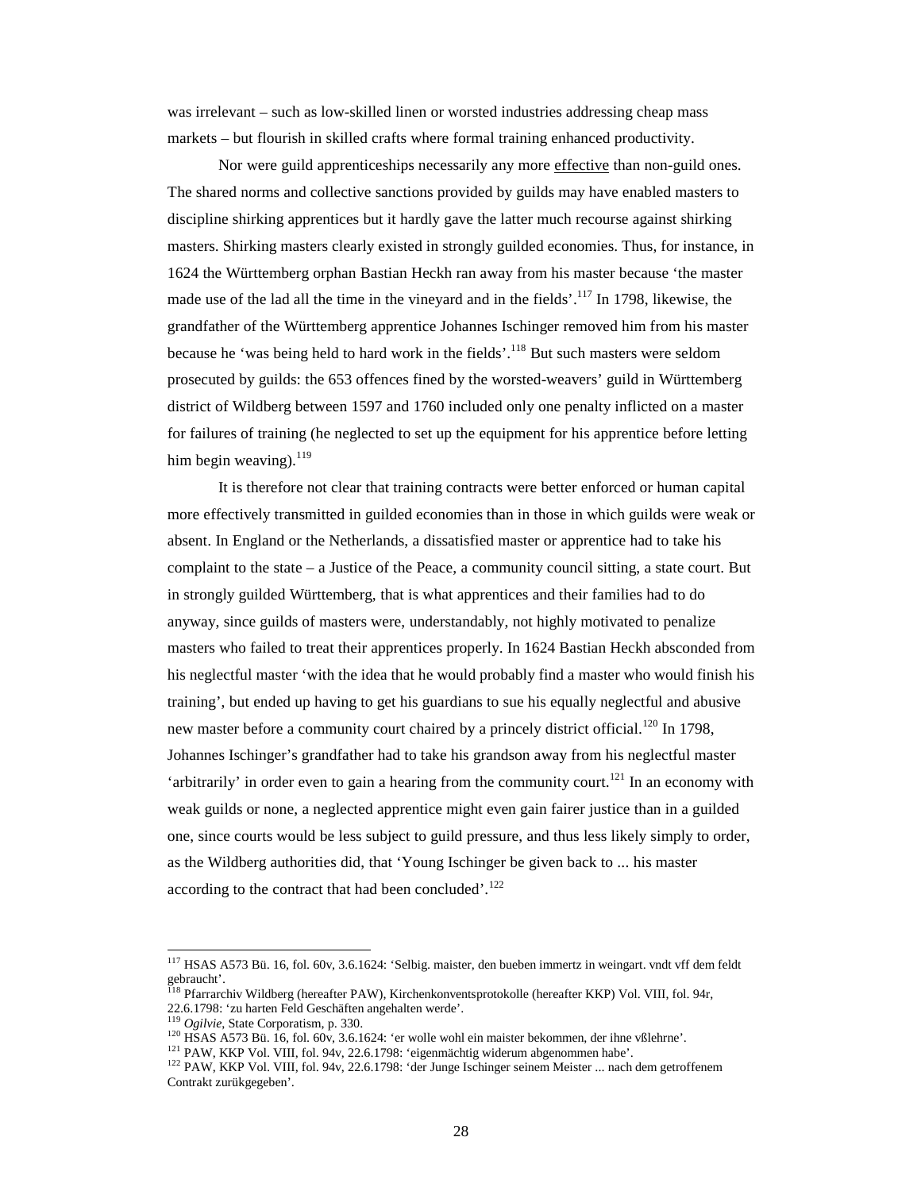was irrelevant – such as low-skilled linen or worsted industries addressing cheap mass markets – but flourish in skilled crafts where formal training enhanced productivity.

Nor were guild apprenticeships necessarily any more effective than non-guild ones. The shared norms and collective sanctions provided by guilds may have enabled masters to discipline shirking apprentices but it hardly gave the latter much recourse against shirking masters. Shirking masters clearly existed in strongly guilded economies. Thus, for instance, in 1624 the Württemberg orphan Bastian Heckh ran away from his master because 'the master made use of the lad all the time in the vineyard and in the fields'.[117] In 1798, likewise, the grandfather of the Württemberg apprentice Johannes Ischinger removed him from his master because he 'was being held to hard work in the fields'.[118] But such masters were seldom prosecuted by guilds: the 653 offences fined by the worsted-weavers' guild in Württemberg district of Wildberg between 1597 and 1760 included only one penalty inflicted on a master for failures of training (he neglected to set up the equipment for his apprentice before letting him begin weaving).[119]

It is therefore not clear that training contracts were better enforced or human capital more effectively transmitted in guilded economies than in those in which guilds were weak or absent. In England or the Netherlands, a dissatisfied master or apprentice had to take his complaint to the state – a Justice of the Peace, a community council sitting, a state court. But in strongly guilded Württemberg, that is what apprentices and their families had to do anyway, since guilds of masters were, understandably, not highly motivated to penalize masters who failed to treat their apprentices properly. In 1624 Bastian Heckh absconded from his neglectful master 'with the idea that he would probably find a master who would finish his training', but ended up having to get his guardians to sue his equally neglectful and abusive new master before a community court chaired by a princely district official.[120] In 1798, Johannes Ischinger's grandfather had to take his grandson away from his neglectful master 'arbitrarily' in order even to gain a hearing from the community court.[121] In an economy with weak guilds or none, a neglected apprentice might even gain fairer justice than in a guilded one, since courts would be less subject to guild pressure, and thus less likely simply to order, as the Wildberg authorities did, that 'Young Ischinger be given back to ... his master according to the contract that had been concluded'.[122]

---

[117] HSAS A573 Bü. 16, fol. 60v, 3.6.1624: 'Selbig. maister, den bueben immertz in weingart. vndt vff dem feldt gebraucht'.

[118] Pfarrarchiv Wildberg (hereafter PAW), Kirchenkonventsprotokolle (hereafter KKP) Vol. VIII, fol. 94r, 22.6.1798: 'zu harten Feld Geschäften angehalten werde'.

[119] *Ogilvie*, State Corporatism, p. 330.

[120] HSAS A573 Bü. 16, fol. 60v, 3.6.1624: 'er wolle wohl ein maister bekommen, der ihne vßlehrne'.

[121] PAW, KKP Vol. VIII, fol. 94v, 22.6.1798: 'eigenmächtig widerum abgenommen habe'.

[122] PAW, KKP Vol. VIII, fol. 94v, 22.6.1798: 'der Junge Ischinger seinem Meister ... nach dem getroffenem Contrakt zurükgegeben'.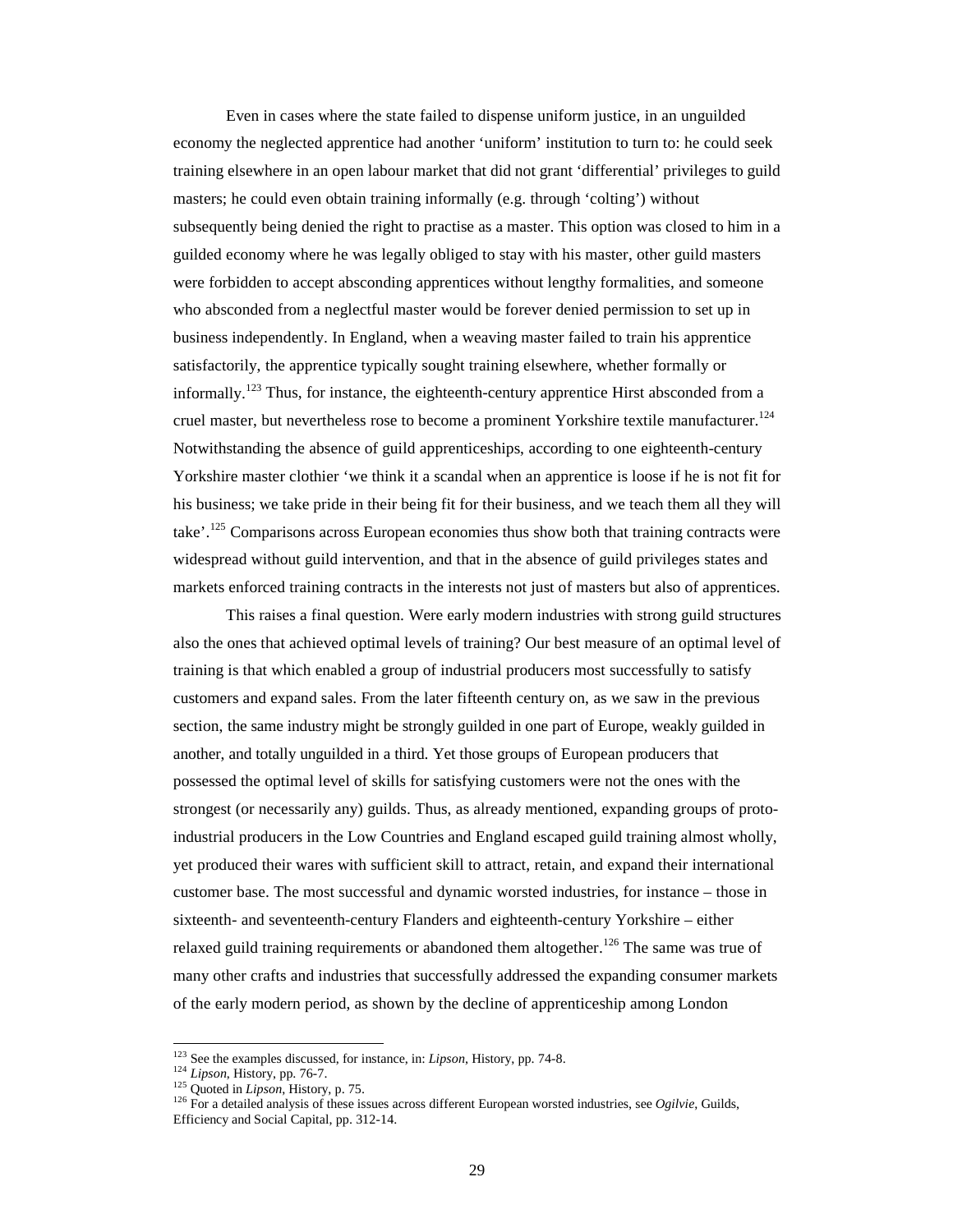Even in cases where the state failed to dispense uniform justice, in an unguilded economy the neglected apprentice had another 'uniform' institution to turn to: he could seek training elsewhere in an open labour market that did not grant 'differential' privileges to guild masters; he could even obtain training informally (e.g. through 'colting') without subsequently being denied the right to practise as a master. This option was closed to him in a guilded economy where he was legally obliged to stay with his master, other guild masters were forbidden to accept absconding apprentices without lengthy formalities, and someone who absconded from a neglectful master would be forever denied permission to set up in business independently. In England, when a weaving master failed to train his apprentice satisfactorily, the apprentice typically sought training elsewhere, whether formally or informally.[123] Thus, for instance, the eighteenth-century apprentice Hirst absconded from a cruel master, but nevertheless rose to become a prominent Yorkshire textile manufacturer.[124] Notwithstanding the absence of guild apprenticeships, according to one eighteenth-century Yorkshire master clothier 'we think it a scandal when an apprentice is loose if he is not fit for his business; we take pride in their being fit for their business, and we teach them all they will take'.[125] Comparisons across European economies thus show both that training contracts were widespread without guild intervention, and that in the absence of guild privileges states and markets enforced training contracts in the interests not just of masters but also of apprentices.

This raises a final question. Were early modern industries with strong guild structures also the ones that achieved optimal levels of training? Our best measure of an optimal level of training is that which enabled a group of industrial producers most successfully to satisfy customers and expand sales. From the later fifteenth century on, as we saw in the previous section, the same industry might be strongly guilded in one part of Europe, weakly guilded in another, and totally unguilded in a third. Yet those groups of European producers that possessed the optimal level of skills for satisfying customers were not the ones with the strongest (or necessarily any) guilds. Thus, as already mentioned, expanding groups of proto-industrial producers in the Low Countries and England escaped guild training almost wholly, yet produced their wares with sufficient skill to attract, retain, and expand their international customer base. The most successful and dynamic worsted industries, for instance – those in sixteenth- and seventeenth-century Flanders and eighteenth-century Yorkshire – either relaxed guild training requirements or abandoned them altogether.[126] The same was true of many other crafts and industries that successfully addressed the expanding consumer markets of the early modern period, as shown by the decline of apprenticeship among London

---

[123] See the examples discussed, for instance, in: *Lipson*, History, pp. 74-8.
[124] *Lipson*, History, pp. 76-7.
[125] Quoted in *Lipson*, History, p. 75.
[126] For a detailed analysis of these issues across different European worsted industries, see *Ogilvie*, Guilds, Efficiency and Social Capital, pp. 312-14.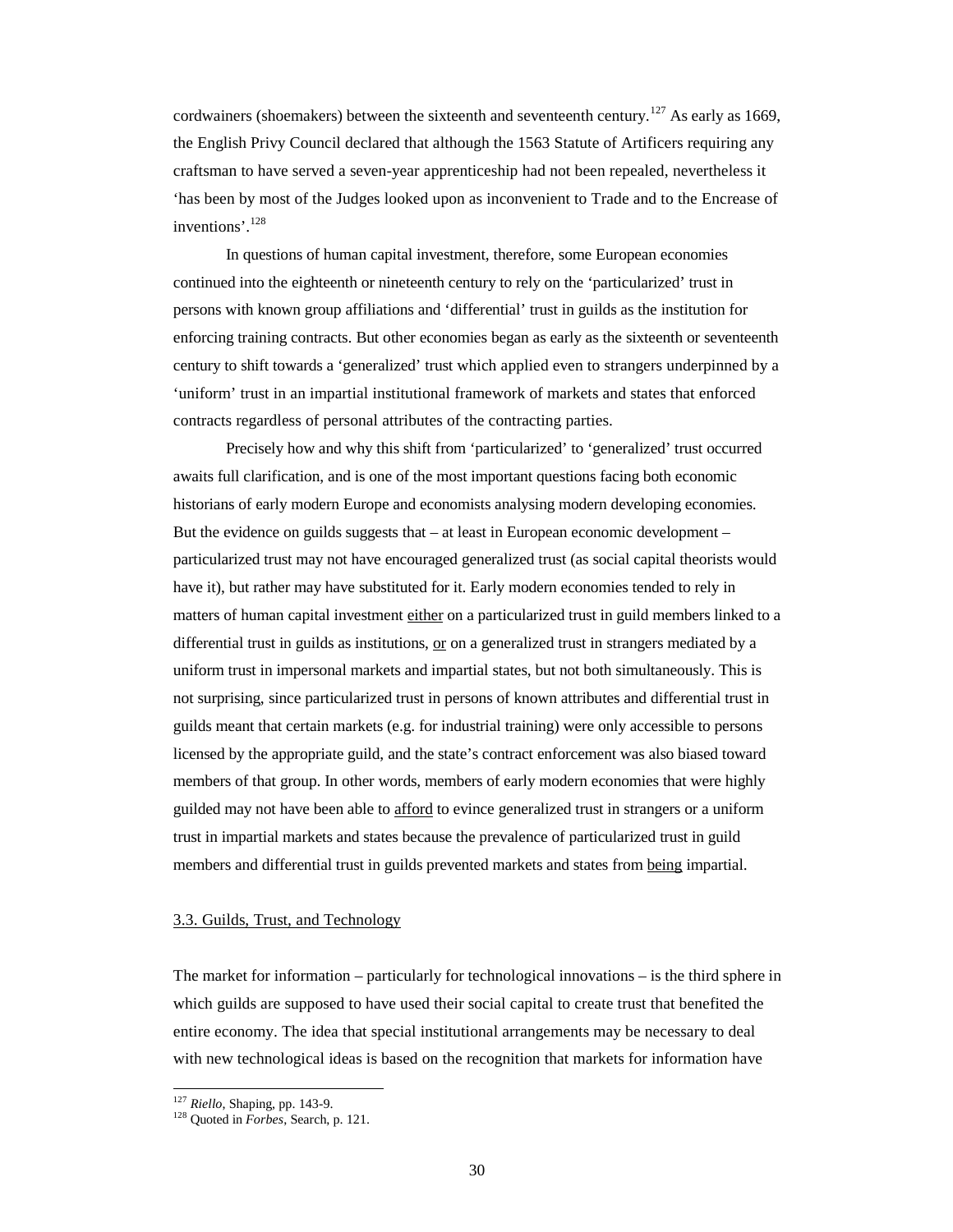cordwainers (shoemakers) between the sixteenth and seventeenth century.[127] As early as 1669, the English Privy Council declared that although the 1563 Statute of Artificers requiring any craftsman to have served a seven-year apprenticeship had not been repealed, nevertheless it 'has been by most of the Judges looked upon as inconvenient to Trade and to the Encrease of inventions'.[128]

In questions of human capital investment, therefore, some European economies continued into the eighteenth or nineteenth century to rely on the 'particularized' trust in persons with known group affiliations and 'differential' trust in guilds as the institution for enforcing training contracts. But other economies began as early as the sixteenth or seventeenth century to shift towards a 'generalized' trust which applied even to strangers underpinned by a 'uniform' trust in an impartial institutional framework of markets and states that enforced contracts regardless of personal attributes of the contracting parties.

Precisely how and why this shift from 'particularized' to 'generalized' trust occurred awaits full clarification, and is one of the most important questions facing both economic historians of early modern Europe and economists analysing modern developing economies. But the evidence on guilds suggests that – at least in European economic development – particularized trust may not have encouraged generalized trust (as social capital theorists would have it), but rather may have substituted for it. Early modern economies tended to rely in matters of human capital investment <u>either</u> on a particularized trust in guild members linked to a differential trust in guilds as institutions, <u>or</u> on a generalized trust in strangers mediated by a uniform trust in impersonal markets and impartial states, but not both simultaneously. This is not surprising, since particularized trust in persons of known attributes and differential trust in guilds meant that certain markets (e.g. for industrial training) were only accessible to persons licensed by the appropriate guild, and the state's contract enforcement was also biased toward members of that group. In other words, members of early modern economies that were highly guilded may not have been able to <u>afford</u> to evince generalized trust in strangers or a uniform trust in impartial markets and states because the prevalence of particularized trust in guild members and differential trust in guilds prevented markets and states from <u>being</u> impartial.

### <u>3.3. Guilds, Trust, and Technology</u>

The market for information – particularly for technological innovations – is the third sphere in which guilds are supposed to have used their social capital to create trust that benefited the entire economy. The idea that special institutional arrangements may be necessary to deal with new technological ideas is based on the recognition that markets for information have

---

[127] *Riello*, Shaping, pp. 143-9.

[128] Quoted in *Forbes*, Search, p. 121.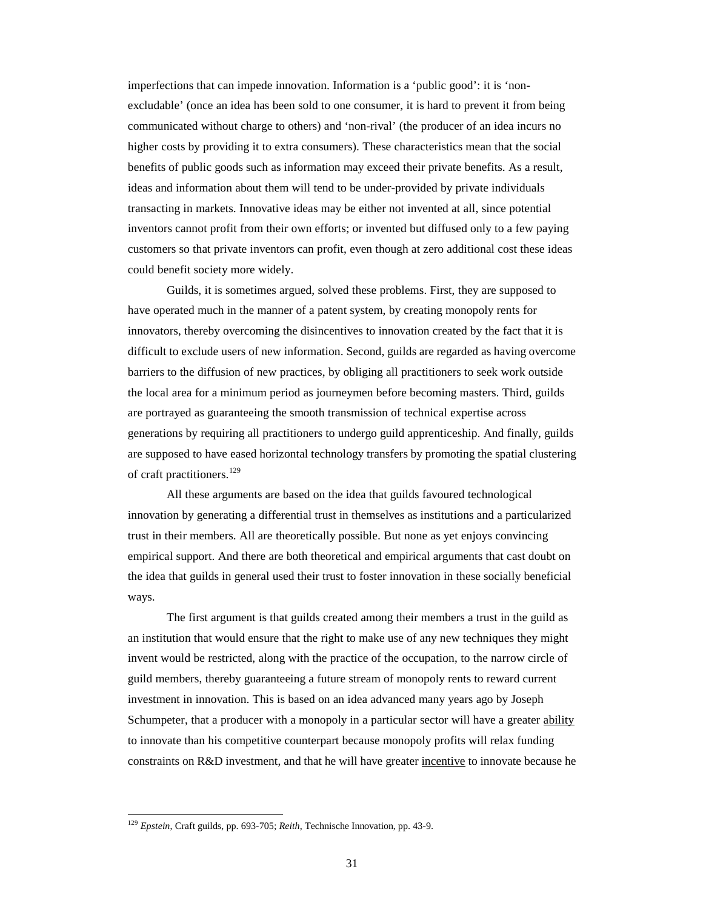imperfections that can impede innovation. Information is a 'public good': it is 'non-excludable' (once an idea has been sold to one consumer, it is hard to prevent it from being communicated without charge to others) and 'non-rival' (the producer of an idea incurs no higher costs by providing it to extra consumers). These characteristics mean that the social benefits of public goods such as information may exceed their private benefits. As a result, ideas and information about them will tend to be under-provided by private individuals transacting in markets. Innovative ideas may be either not invented at all, since potential inventors cannot profit from their own efforts; or invented but diffused only to a few paying customers so that private inventors can profit, even though at zero additional cost these ideas could benefit society more widely.

Guilds, it is sometimes argued, solved these problems. First, they are supposed to have operated much in the manner of a patent system, by creating monopoly rents for innovators, thereby overcoming the disincentives to innovation created by the fact that it is difficult to exclude users of new information. Second, guilds are regarded as having overcome barriers to the diffusion of new practices, by obliging all practitioners to seek work outside the local area for a minimum period as journeymen before becoming masters. Third, guilds are portrayed as guaranteeing the smooth transmission of technical expertise across generations by requiring all practitioners to undergo guild apprenticeship. And finally, guilds are supposed to have eased horizontal technology transfers by promoting the spatial clustering of craft practitioners.[129]

All these arguments are based on the idea that guilds favoured technological innovation by generating a differential trust in themselves as institutions and a particularized trust in their members. All are theoretically possible. But none as yet enjoys convincing empirical support. And there are both theoretical and empirical arguments that cast doubt on the idea that guilds in general used their trust to foster innovation in these socially beneficial ways.

The first argument is that guilds created among their members a trust in the guild as an institution that would ensure that the right to make use of any new techniques they might invent would be restricted, along with the practice of the occupation, to the narrow circle of guild members, thereby guaranteeing a future stream of monopoly rents to reward current investment in innovation. This is based on an idea advanced many years ago by Joseph Schumpeter, that a producer with a monopoly in a particular sector will have a greater <u>ability</u> to innovate than his competitive counterpart because monopoly profits will relax funding constraints on R&D investment, and that he will have greater <u>incentive</u> to innovate because he

---

[129] *Epstein*, Craft guilds, pp. 693-705; *Reith*, Technische Innovation, pp. 43-9.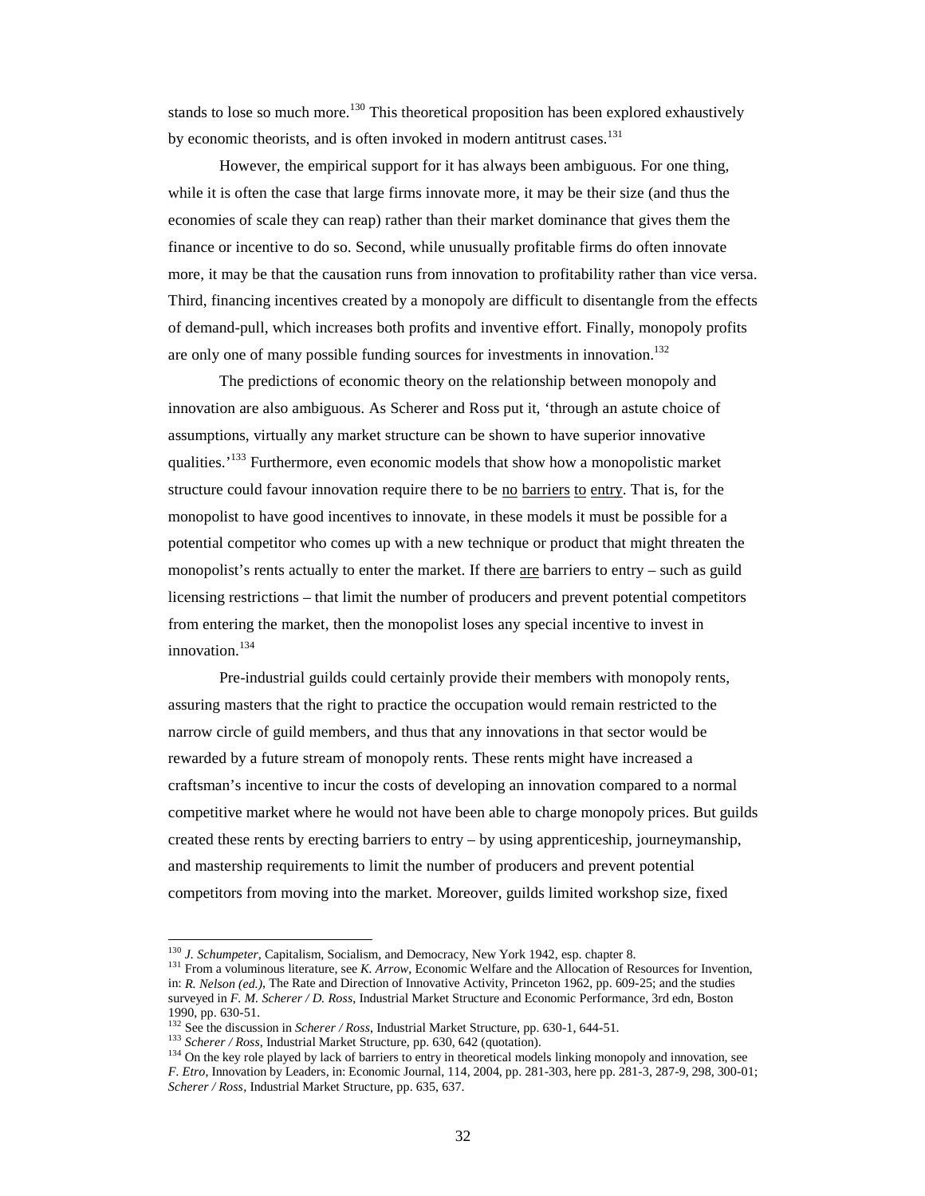stands to lose so much more.[130] This theoretical proposition has been explored exhaustively by economic theorists, and is often invoked in modern antitrust cases.[131]

However, the empirical support for it has always been ambiguous. For one thing, while it is often the case that large firms innovate more, it may be their size (and thus the economies of scale they can reap) rather than their market dominance that gives them the finance or incentive to do so. Second, while unusually profitable firms do often innovate more, it may be that the causation runs from innovation to profitability rather than vice versa. Third, financing incentives created by a monopoly are difficult to disentangle from the effects of demand-pull, which increases both profits and inventive effort. Finally, monopoly profits are only one of many possible funding sources for investments in innovation.[132]

The predictions of economic theory on the relationship between monopoly and innovation are also ambiguous. As Scherer and Ross put it, 'through an astute choice of assumptions, virtually any market structure can be shown to have superior innovative qualities.'[133] Furthermore, even economic models that show how a monopolistic market structure could favour innovation require there to be <u>no</u> <u>barriers</u> <u>to</u> <u>entry</u>. That is, for the monopolist to have good incentives to innovate, in these models it must be possible for a potential competitor who comes up with a new technique or product that might threaten the monopolist's rents actually to enter the market. If there <u>are</u> barriers to entry – such as guild licensing restrictions – that limit the number of producers and prevent potential competitors from entering the market, then the monopolist loses any special incentive to invest in innovation.[134]

Pre-industrial guilds could certainly provide their members with monopoly rents, assuring masters that the right to practice the occupation would remain restricted to the narrow circle of guild members, and thus that any innovations in that sector would be rewarded by a future stream of monopoly rents. These rents might have increased a craftsman's incentive to incur the costs of developing an innovation compared to a normal competitive market where he would not have been able to charge monopoly prices. But guilds created these rents by erecting barriers to entry – by using apprenticeship, journeymanship, and mastership requirements to limit the number of producers and prevent potential competitors from moving into the market. Moreover, guilds limited workshop size, fixed

---

[130] *J. Schumpeter*, Capitalism, Socialism, and Democracy, New York 1942, esp. chapter 8.

[131] From a voluminous literature, see *K. Arrow*, Economic Welfare and the Allocation of Resources for Invention, in: *R. Nelson (ed.)*, The Rate and Direction of Innovative Activity, Princeton 1962, pp. 609-25; and the studies surveyed in *F. M. Scherer / D. Ross*, Industrial Market Structure and Economic Performance, 3rd edn, Boston 1990, pp. 630-51.

[132] See the discussion in *Scherer / Ross*, Industrial Market Structure, pp. 630-1, 644-51.

[133] *Scherer / Ross*, Industrial Market Structure, pp. 630, 642 (quotation).

[134] On the key role played by lack of barriers to entry in theoretical models linking monopoly and innovation, see *F. Etro*, Innovation by Leaders, in: Economic Journal, 114, 2004, pp. 281-303, here pp. 281-3, 287-9, 298, 300-01; *Scherer / Ross*, Industrial Market Structure, pp. 635, 637.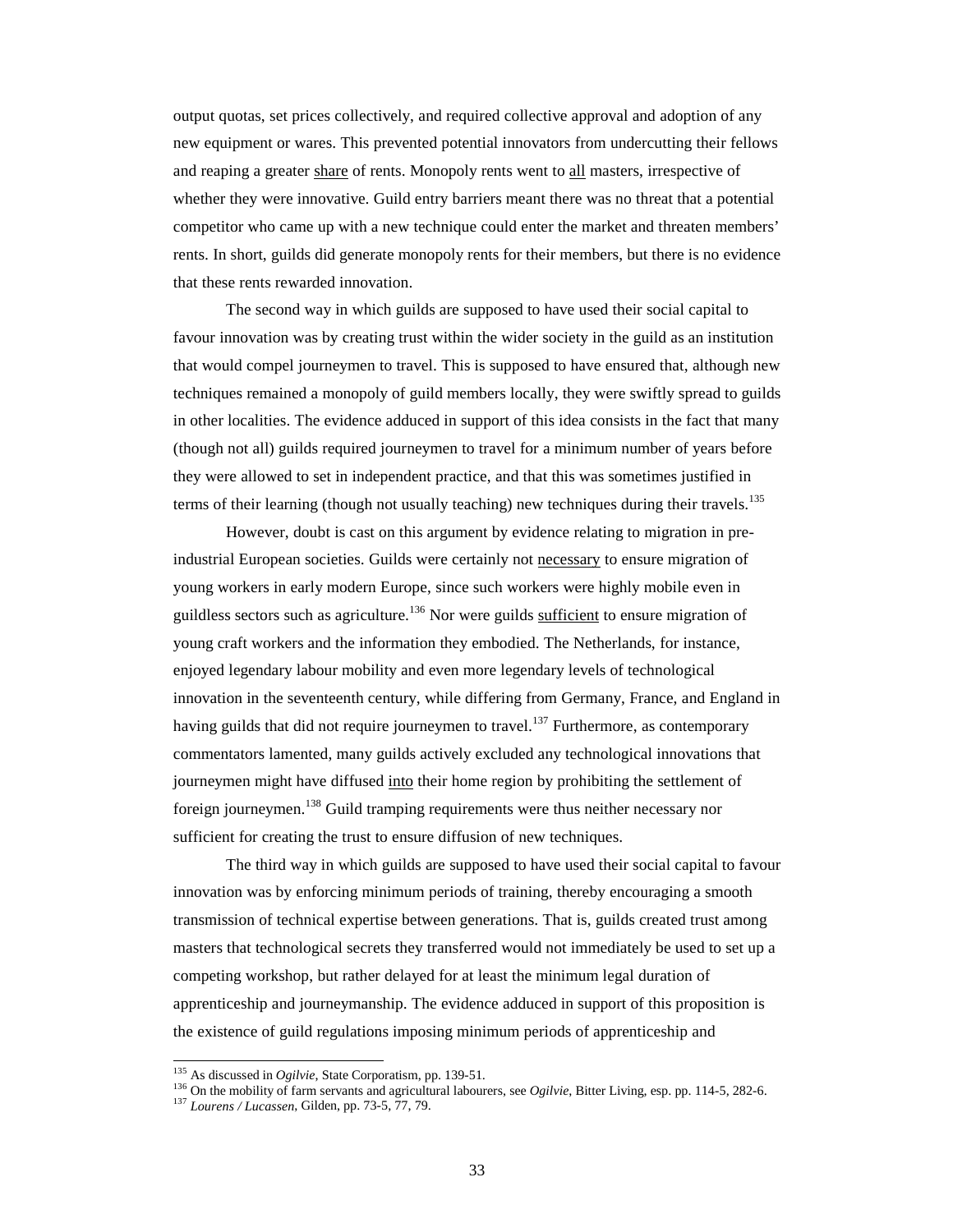output quotas, set prices collectively, and required collective approval and adoption of any new equipment or wares. This prevented potential innovators from undercutting their fellows and reaping a greater share of rents. Monopoly rents went to all masters, irrespective of whether they were innovative. Guild entry barriers meant there was no threat that a potential competitor who came up with a new technique could enter the market and threaten members' rents. In short, guilds did generate monopoly rents for their members, but there is no evidence that these rents rewarded innovation.

The second way in which guilds are supposed to have used their social capital to favour innovation was by creating trust within the wider society in the guild as an institution that would compel journeymen to travel. This is supposed to have ensured that, although new techniques remained a monopoly of guild members locally, they were swiftly spread to guilds in other localities. The evidence adduced in support of this idea consists in the fact that many (though not all) guilds required journeymen to travel for a minimum number of years before they were allowed to set in independent practice, and that this was sometimes justified in terms of their learning (though not usually teaching) new techniques during their travels.[135]

However, doubt is cast on this argument by evidence relating to migration in pre-industrial European societies. Guilds were certainly not necessary to ensure migration of young workers in early modern Europe, since such workers were highly mobile even in guildless sectors such as agriculture.[136] Nor were guilds sufficient to ensure migration of young craft workers and the information they embodied. The Netherlands, for instance, enjoyed legendary labour mobility and even more legendary levels of technological innovation in the seventeenth century, while differing from Germany, France, and England in having guilds that did not require journeymen to travel.[137] Furthermore, as contemporary commentators lamented, many guilds actively excluded any technological innovations that journeymen might have diffused into their home region by prohibiting the settlement of foreign journeymen.[138] Guild tramping requirements were thus neither necessary nor sufficient for creating the trust to ensure diffusion of new techniques.

The third way in which guilds are supposed to have used their social capital to favour innovation was by enforcing minimum periods of training, thereby encouraging a smooth transmission of technical expertise between generations. That is, guilds created trust among masters that technological secrets they transferred would not immediately be used to set up a competing workshop, but rather delayed for at least the minimum legal duration of apprenticeship and journeymanship. The evidence adduced in support of this proposition is the existence of guild regulations imposing minimum periods of apprenticeship and

[135] As discussed in *Ogilvie*, State Corporatism, pp. 139-51.

[136] On the mobility of farm servants and agricultural labourers, see *Ogilvie*, Bitter Living, esp. pp. 114-5, 282-6.

[137] *Lourens / Lucassen*, Gilden, pp. 73-5, 77, 79.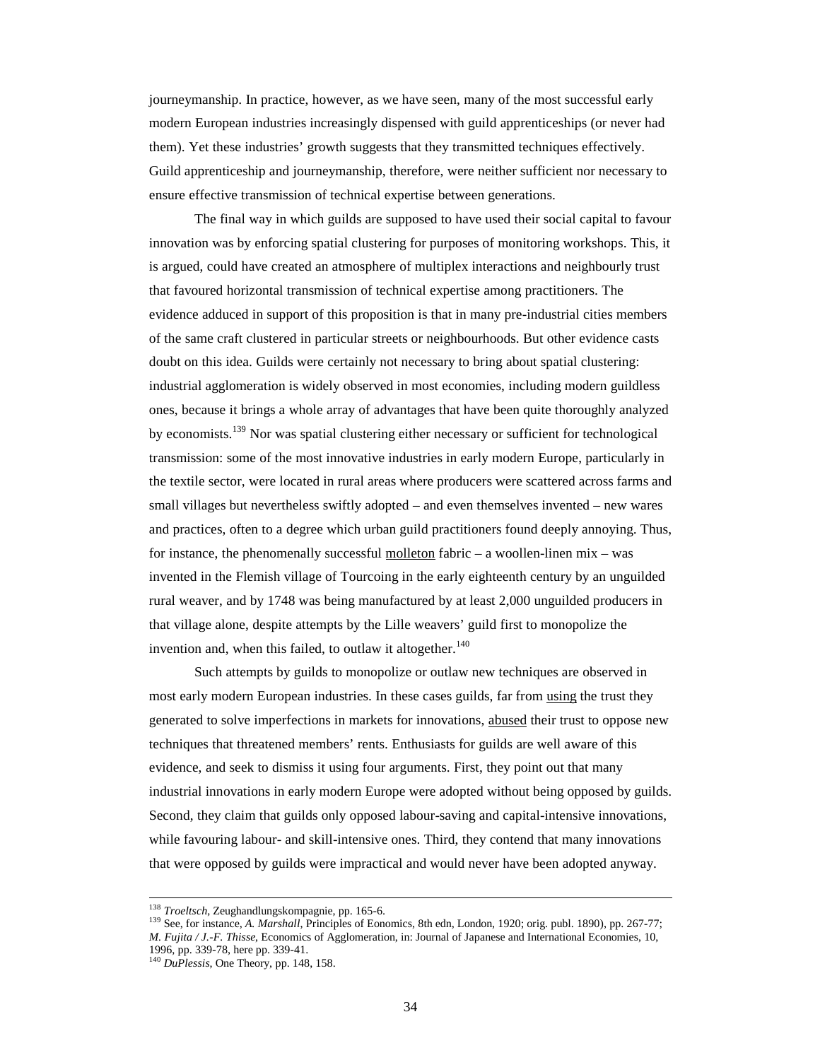journeymanship. In practice, however, as we have seen, many of the most successful early modern European industries increasingly dispensed with guild apprenticeships (or never had them). Yet these industries' growth suggests that they transmitted techniques effectively. Guild apprenticeship and journeymanship, therefore, were neither sufficient nor necessary to ensure effective transmission of technical expertise between generations.

The final way in which guilds are supposed to have used their social capital to favour innovation was by enforcing spatial clustering for purposes of monitoring workshops. This, it is argued, could have created an atmosphere of multiplex interactions and neighbourly trust that favoured horizontal transmission of technical expertise among practitioners. The evidence adduced in support of this proposition is that in many pre-industrial cities members of the same craft clustered in particular streets or neighbourhoods. But other evidence casts doubt on this idea. Guilds were certainly not necessary to bring about spatial clustering: industrial agglomeration is widely observed in most economies, including modern guildless ones, because it brings a whole array of advantages that have been quite thoroughly analyzed by economists.[139] Nor was spatial clustering either necessary or sufficient for technological transmission: some of the most innovative industries in early modern Europe, particularly in the textile sector, were located in rural areas where producers were scattered across farms and small villages but nevertheless swiftly adopted – and even themselves invented – new wares and practices, often to a degree which urban guild practitioners found deeply annoying. Thus, for instance, the phenomenally successful molleton fabric – a woollen-linen mix – was invented in the Flemish village of Tourcoing in the early eighteenth century by an unguilded rural weaver, and by 1748 was being manufactured by at least 2,000 unguilded producers in that village alone, despite attempts by the Lille weavers' guild first to monopolize the invention and, when this failed, to outlaw it altogether.[140]

Such attempts by guilds to monopolize or outlaw new techniques are observed in most early modern European industries. In these cases guilds, far from using the trust they generated to solve imperfections in markets for innovations, abused their trust to oppose new techniques that threatened members' rents. Enthusiasts for guilds are well aware of this evidence, and seek to dismiss it using four arguments. First, they point out that many industrial innovations in early modern Europe were adopted without being opposed by guilds. Second, they claim that guilds only opposed labour-saving and capital-intensive innovations, while favouring labour- and skill-intensive ones. Third, they contend that many innovations that were opposed by guilds were impractical and would never have been adopted anyway.

---

[138] *Troeltsch*, Zeughandlungskompagnie, pp. 165-6.

[139] See, for instance, *A. Marshall*, Principles of Eonomics, 8th edn, London, 1920; orig. publ. 1890), pp. 267-77; *M. Fujita / J.-F. Thisse*, Economics of Agglomeration, in: Journal of Japanese and International Economies, 10, 1996, pp. 339-78, here pp. 339-41.

[140] *DuPlessis*, One Theory, pp. 148, 158.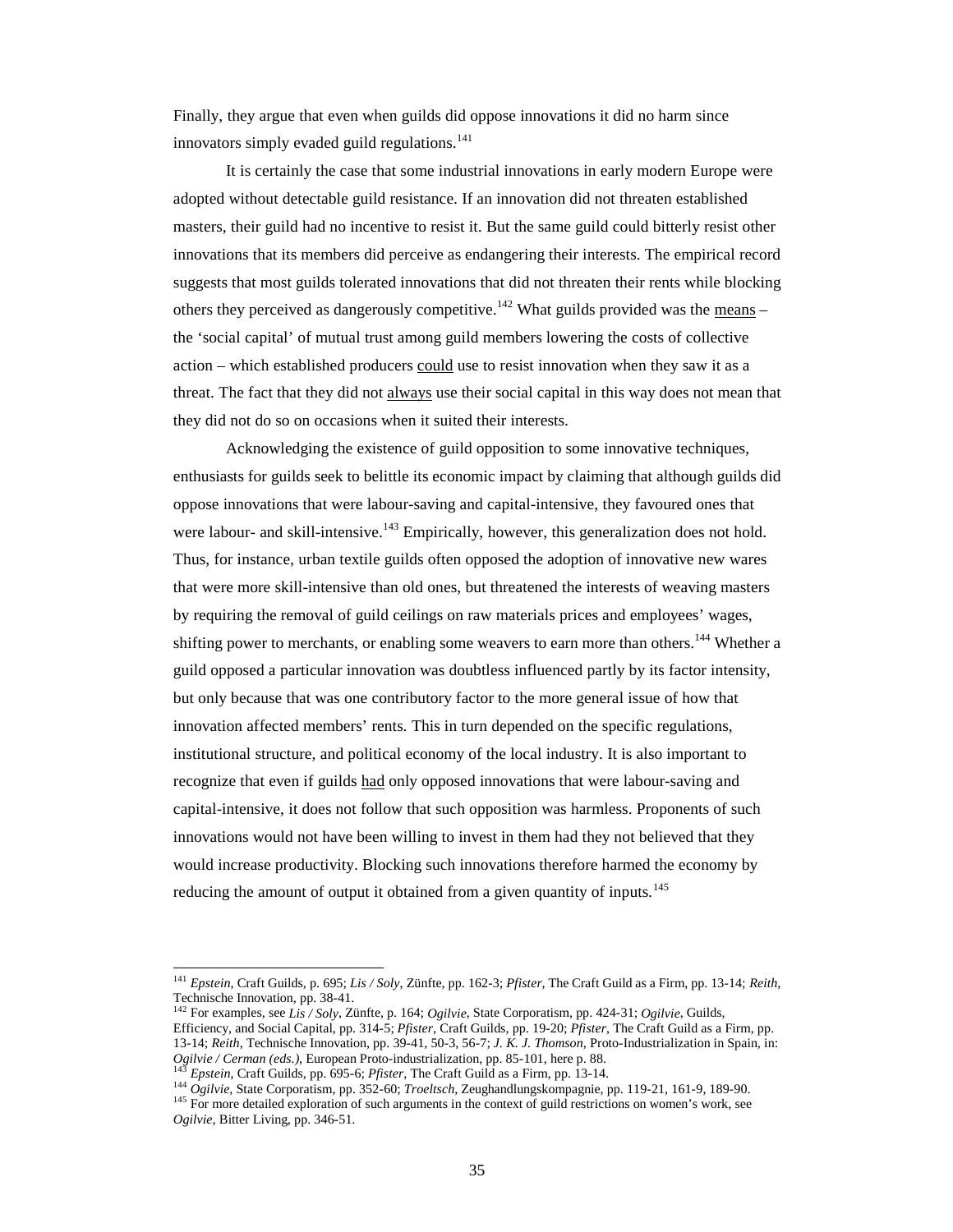Finally, they argue that even when guilds did oppose innovations it did no harm since innovators simply evaded guild regulations.[141]

It is certainly the case that some industrial innovations in early modern Europe were adopted without detectable guild resistance. If an innovation did not threaten established masters, their guild had no incentive to resist it. But the same guild could bitterly resist other innovations that its members did perceive as endangering their interests. The empirical record suggests that most guilds tolerated innovations that did not threaten their rents while blocking others they perceived as dangerously competitive.[142] What guilds provided was the <u>means</u> – the 'social capital' of mutual trust among guild members lowering the costs of collective action – which established producers <u>could</u> use to resist innovation when they saw it as a threat. The fact that they did not <u>always</u> use their social capital in this way does not mean that they did not do so on occasions when it suited their interests.

Acknowledging the existence of guild opposition to some innovative techniques, enthusiasts for guilds seek to belittle its economic impact by claiming that although guilds did oppose innovations that were labour-saving and capital-intensive, they favoured ones that were labour- and skill-intensive.[143] Empirically, however, this generalization does not hold. Thus, for instance, urban textile guilds often opposed the adoption of innovative new wares that were more skill-intensive than old ones, but threatened the interests of weaving masters by requiring the removal of guild ceilings on raw materials prices and employees' wages, shifting power to merchants, or enabling some weavers to earn more than others.[144] Whether a guild opposed a particular innovation was doubtless influenced partly by its factor intensity, but only because that was one contributory factor to the more general issue of how that innovation affected members' rents. This in turn depended on the specific regulations, institutional structure, and political economy of the local industry. It is also important to recognize that even if guilds <u>had</u> only opposed innovations that were labour-saving and capital-intensive, it does not follow that such opposition was harmless. Proponents of such innovations would not have been willing to invest in them had they not believed that they would increase productivity. Blocking such innovations therefore harmed the economy by reducing the amount of output it obtained from a given quantity of inputs.[145]

---

[141] *Epstein*, Craft Guilds, p. 695; *Lis / Soly*, Zünfte, pp. 162-3; *Pfister*, The Craft Guild as a Firm, pp. 13-14; *Reith*, Technische Innovation, pp. 38-41.

[142] For examples, see *Lis / Soly*, Zünfte, p. 164; *Ogilvie*, State Corporatism, pp. 424-31; *Ogilvie*, Guilds, Efficiency, and Social Capital, pp. 314-5; *Pfister*, Craft Guilds, pp. 19-20; *Pfister*, The Craft Guild as a Firm, pp. 13-14; *Reith*, Technische Innovation, pp. 39-41, 50-3, 56-7; *J. K. J. Thomson*, Proto-Industrialization in Spain, in: *Ogilvie / Cerman (eds.)*, European Proto-industrialization, pp. 85-101, here p. 88.

[143] *Epstein*, Craft Guilds, pp. 695-6; *Pfister*, The Craft Guild as a Firm, pp. 13-14.

[144] *Ogilvie*, State Corporatism, pp. 352-60; *Troeltsch*, Zeughandlungskompagnie, pp. 119-21, 161-9, 189-90.

[145] For more detailed exploration of such arguments in the context of guild restrictions on women's work, see *Ogilvie*, Bitter Living, pp. 346-51.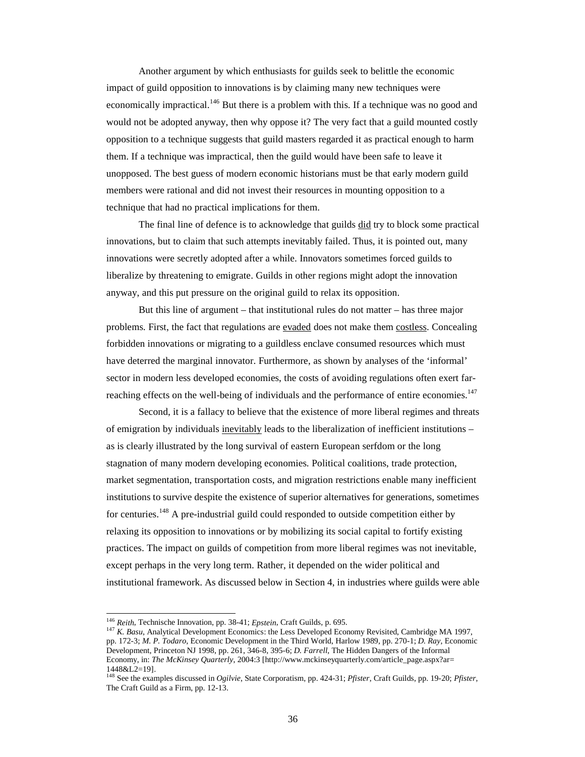Another argument by which enthusiasts for guilds seek to belittle the economic impact of guild opposition to innovations is by claiming many new techniques were economically impractical.[146] But there is a problem with this. If a technique was no good and would not be adopted anyway, then why oppose it? The very fact that a guild mounted costly opposition to a technique suggests that guild masters regarded it as practical enough to harm them. If a technique was impractical, then the guild would have been safe to leave it unopposed. The best guess of modern economic historians must be that early modern guild members were rational and did not invest their resources in mounting opposition to a technique that had no practical implications for them.

The final line of defence is to acknowledge that guilds <u>did</u> try to block some practical innovations, but to claim that such attempts inevitably failed. Thus, it is pointed out, many innovations were secretly adopted after a while. Innovators sometimes forced guilds to liberalize by threatening to emigrate. Guilds in other regions might adopt the innovation anyway, and this put pressure on the original guild to relax its opposition.

But this line of argument – that institutional rules do not matter – has three major problems. First, the fact that regulations are <u>evaded</u> does not make them <u>costless</u>. Concealing forbidden innovations or migrating to a guildless enclave consumed resources which must have deterred the marginal innovator. Furthermore, as shown by analyses of the 'informal' sector in modern less developed economies, the costs of avoiding regulations often exert far-reaching effects on the well-being of individuals and the performance of entire economies.[147]

Second, it is a fallacy to believe that the existence of more liberal regimes and threats of emigration by individuals <u>inevitably</u> leads to the liberalization of inefficient institutions – as is clearly illustrated by the long survival of eastern European serfdom or the long stagnation of many modern developing economies. Political coalitions, trade protection, market segmentation, transportation costs, and migration restrictions enable many inefficient institutions to survive despite the existence of superior alternatives for generations, sometimes for centuries.[148] A pre-industrial guild could responded to outside competition either by relaxing its opposition to innovations or by mobilizing its social capital to fortify existing practices. The impact on guilds of competition from more liberal regimes was not inevitable, except perhaps in the very long term. Rather, it depended on the wider political and institutional framework. As discussed below in Section 4, in industries where guilds were able

---

[146] *Reith*, Technische Innovation, pp. 38-41; *Epstein*, Craft Guilds, p. 695.

[147] *K. Basu*, Analytical Development Economics: the Less Developed Economy Revisited, Cambridge MA 1997, pp. 172-3; *M. P. Todaro*, Economic Development in the Third World, Harlow 1989, pp. 270-1; *D. Ray*, Economic Development, Princeton NJ 1998, pp. 261, 346-8, 395-6; *D. Farrell*, The Hidden Dangers of the Informal Economy, in: *The McKinsey Quarterly*, 2004:3 [http://www.mckinseyquarterly.com/article_page.aspx?ar=1448&L2=19].

[148] See the examples discussed in *Ogilvie*, State Corporatism, pp. 424-31; *Pfister*, Craft Guilds, pp. 19-20; *Pfister*, The Craft Guild as a Firm, pp. 12-13.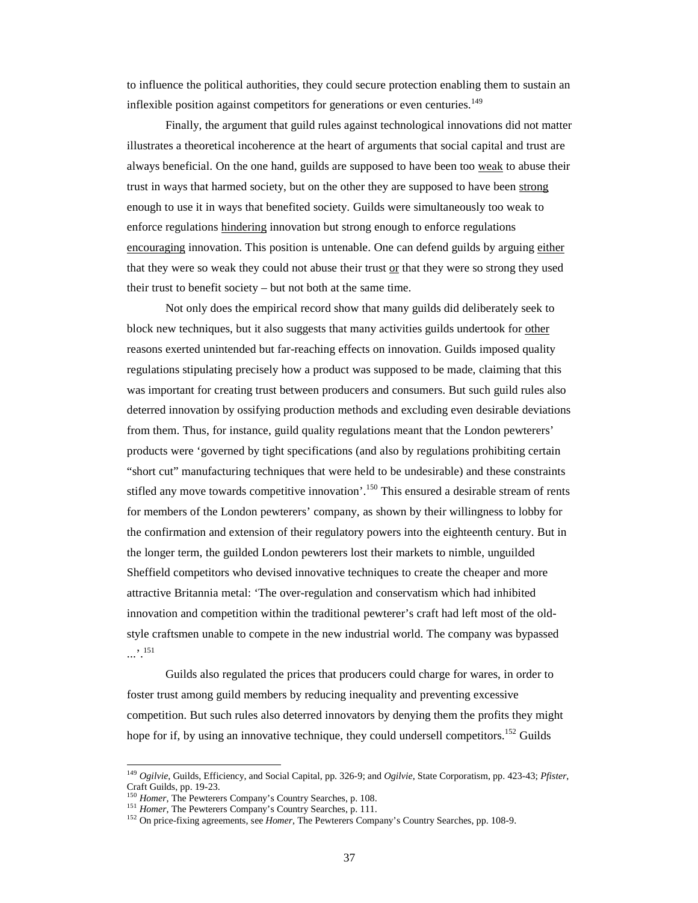to influence the political authorities, they could secure protection enabling them to sustain an inflexible position against competitors for generations or even centuries.[149]

Finally, the argument that guild rules against technological innovations did not matter illustrates a theoretical incoherence at the heart of arguments that social capital and trust are always beneficial. On the one hand, guilds are supposed to have been too <u>weak</u> to abuse their trust in ways that harmed society, but on the other they are supposed to have been <u>strong</u> enough to use it in ways that benefited society. Guilds were simultaneously too weak to enforce regulations <u>hindering</u> innovation but strong enough to enforce regulations <u>encouraging</u> innovation. This position is untenable. One can defend guilds by arguing <u>either</u> that they were so weak they could not abuse their trust <u>or</u> that they were so strong they used their trust to benefit society – but not both at the same time.

Not only does the empirical record show that many guilds did deliberately seek to block new techniques, but it also suggests that many activities guilds undertook for <u>other</u> reasons exerted unintended but far-reaching effects on innovation. Guilds imposed quality regulations stipulating precisely how a product was supposed to be made, claiming that this was important for creating trust between producers and consumers. But such guild rules also deterred innovation by ossifying production methods and excluding even desirable deviations from them. Thus, for instance, guild quality regulations meant that the London pewterers' products were 'governed by tight specifications (and also by regulations prohibiting certain "short cut" manufacturing techniques that were held to be undesirable) and these constraints stifled any move towards competitive innovation'.[150] This ensured a desirable stream of rents for members of the London pewterers' company, as shown by their willingness to lobby for the confirmation and extension of their regulatory powers into the eighteenth century. But in the longer term, the guilded London pewterers lost their markets to nimble, unguilded Sheffield competitors who devised innovative techniques to create the cheaper and more attractive Britannia metal: 'The over-regulation and conservatism which had inhibited innovation and competition within the traditional pewterer's craft had left most of the old-style craftsmen unable to compete in the new industrial world. The company was bypassed ...'.[151]

Guilds also regulated the prices that producers could charge for wares, in order to foster trust among guild members by reducing inequality and preventing excessive competition. But such rules also deterred innovators by denying them the profits they might hope for if, by using an innovative technique, they could undersell competitors.[152] Guilds

---

[149] *Ogilvie*, Guilds, Efficiency, and Social Capital, pp. 326-9; and *Ogilvie*, State Corporatism, pp. 423-43; *Pfister*, Craft Guilds, pp. 19-23.

[150] *Homer*, The Pewterers Company's Country Searches, p. 108.

[151] *Homer*, The Pewterers Company's Country Searches, p. 111.

[152] On price-fixing agreements, see *Homer*, The Pewterers Company's Country Searches, pp. 108-9.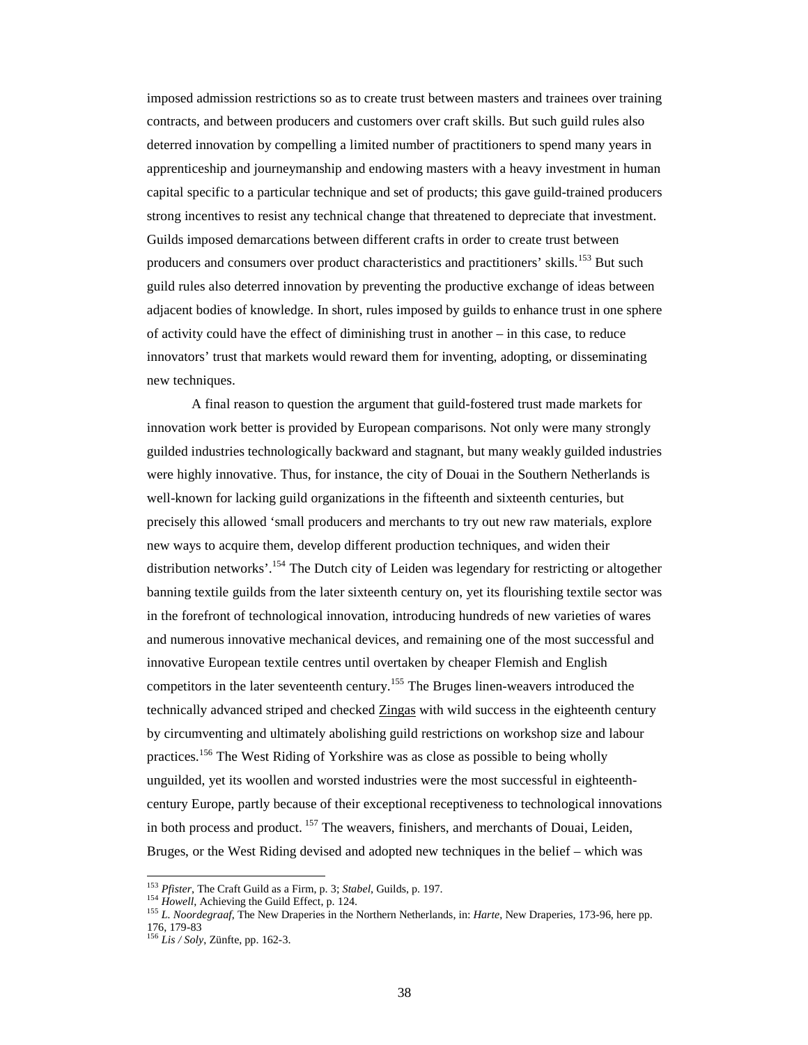imposed admission restrictions so as to create trust between masters and trainees over training contracts, and between producers and customers over craft skills. But such guild rules also deterred innovation by compelling a limited number of practitioners to spend many years in apprenticeship and journeymanship and endowing masters with a heavy investment in human capital specific to a particular technique and set of products; this gave guild-trained producers strong incentives to resist any technical change that threatened to depreciate that investment. Guilds imposed demarcations between different crafts in order to create trust between producers and consumers over product characteristics and practitioners' skills.[153] But such guild rules also deterred innovation by preventing the productive exchange of ideas between adjacent bodies of knowledge. In short, rules imposed by guilds to enhance trust in one sphere of activity could have the effect of diminishing trust in another – in this case, to reduce innovators' trust that markets would reward them for inventing, adopting, or disseminating new techniques.

A final reason to question the argument that guild-fostered trust made markets for innovation work better is provided by European comparisons. Not only were many strongly guilded industries technologically backward and stagnant, but many weakly guilded industries were highly innovative. Thus, for instance, the city of Douai in the Southern Netherlands is well-known for lacking guild organizations in the fifteenth and sixteenth centuries, but precisely this allowed 'small producers and merchants to try out new raw materials, explore new ways to acquire them, develop different production techniques, and widen their distribution networks'.[154] The Dutch city of Leiden was legendary for restricting or altogether banning textile guilds from the later sixteenth century on, yet its flourishing textile sector was in the forefront of technological innovation, introducing hundreds of new varieties of wares and numerous innovative mechanical devices, and remaining one of the most successful and innovative European textile centres until overtaken by cheaper Flemish and English competitors in the later seventeenth century.[155] The Bruges linen-weavers introduced the technically advanced striped and checked Zingas with wild success in the eighteenth century by circumventing and ultimately abolishing guild restrictions on workshop size and labour practices.[156] The West Riding of Yorkshire was as close as possible to being wholly unguilded, yet its woollen and worsted industries were the most successful in eighteenth-century Europe, partly because of their exceptional receptiveness to technological innovations in both process and product.[157] The weavers, finishers, and merchants of Douai, Leiden, Bruges, or the West Riding devised and adopted new techniques in the belief – which was

[153] *Pfister*, The Craft Guild as a Firm, p. 3; *Stabel*, Guilds, p. 197.
[154] *Howell*, Achieving the Guild Effect, p. 124.
[155] *L. Noordegraaf*, The New Draperies in the Northern Netherlands, in: *Harte*, New Draperies, 173-96, here pp. 176, 179-83
[156] *Lis / Soly*, Zünfte, pp. 162-3.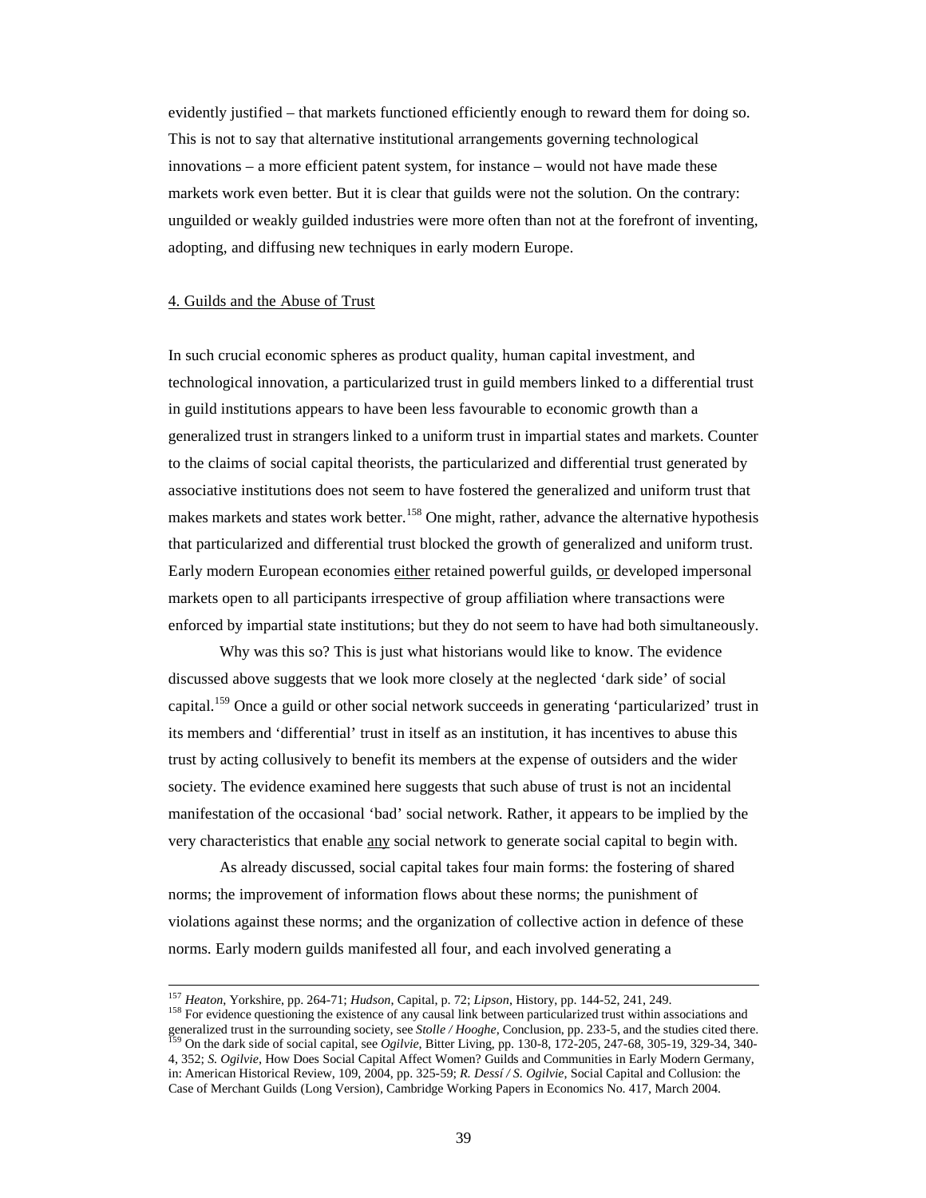evidently justified – that markets functioned efficiently enough to reward them for doing so. This is not to say that alternative institutional arrangements governing technological innovations – a more efficient patent system, for instance – would not have made these markets work even better. But it is clear that guilds were not the solution. On the contrary: unguilded or weakly guilded industries were more often than not at the forefront of inventing, adopting, and diffusing new techniques in early modern Europe.

## 4. Guilds and the Abuse of Trust

In such crucial economic spheres as product quality, human capital investment, and technological innovation, a particularized trust in guild members linked to a differential trust in guild institutions appears to have been less favourable to economic growth than a generalized trust in strangers linked to a uniform trust in impartial states and markets. Counter to the claims of social capital theorists, the particularized and differential trust generated by associative institutions does not seem to have fostered the generalized and uniform trust that makes markets and states work better.[158] One might, rather, advance the alternative hypothesis that particularized and differential trust blocked the growth of generalized and uniform trust. Early modern European economies either retained powerful guilds, or developed impersonal markets open to all participants irrespective of group affiliation where transactions were enforced by impartial state institutions; but they do not seem to have had both simultaneously.

Why was this so? This is just what historians would like to know. The evidence discussed above suggests that we look more closely at the neglected 'dark side' of social capital.[159] Once a guild or other social network succeeds in generating 'particularized' trust in its members and 'differential' trust in itself as an institution, it has incentives to abuse this trust by acting collusively to benefit its members at the expense of outsiders and the wider society. The evidence examined here suggests that such abuse of trust is not an incidental manifestation of the occasional 'bad' social network. Rather, it appears to be implied by the very characteristics that enable any social network to generate social capital to begin with.

As already discussed, social capital takes four main forms: the fostering of shared norms; the improvement of information flows about these norms; the punishment of violations against these norms; and the organization of collective action in defence of these norms. Early modern guilds manifested all four, and each involved generating a

---

[157] *Heaton*, Yorkshire, pp. 264-71; *Hudson*, Capital, p. 72; *Lipson*, History, pp. 144-52, 241, 249.

[158] For evidence questioning the existence of any causal link between particularized trust within associations and generalized trust in the surrounding society, see *Stolle / Hooghe*, Conclusion, pp. 233-5, and the studies cited there.

[159] On the dark side of social capital, see *Ogilvie*, Bitter Living, pp. 130-8, 172-205, 247-68, 305-19, 329-34, 340-4, 352; *S. Ogilvie*, How Does Social Capital Affect Women? Guilds and Communities in Early Modern Germany, in: American Historical Review, 109, 2004, pp. 325-59; *R. Dessí / S. Ogilvie*, Social Capital and Collusion: the Case of Merchant Guilds (Long Version), Cambridge Working Papers in Economics No. 417, March 2004.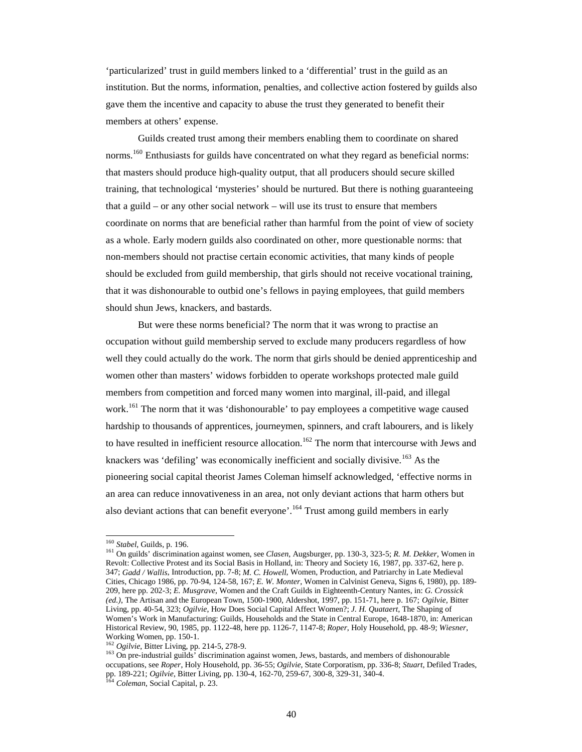'particularized' trust in guild members linked to a 'differential' trust in the guild as an institution. But the norms, information, penalties, and collective action fostered by guilds also gave them the incentive and capacity to abuse the trust they generated to benefit their members at others' expense.

Guilds created trust among their members enabling them to coordinate on shared norms.[160] Enthusiasts for guilds have concentrated on what they regard as beneficial norms: that masters should produce high-quality output, that all producers should secure skilled training, that technological 'mysteries' should be nurtured. But there is nothing guaranteeing that a guild – or any other social network – will use its trust to ensure that members coordinate on norms that are beneficial rather than harmful from the point of view of society as a whole. Early modern guilds also coordinated on other, more questionable norms: that non-members should not practise certain economic activities, that many kinds of people should be excluded from guild membership, that girls should not receive vocational training, that it was dishonourable to outbid one's fellows in paying employees, that guild members should shun Jews, knackers, and bastards.

But were these norms beneficial? The norm that it was wrong to practise an occupation without guild membership served to exclude many producers regardless of how well they could actually do the work. The norm that girls should be denied apprenticeship and women other than masters' widows forbidden to operate workshops protected male guild members from competition and forced many women into marginal, ill-paid, and illegal work.[161] The norm that it was 'dishonourable' to pay employees a competitive wage caused hardship to thousands of apprentices, journeymen, spinners, and craft labourers, and is likely to have resulted in inefficient resource allocation.[162] The norm that intercourse with Jews and knackers was 'defiling' was economically inefficient and socially divisive.[163] As the pioneering social capital theorist James Coleman himself acknowledged, 'effective norms in an area can reduce innovativeness in an area, not only deviant actions that harm others but also deviant actions that can benefit everyone'.[164] Trust among guild members in early

---

[160] *Stabel*, Guilds, p. 196.

[161] On guilds' discrimination against women, see *Clasen*, Augsburger, pp. 130-3, 323-5; *R. M. Dekker*, Women in Revolt: Collective Protest and its Social Basis in Holland, in: Theory and Society 16, 1987, pp. 337-62, here p. 347; *Gadd / Wallis*, Introduction, pp. 7-8; *M. C. Howell*, Women, Production, and Patriarchy in Late Medieval Cities, Chicago 1986, pp. 70-94, 124-58, 167; *E. W. Monter*, Women in Calvinist Geneva, Signs 6, 1980), pp. 189-209, here pp. 202-3; *E. Musgrave*, Women and the Craft Guilds in Eighteenth-Century Nantes, in: *G. Crossick (ed.)*, The Artisan and the European Town, 1500-1900, Aldershot, 1997, pp. 151-71, here p. 167; *Ogilvie*, Bitter Living, pp. 40-54, 323; *Ogilvie*, How Does Social Capital Affect Women?; *J. H. Quataert*, The Shaping of Women's Work in Manufacturing: Guilds, Households and the State in Central Europe, 1648-1870, in: American Historical Review, 90, 1985, pp. 1122-48, here pp. 1126-7, 1147-8; *Roper*, Holy Household, pp. 48-9; *Wiesner*, Working Women, pp. 150-1.

[162] *Ogilvie*, Bitter Living, pp. 214-5, 278-9.

[163] On pre-industrial guilds' discrimination against women, Jews, bastards, and members of dishonourable occupations, see *Roper*, Holy Household, pp. 36-55; *Ogilvie*, State Corporatism, pp. 336-8; *Stuart*, Defiled Trades, pp. 189-221; *Ogilvie*, Bitter Living, pp. 130-4, 162-70, 259-67, 300-8, 329-31, 340-4.

[164] *Coleman*, Social Capital, p. 23.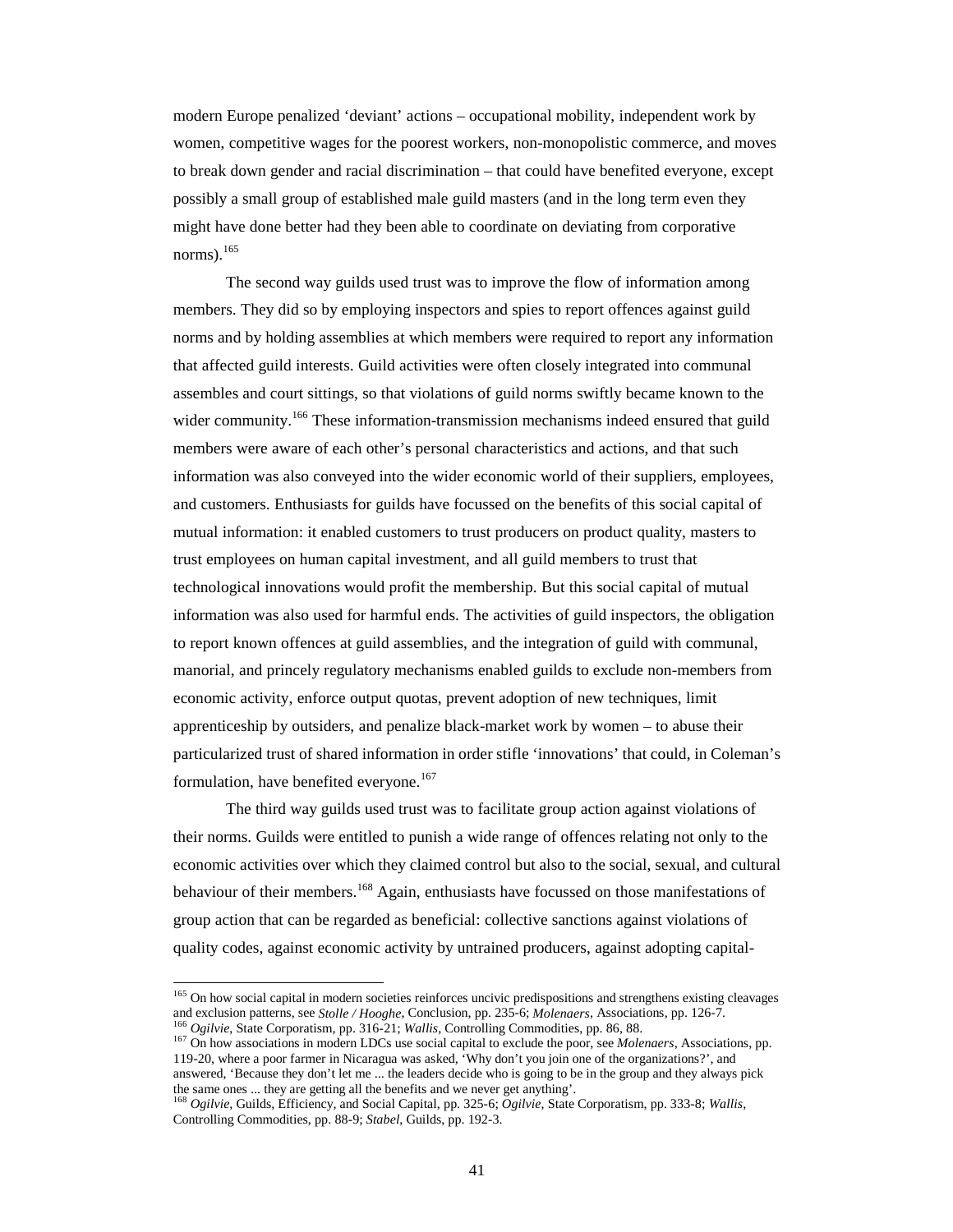modern Europe penalized 'deviant' actions – occupational mobility, independent work by women, competitive wages for the poorest workers, non-monopolistic commerce, and moves to break down gender and racial discrimination – that could have benefited everyone, except possibly a small group of established male guild masters (and in the long term even they might have done better had they been able to coordinate on deviating from corporative norms).[165]

The second way guilds used trust was to improve the flow of information among members. They did so by employing inspectors and spies to report offences against guild norms and by holding assemblies at which members were required to report any information that affected guild interests. Guild activities were often closely integrated into communal assembles and court sittings, so that violations of guild norms swiftly became known to the wider community.[166] These information-transmission mechanisms indeed ensured that guild members were aware of each other's personal characteristics and actions, and that such information was also conveyed into the wider economic world of their suppliers, employees, and customers. Enthusiasts for guilds have focussed on the benefits of this social capital of mutual information: it enabled customers to trust producers on product quality, masters to trust employees on human capital investment, and all guild members to trust that technological innovations would profit the membership. But this social capital of mutual information was also used for harmful ends. The activities of guild inspectors, the obligation to report known offences at guild assemblies, and the integration of guild with communal, manorial, and princely regulatory mechanisms enabled guilds to exclude non-members from economic activity, enforce output quotas, prevent adoption of new techniques, limit apprenticeship by outsiders, and penalize black-market work by women – to abuse their particularized trust of shared information in order stifle 'innovations' that could, in Coleman's formulation, have benefited everyone.[167]

The third way guilds used trust was to facilitate group action against violations of their norms. Guilds were entitled to punish a wide range of offences relating not only to the economic activities over which they claimed control but also to the social, sexual, and cultural behaviour of their members.[168] Again, enthusiasts have focussed on those manifestations of group action that can be regarded as beneficial: collective sanctions against violations of quality codes, against economic activity by untrained producers, against adopting capital-

---

[165] On how social capital in modern societies reinforces uncivic predispositions and strengthens existing cleavages and exclusion patterns, see *Stolle / Hooghe*, Conclusion, pp. 235-6; *Molenaers*, Associations, pp. 126-7.

[166] *Ogilvie*, State Corporatism, pp. 316-21; *Wallis*, Controlling Commodities, pp. 86, 88.

[167] On how associations in modern LDCs use social capital to exclude the poor, see *Molenaers*, Associations, pp. 119-20, where a poor farmer in Nicaragua was asked, 'Why don't you join one of the organizations?', and answered, 'Because they don't let me ... the leaders decide who is going to be in the group and they always pick the same ones ... they are getting all the benefits and we never get anything'.

[168] *Ogilvie*, Guilds, Efficiency, and Social Capital, pp. 325-6; *Ogilvie*, State Corporatism, pp. 333-8; *Wallis*, Controlling Commodities, pp. 88-9; *Stabel*, Guilds, pp. 192-3.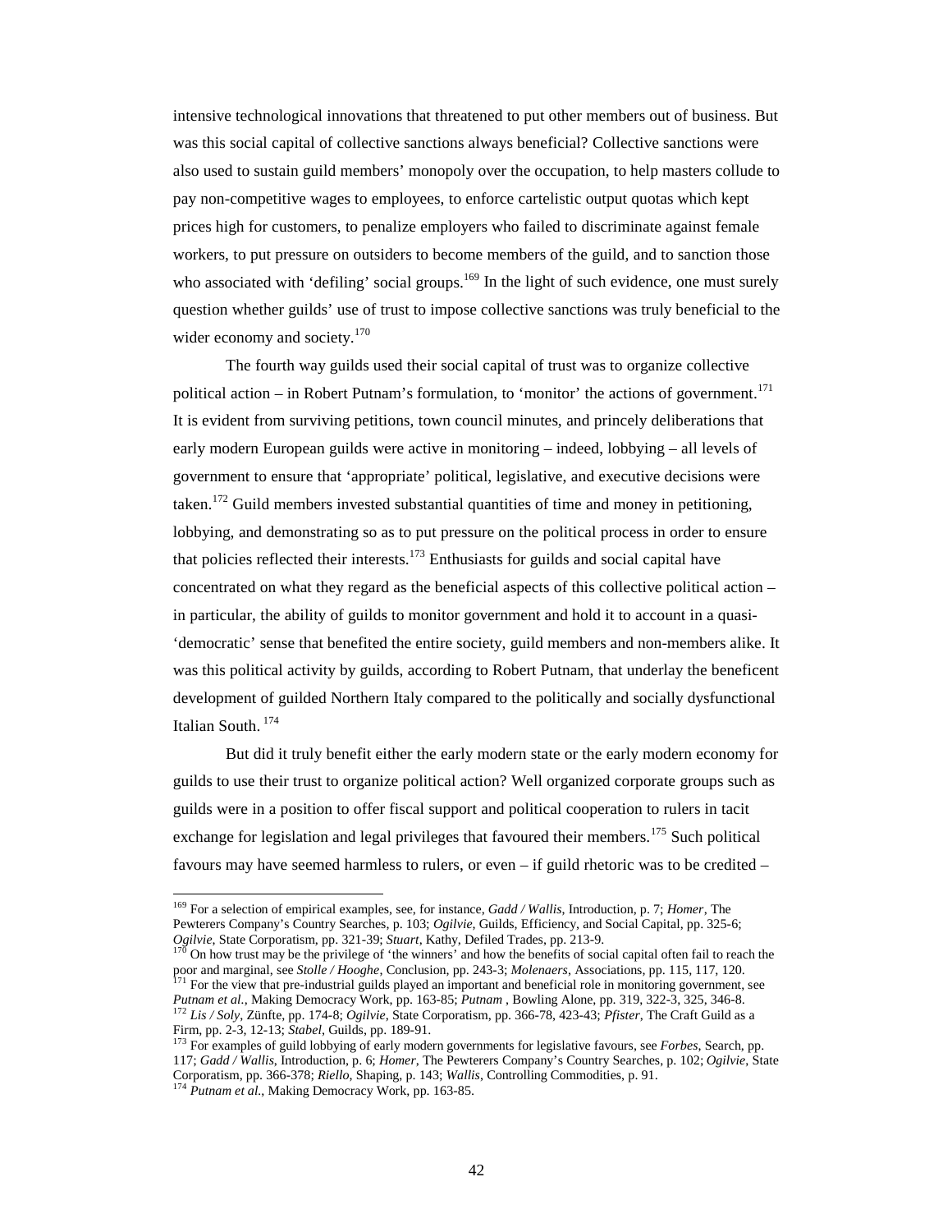intensive technological innovations that threatened to put other members out of business. But was this social capital of collective sanctions always beneficial? Collective sanctions were also used to sustain guild members' monopoly over the occupation, to help masters collude to pay non-competitive wages to employees, to enforce cartelistic output quotas which kept prices high for customers, to penalize employers who failed to discriminate against female workers, to put pressure on outsiders to become members of the guild, and to sanction those who associated with 'defiling' social groups.[169] In the light of such evidence, one must surely question whether guilds' use of trust to impose collective sanctions was truly beneficial to the wider economy and society.[170]

The fourth way guilds used their social capital of trust was to organize collective political action – in Robert Putnam's formulation, to 'monitor' the actions of government.[171] It is evident from surviving petitions, town council minutes, and princely deliberations that early modern European guilds were active in monitoring – indeed, lobbying – all levels of government to ensure that 'appropriate' political, legislative, and executive decisions were taken.[172] Guild members invested substantial quantities of time and money in petitioning, lobbying, and demonstrating so as to put pressure on the political process in order to ensure that policies reflected their interests.[173] Enthusiasts for guilds and social capital have concentrated on what they regard as the beneficial aspects of this collective political action – in particular, the ability of guilds to monitor government and hold it to account in a quasi-'democratic' sense that benefited the entire society, guild members and non-members alike. It was this political activity by guilds, according to Robert Putnam, that underlay the beneficent development of guilded Northern Italy compared to the politically and socially dysfunctional Italian South.[174]

But did it truly benefit either the early modern state or the early modern economy for guilds to use their trust to organize political action? Well organized corporate groups such as guilds were in a position to offer fiscal support and political cooperation to rulers in tacit exchange for legislation and legal privileges that favoured their members.[175] Such political favours may have seemed harmless to rulers, or even – if guild rhetoric was to be credited –

---

[169] For a selection of empirical examples, see, for instance, *Gadd / Wallis*, Introduction, p. 7; *Homer*, The Pewterers Company's Country Searches, p. 103; *Ogilvie*, Guilds, Efficiency, and Social Capital, pp. 325-6; *Ogilvie*, State Corporatism, pp. 321-39; *Stuart*, Kathy, Defiled Trades, pp. 213-9.

[170] On how trust may be the privilege of 'the winners' and how the benefits of social capital often fail to reach the poor and marginal, see *Stolle / Hooghe*, Conclusion, pp. 243-3; *Molenaers*, Associations, pp. 115, 117, 120.

[171] For the view that pre-industrial guilds played an important and beneficial role in monitoring government, see *Putnam et al.*, Making Democracy Work, pp. 163-85; *Putnam* , Bowling Alone, pp. 319, 322-3, 325, 346-8.

[172] *Lis / Soly*, Zünfte, pp. 174-8; *Ogilvie*, State Corporatism, pp. 366-78, 423-43; *Pfister*, The Craft Guild as a Firm, pp. 2-3, 12-13; *Stabel*, Guilds, pp. 189-91.

[173] For examples of guild lobbying of early modern governments for legislative favours, see *Forbes*, Search, pp. 117; *Gadd / Wallis*, Introduction, p. 6; *Homer*, The Pewterers Company's Country Searches, p. 102; *Ogilvie*, State Corporatism, pp. 366-378; *Riello*, Shaping, p. 143; *Wallis*, Controlling Commodities, p. 91.

[174] *Putnam et al.*, Making Democracy Work, pp. 163-85.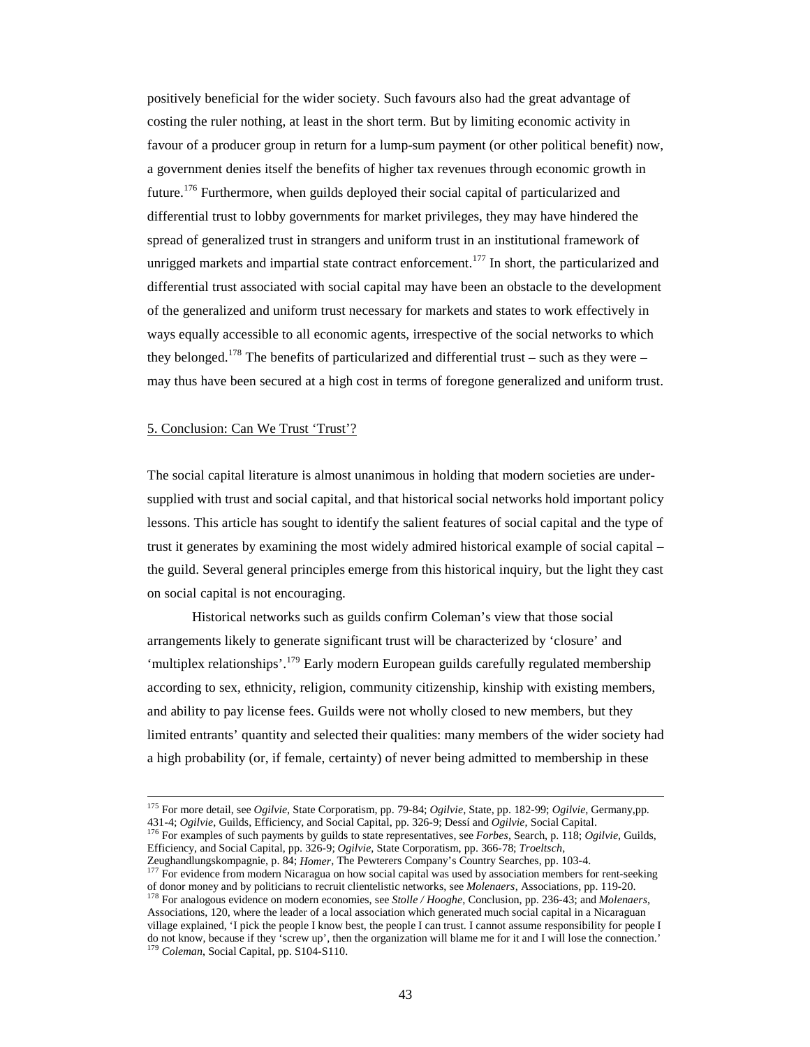positively beneficial for the wider society. Such favours also had the great advantage of costing the ruler nothing, at least in the short term. But by limiting economic activity in favour of a producer group in return for a lump-sum payment (or other political benefit) now, a government denies itself the benefits of higher tax revenues through economic growth in future.[176] Furthermore, when guilds deployed their social capital of particularized and differential trust to lobby governments for market privileges, they may have hindered the spread of generalized trust in strangers and uniform trust in an institutional framework of unrigged markets and impartial state contract enforcement.[177] In short, the particularized and differential trust associated with social capital may have been an obstacle to the development of the generalized and uniform trust necessary for markets and states to work effectively in ways equally accessible to all economic agents, irrespective of the social networks to which they belonged.[178] The benefits of particularized and differential trust – such as they were – may thus have been secured at a high cost in terms of foregone generalized and uniform trust.

## 5. Conclusion: Can We Trust 'Trust'?

The social capital literature is almost unanimous in holding that modern societies are under-supplied with trust and social capital, and that historical social networks hold important policy lessons. This article has sought to identify the salient features of social capital and the type of trust it generates by examining the most widely admired historical example of social capital – the guild. Several general principles emerge from this historical inquiry, but the light they cast on social capital is not encouraging.

Historical networks such as guilds confirm Coleman's view that those social arrangements likely to generate significant trust will be characterized by 'closure' and 'multiplex relationships'.[179] Early modern European guilds carefully regulated membership according to sex, ethnicity, religion, community citizenship, kinship with existing members, and ability to pay license fees. Guilds were not wholly closed to new members, but they limited entrants' quantity and selected their qualities: many members of the wider society had a high probability (or, if female, certainty) of never being admitted to membership in these

---

[175] For more detail, see *Ogilvie*, State Corporatism, pp. 79-84; *Ogilvie*, State, pp. 182-99; *Ogilvie*, Germany,pp. 431-4; *Ogilvie*, Guilds, Efficiency, and Social Capital, pp. 326-9; Dessí and *Ogilvie*, Social Capital.

[176] For examples of such payments by guilds to state representatives, see *Forbes*, Search, p. 118; *Ogilvie*, Guilds, Efficiency, and Social Capital, pp. 326-9; *Ogilvie*, State Corporatism, pp. 366-78; *Troeltsch*, Zeughandlungskompagnie, p. 84; *Homer*, The Pewterers Company's Country Searches, pp. 103-4.

[177] For evidence from modern Nicaragua on how social capital was used by association members for rent-seeking of donor money and by politicians to recruit clientelistic networks, see *Molenaers*, Associations, pp. 119-20.

[178] For analogous evidence on modern economies, see *Stolle / Hooghe*, Conclusion, pp. 236-43; and *Molenaers*, Associations, 120, where the leader of a local association which generated much social capital in a Nicaraguan village explained, 'I pick the people I know best, the people I can trust. I cannot assume responsibility for people I do not know, because if they 'screw up', then the organization will blame me for it and I will lose the connection.'

[179] *Coleman*, Social Capital, pp. S104-S110.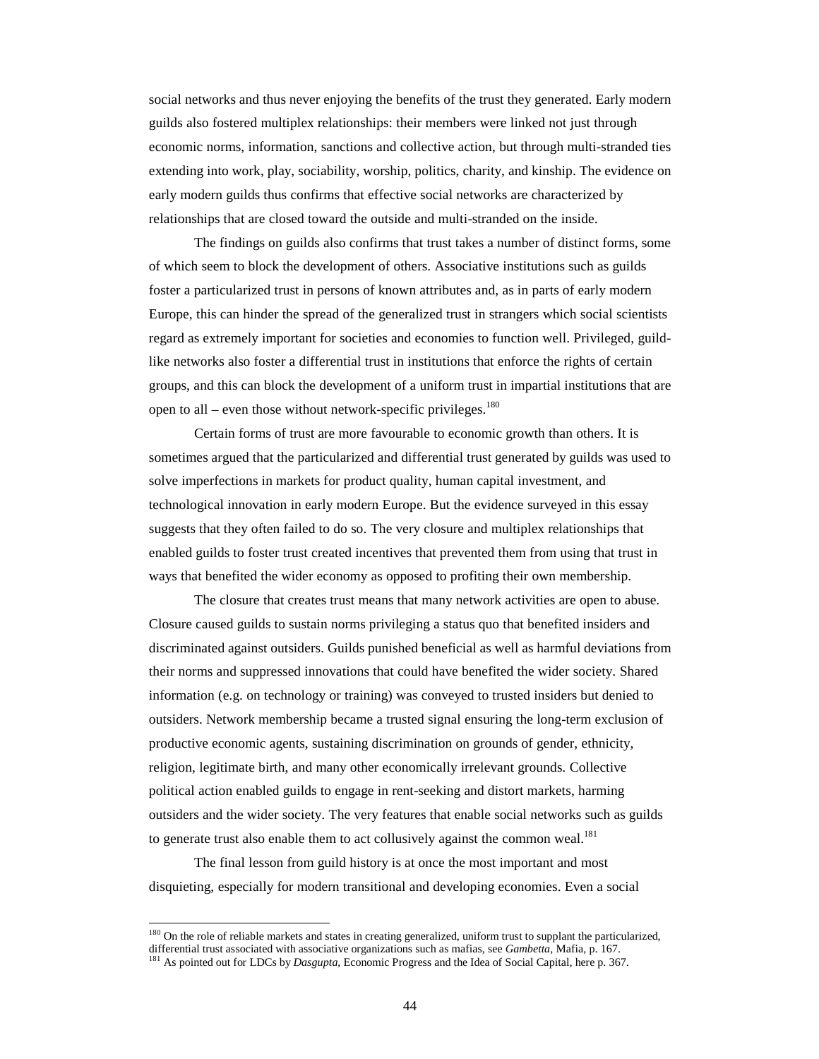social networks and thus never enjoying the benefits of the trust they generated. Early modern guilds also fostered multiplex relationships: their members were linked not just through economic norms, information, sanctions and collective action, but through multi-stranded ties extending into work, play, sociability, worship, politics, charity, and kinship. The evidence on early modern guilds thus confirms that effective social networks are characterized by relationships that are closed toward the outside and multi-stranded on the inside.

The findings on guilds also confirms that trust takes a number of distinct forms, some of which seem to block the development of others. Associative institutions such as guilds foster a particularized trust in persons of known attributes and, as in parts of early modern Europe, this can hinder the spread of the generalized trust in strangers which social scientists regard as extremely important for societies and economies to function well. Privileged, guild-like networks also foster a differential trust in institutions that enforce the rights of certain groups, and this can block the development of a uniform trust in impartial institutions that are open to all – even those without network-specific privileges.[180]

Certain forms of trust are more favourable to economic growth than others. It is sometimes argued that the particularized and differential trust generated by guilds was used to solve imperfections in markets for product quality, human capital investment, and technological innovation in early modern Europe. But the evidence surveyed in this essay suggests that they often failed to do so. The very closure and multiplex relationships that enabled guilds to foster trust created incentives that prevented them from using that trust in ways that benefited the wider economy as opposed to profiting their own membership.

The closure that creates trust means that many network activities are open to abuse. Closure caused guilds to sustain norms privileging a status quo that benefited insiders and discriminated against outsiders. Guilds punished beneficial as well as harmful deviations from their norms and suppressed innovations that could have benefited the wider society. Shared information (e.g. on technology or training) was conveyed to trusted insiders but denied to outsiders. Network membership became a trusted signal ensuring the long-term exclusion of productive economic agents, sustaining discrimination on grounds of gender, ethnicity, religion, legitimate birth, and many other economically irrelevant grounds. Collective political action enabled guilds to engage in rent-seeking and distort markets, harming outsiders and the wider society. The very features that enable social networks such as guilds to generate trust also enable them to act collusively against the common weal.[181]

The final lesson from guild history is at once the most important and most disquieting, especially for modern transitional and developing economies. Even a social

[180] On the role of reliable markets and states in creating generalized, uniform trust to supplant the particularized, differential trust associated with associative organizations such as mafias, see *Gambetta*, Mafia, p. 167.

[181] As pointed out for LDCs by *Dasgupta*, Economic Progress and the Idea of Social Capital, here p. 367.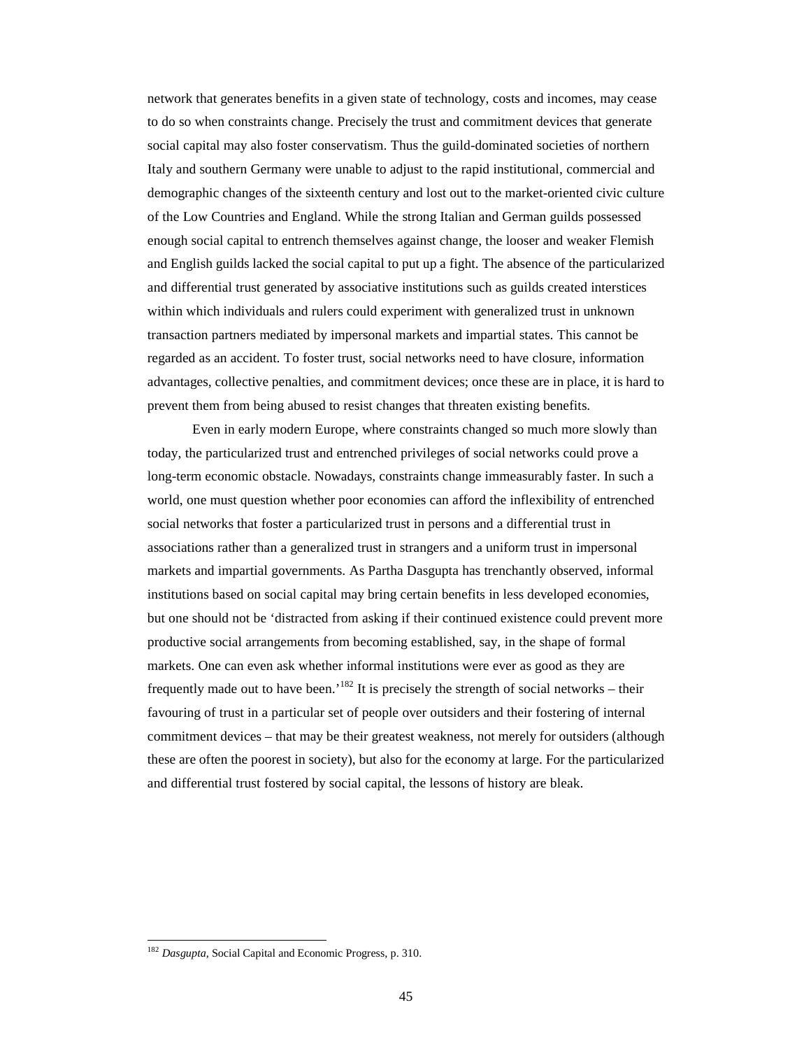network that generates benefits in a given state of technology, costs and incomes, may cease to do so when constraints change. Precisely the trust and commitment devices that generate social capital may also foster conservatism. Thus the guild-dominated societies of northern Italy and southern Germany were unable to adjust to the rapid institutional, commercial and demographic changes of the sixteenth century and lost out to the market-oriented civic culture of the Low Countries and England. While the strong Italian and German guilds possessed enough social capital to entrench themselves against change, the looser and weaker Flemish and English guilds lacked the social capital to put up a fight. The absence of the particularized and differential trust generated by associative institutions such as guilds created interstices within which individuals and rulers could experiment with generalized trust in unknown transaction partners mediated by impersonal markets and impartial states. This cannot be regarded as an accident. To foster trust, social networks need to have closure, information advantages, collective penalties, and commitment devices; once these are in place, it is hard to prevent them from being abused to resist changes that threaten existing benefits.

Even in early modern Europe, where constraints changed so much more slowly than today, the particularized trust and entrenched privileges of social networks could prove a long-term economic obstacle. Nowadays, constraints change immeasurably faster. In such a world, one must question whether poor economies can afford the inflexibility of entrenched social networks that foster a particularized trust in persons and a differential trust in associations rather than a generalized trust in strangers and a uniform trust in impersonal markets and impartial governments. As Partha Dasgupta has trenchantly observed, informal institutions based on social capital may bring certain benefits in less developed economies, but one should not be 'distracted from asking if their continued existence could prevent more productive social arrangements from becoming established, say, in the shape of formal markets. One can even ask whether informal institutions were ever as good as they are frequently made out to have been.'[182] It is precisely the strength of social networks – their favouring of trust in a particular set of people over outsiders and their fostering of internal commitment devices – that may be their greatest weakness, not merely for outsiders (although these are often the poorest in society), but also for the economy at large. For the particularized and differential trust fostered by social capital, the lessons of history are bleak.

---

[182] *Dasgupta*, Social Capital and Economic Progress, p. 310.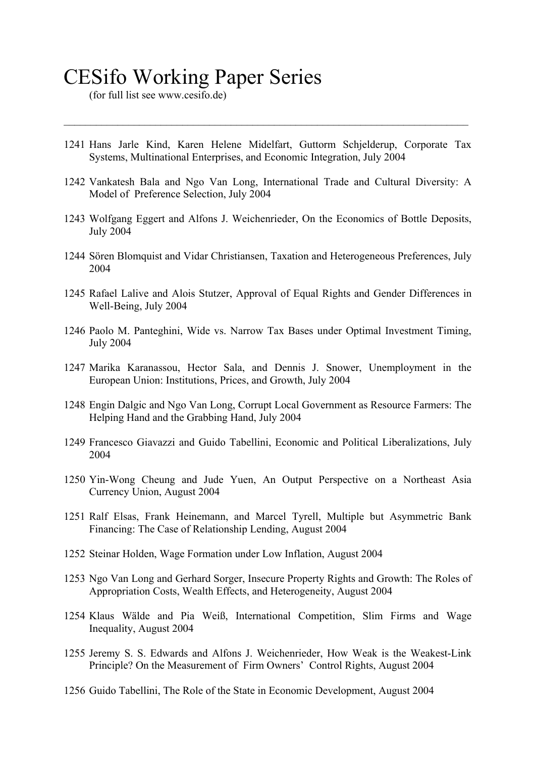# CESifo Working Paper Series

(for full list see www.cesifo.de)

---

1241 Hans Jarle Kind, Karen Helene Midelfart, Guttorm Schjelderup, Corporate Tax Systems, Multinational Enterprises, and Economic Integration, July 2004

1242 Vankatesh Bala and Ngo Van Long, International Trade and Cultural Diversity: A Model of Preference Selection, July 2004

1243 Wolfgang Eggert and Alfons J. Weichenrieder, On the Economics of Bottle Deposits, July 2004

1244 Sören Blomquist and Vidar Christiansen, Taxation and Heterogeneous Preferences, July 2004

1245 Rafael Lalive and Alois Stutzer, Approval of Equal Rights and Gender Differences in Well-Being, July 2004

1246 Paolo M. Panteghini, Wide vs. Narrow Tax Bases under Optimal Investment Timing, July 2004

1247 Marika Karanassou, Hector Sala, and Dennis J. Snower, Unemployment in the European Union: Institutions, Prices, and Growth, July 2004

1248 Engin Dalgic and Ngo Van Long, Corrupt Local Government as Resource Farmers: The Helping Hand and the Grabbing Hand, July 2004

1249 Francesco Giavazzi and Guido Tabellini, Economic and Political Liberalizations, July 2004

1250 Yin-Wong Cheung and Jude Yuen, An Output Perspective on a Northeast Asia Currency Union, August 2004

1251 Ralf Elsas, Frank Heinemann, and Marcel Tyrell, Multiple but Asymmetric Bank Financing: The Case of Relationship Lending, August 2004

1252 Steinar Holden, Wage Formation under Low Inflation, August 2004

1253 Ngo Van Long and Gerhard Sorger, Insecure Property Rights and Growth: The Roles of Appropriation Costs, Wealth Effects, and Heterogeneity, August 2004

1254 Klaus Wälde and Pia Weiß, International Competition, Slim Firms and Wage Inequality, August 2004

1255 Jeremy S. S. Edwards and Alfons J. Weichenrieder, How Weak is the Weakest-Link Principle? On the Measurement of Firm Owners' Control Rights, August 2004

1256 Guido Tabellini, The Role of the State in Economic Development, August 2004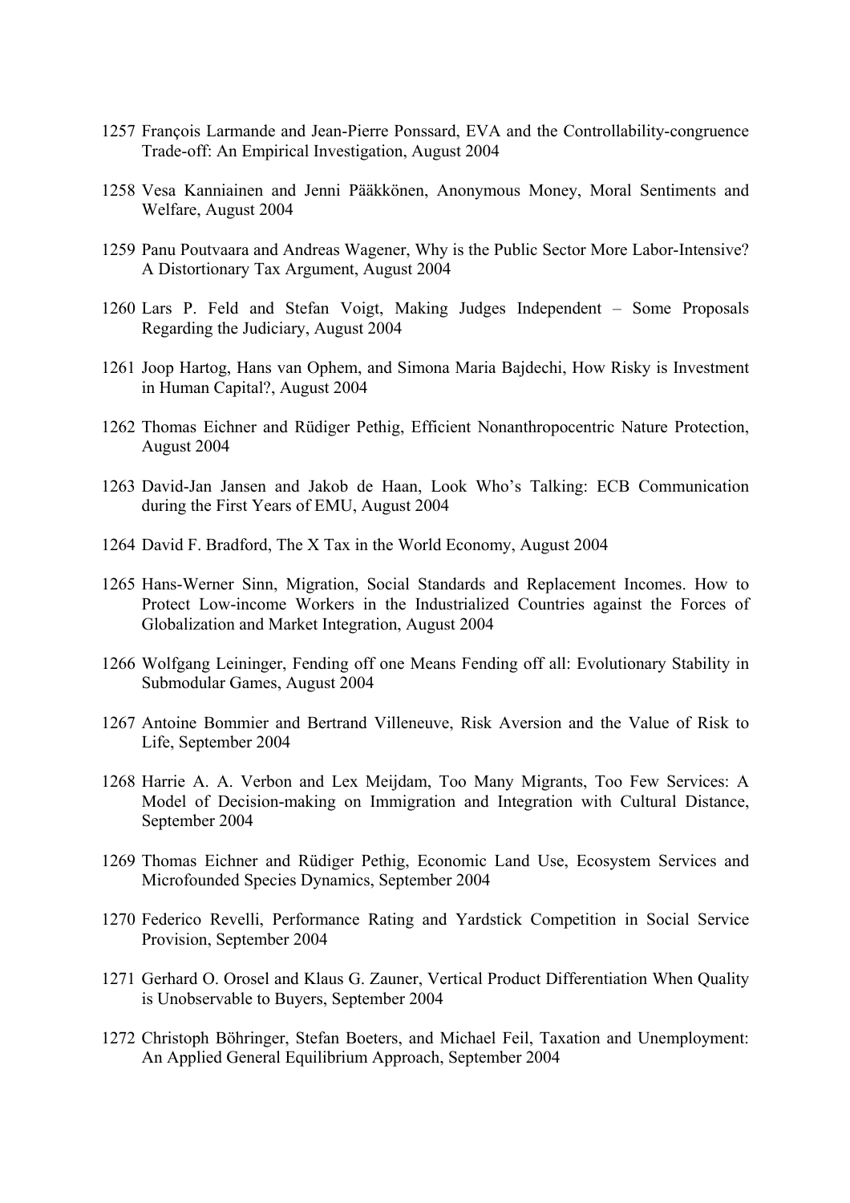1257 François Larmande and Jean-Pierre Ponssard, EVA and the Controllability-congruence Trade-off: An Empirical Investigation, August 2004

1258 Vesa Kanniainen and Jenni Pääkkönen, Anonymous Money, Moral Sentiments and Welfare, August 2004

1259 Panu Poutvaara and Andreas Wagener, Why is the Public Sector More Labor-Intensive? A Distortionary Tax Argument, August 2004

1260 Lars P. Feld and Stefan Voigt, Making Judges Independent – Some Proposals Regarding the Judiciary, August 2004

1261 Joop Hartog, Hans van Ophem, and Simona Maria Bajdechi, How Risky is Investment in Human Capital?, August 2004

1262 Thomas Eichner and Rüdiger Pethig, Efficient Nonanthropocentric Nature Protection, August 2004

1263 David-Jan Jansen and Jakob de Haan, Look Who's Talking: ECB Communication during the First Years of EMU, August 2004

1264 David F. Bradford, The X Tax in the World Economy, August 2004

1265 Hans-Werner Sinn, Migration, Social Standards and Replacement Incomes. How to Protect Low-income Workers in the Industrialized Countries against the Forces of Globalization and Market Integration, August 2004

1266 Wolfgang Leininger, Fending off one Means Fending off all: Evolutionary Stability in Submodular Games, August 2004

1267 Antoine Bommier and Bertrand Villeneuve, Risk Aversion and the Value of Risk to Life, September 2004

1268 Harrie A. A. Verbon and Lex Meijdam, Too Many Migrants, Too Few Services: A Model of Decision-making on Immigration and Integration with Cultural Distance, September 2004

1269 Thomas Eichner and Rüdiger Pethig, Economic Land Use, Ecosystem Services and Microfounded Species Dynamics, September 2004

1270 Federico Revelli, Performance Rating and Yardstick Competition in Social Service Provision, September 2004

1271 Gerhard O. Orosel and Klaus G. Zauner, Vertical Product Differentiation When Quality is Unobservable to Buyers, September 2004

1272 Christoph Böhringer, Stefan Boeters, and Michael Feil, Taxation and Unemployment: An Applied General Equilibrium Approach, September 2004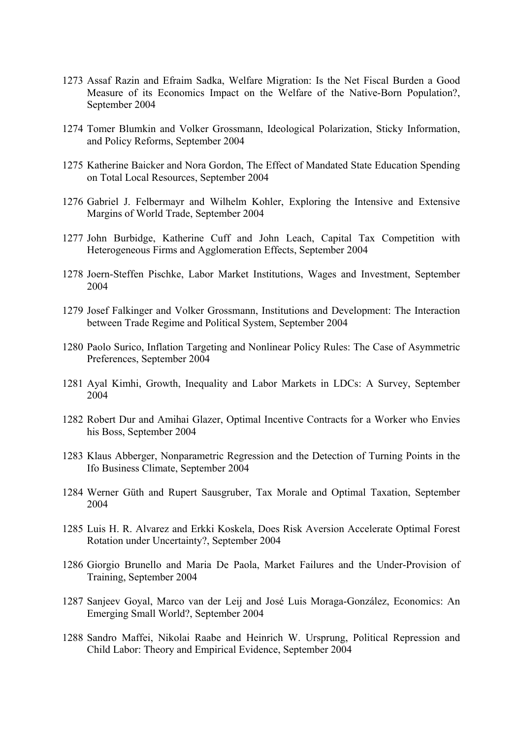1273 Assaf Razin and Efraim Sadka, Welfare Migration: Is the Net Fiscal Burden a Good Measure of its Economics Impact on the Welfare of the Native-Born Population?, September 2004

1274 Tomer Blumkin and Volker Grossmann, Ideological Polarization, Sticky Information, and Policy Reforms, September 2004

1275 Katherine Baicker and Nora Gordon, The Effect of Mandated State Education Spending on Total Local Resources, September 2004

1276 Gabriel J. Felbermayr and Wilhelm Kohler, Exploring the Intensive and Extensive Margins of World Trade, September 2004

1277 John Burbidge, Katherine Cuff and John Leach, Capital Tax Competition with Heterogeneous Firms and Agglomeration Effects, September 2004

1278 Joern-Steffen Pischke, Labor Market Institutions, Wages and Investment, September 2004

1279 Josef Falkinger and Volker Grossmann, Institutions and Development: The Interaction between Trade Regime and Political System, September 2004

1280 Paolo Surico, Inflation Targeting and Nonlinear Policy Rules: The Case of Asymmetric Preferences, September 2004

1281 Ayal Kimhi, Growth, Inequality and Labor Markets in LDCs: A Survey, September 2004

1282 Robert Dur and Amihai Glazer, Optimal Incentive Contracts for a Worker who Envies his Boss, September 2004

1283 Klaus Abberger, Nonparametric Regression and the Detection of Turning Points in the Ifo Business Climate, September 2004

1284 Werner Güth and Rupert Sausgruber, Tax Morale and Optimal Taxation, September 2004

1285 Luis H. R. Alvarez and Erkki Koskela, Does Risk Aversion Accelerate Optimal Forest Rotation under Uncertainty?, September 2004

1286 Giorgio Brunello and Maria De Paola, Market Failures and the Under-Provision of Training, September 2004

1287 Sanjeev Goyal, Marco van der Leij and José Luis Moraga-González, Economics: An Emerging Small World?, September 2004

1288 Sandro Maffei, Nikolai Raabe and Heinrich W. Ursprung, Political Repression and Child Labor: Theory and Empirical Evidence, September 2004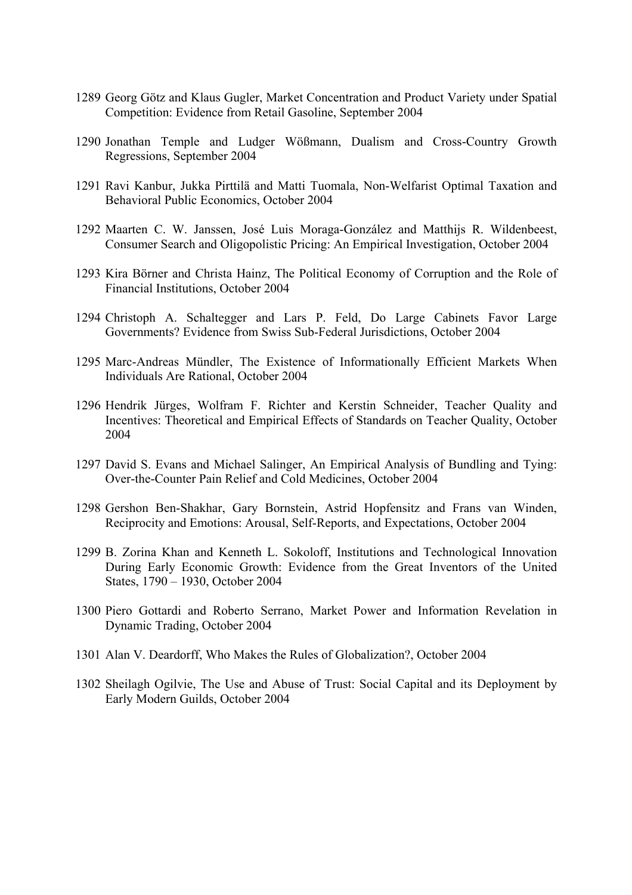1289 Georg Götz and Klaus Gugler, Market Concentration and Product Variety under Spatial Competition: Evidence from Retail Gasoline, September 2004

1290 Jonathan Temple and Ludger Wößmann, Dualism and Cross-Country Growth Regressions, September 2004

1291 Ravi Kanbur, Jukka Pirttilä and Matti Tuomala, Non-Welfarist Optimal Taxation and Behavioral Public Economics, October 2004

1292 Maarten C. W. Janssen, José Luis Moraga-González and Matthijs R. Wildenbeest, Consumer Search and Oligopolistic Pricing: An Empirical Investigation, October 2004

1293 Kira Börner and Christa Hainz, The Political Economy of Corruption and the Role of Financial Institutions, October 2004

1294 Christoph A. Schaltegger and Lars P. Feld, Do Large Cabinets Favor Large Governments? Evidence from Swiss Sub-Federal Jurisdictions, October 2004

1295 Marc-Andreas Mündler, The Existence of Informationally Efficient Markets When Individuals Are Rational, October 2004

1296 Hendrik Jürges, Wolfram F. Richter and Kerstin Schneider, Teacher Quality and Incentives: Theoretical and Empirical Effects of Standards on Teacher Quality, October 2004

1297 David S. Evans and Michael Salinger, An Empirical Analysis of Bundling and Tying: Over-the-Counter Pain Relief and Cold Medicines, October 2004

1298 Gershon Ben-Shakhar, Gary Bornstein, Astrid Hopfensitz and Frans van Winden, Reciprocity and Emotions: Arousal, Self-Reports, and Expectations, October 2004

1299 B. Zorina Khan and Kenneth L. Sokoloff, Institutions and Technological Innovation During Early Economic Growth: Evidence from the Great Inventors of the United States, 1790 – 1930, October 2004

1300 Piero Gottardi and Roberto Serrano, Market Power and Information Revelation in Dynamic Trading, October 2004

1301 Alan V. Deardorff, Who Makes the Rules of Globalization?, October 2004

1302 Sheilagh Ogilvie, The Use and Abuse of Trust: Social Capital and its Deployment by Early Modern Guilds, October 2004